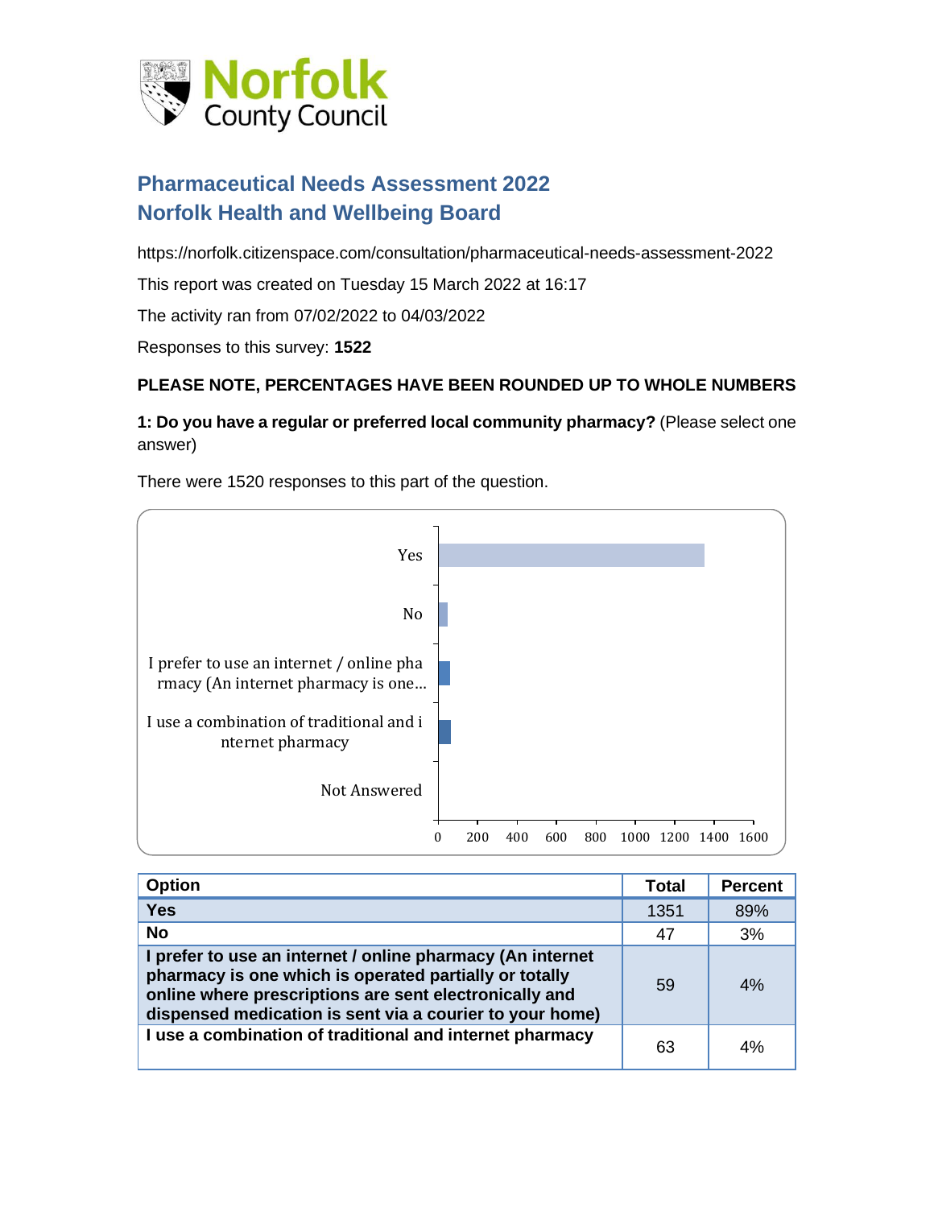# Pharmaceutical Needs Assessment 2022
# Norfolk Health and Wellbeing Board

https://norfolk.citizenspace.com/consultation/pharmaceutical-needs-assessment-2022

This report was created on Tuesday 15 March 2022 at 16:17

The activity ran from 07/02/2022 to 04/03/2022

Responses to this survey: **1522**

**PLEASE NOTE, PERCENTAGES HAVE BEEN ROUNDED UP TO WHOLE NUMBERS**

**1: Do you have a regular or preferred local community pharmacy?** (Please select one answer)

There were 1520 responses to this part of the question.

| Option | Total | Percent |
|---|---|---|
| **Yes** | 1351 | 89% |
| **No** | 47 | 3% |
| **I prefer to use an internet / online pharmacy (An internet pharmacy is one which is operated partially or totally online where prescriptions are sent electronically and dispensed medication is sent via a courier to your home)** | 59 | 4% |
| **I use a combination of traditional and internet pharmacy** | 63 | 4% |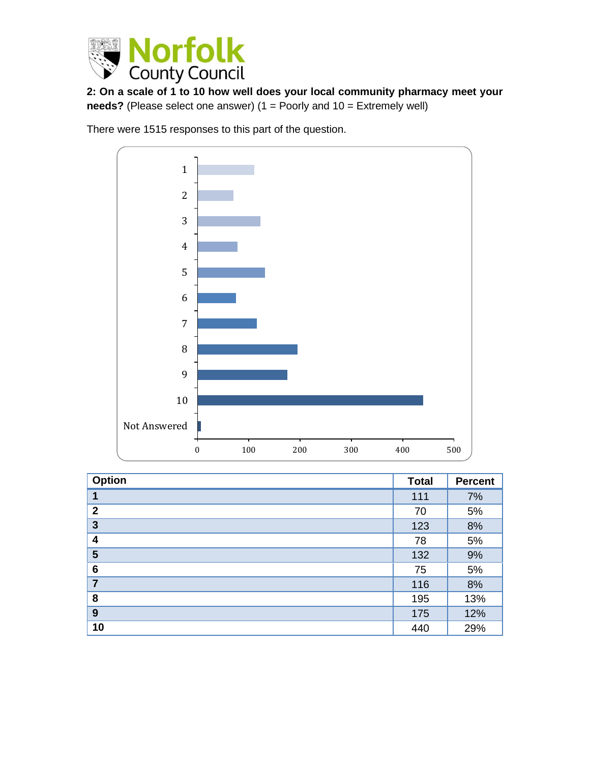**2: On a scale of 1 to 10 how well does your local community pharmacy meet your needs?** (Please select one answer) (1 = Poorly and 10 = Extremely well)

There were 1515 responses to this part of the question.

| Option | Total | Percent |
|---|---|---|
| **1** | 111 | 7% |
| **2** | 70 | 5% |
| **3** | 123 | 8% |
| **4** | 78 | 5% |
| **5** | 132 | 9% |
| **6** | 75 | 5% |
| **7** | 116 | 8% |
| **8** | 195 | 13% |
| **9** | 175 | 12% |
| **10** | 440 | 29% |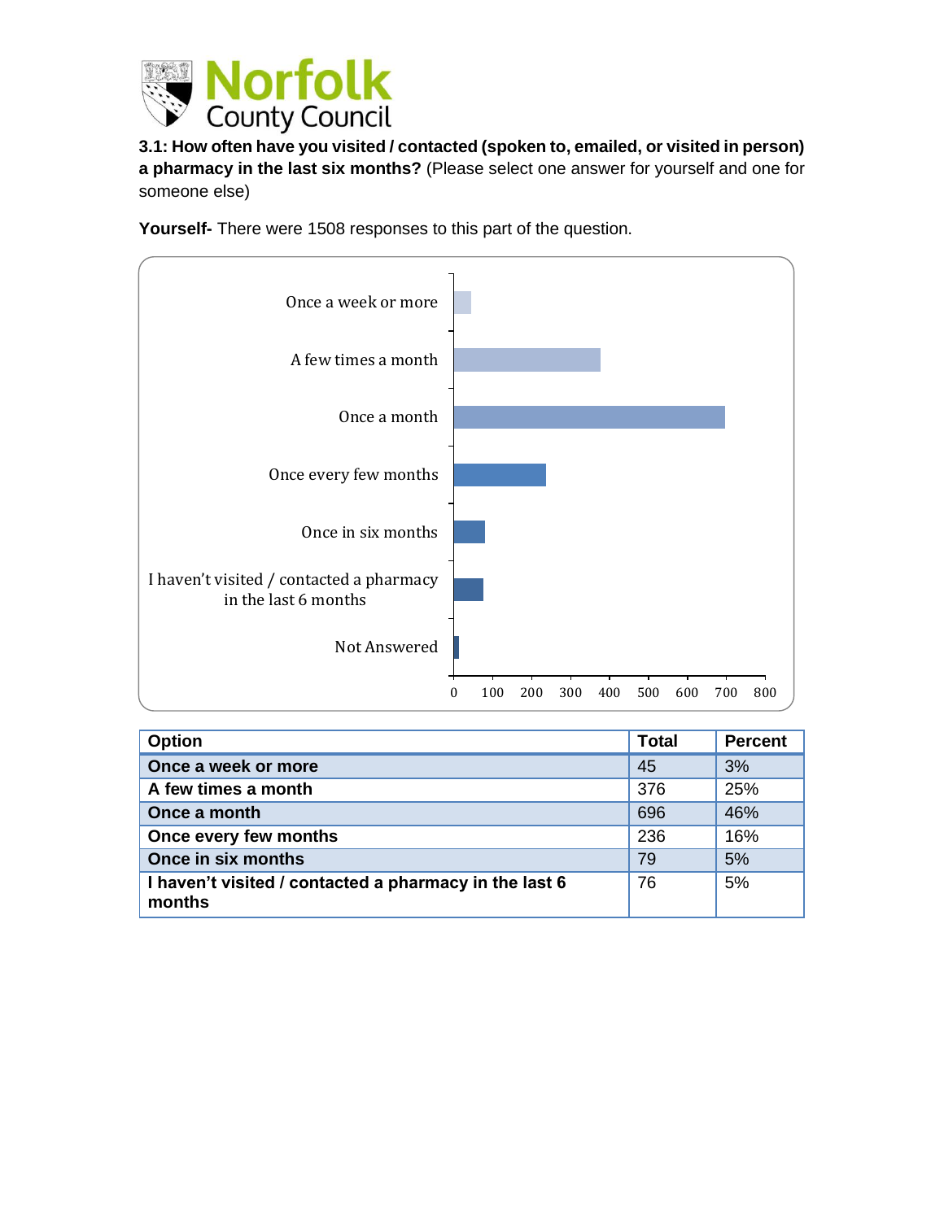**3.1: How often have you visited / contacted (spoken to, emailed, or visited in person) a pharmacy in the last six months?** (Please select one answer for yourself and one for someone else)

**Yourself-** There were 1508 responses to this part of the question.

| Option | Total | Percent |
|---|---|---|
| **Once a week or more** | 45 | 3% |
| **A few times a month** | 376 | 25% |
| **Once a month** | 696 | 46% |
| **Once every few months** | 236 | 16% |
| **Once in six months** | 79 | 5% |
| **I haven't visited / contacted a pharmacy in the last 6 months** | 76 | 5% |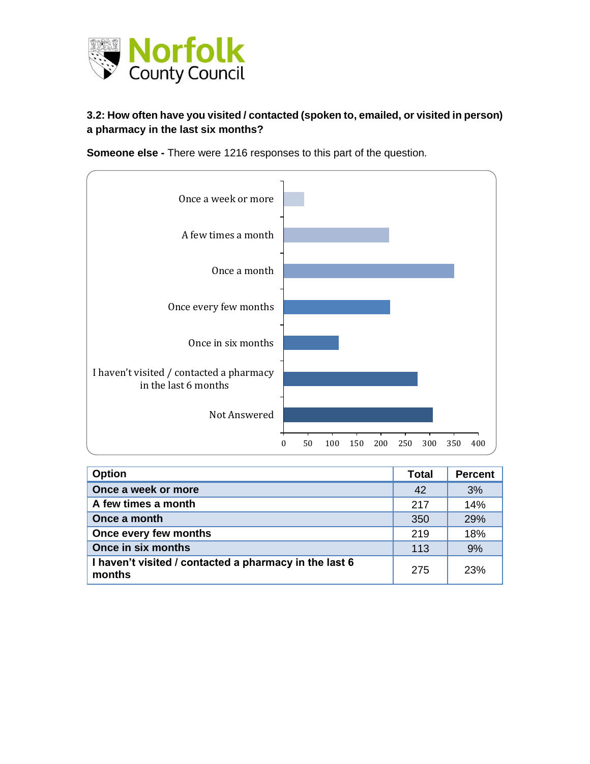**3.2: How often have you visited / contacted (spoken to, emailed, or visited in person) a pharmacy in the last six months?**

**Someone else -** There were 1216 responses to this part of the question.

| Option | Total | Percent |
|---|---|---|
| Once a week or more | 42 | 3% |
| A few times a month | 217 | 14% |
| Once a month | 350 | 29% |
| Once every few months | 219 | 18% |
| Once in six months | 113 | 9% |
| I haven't visited / contacted a pharmacy in the last 6 months | 275 | 23% |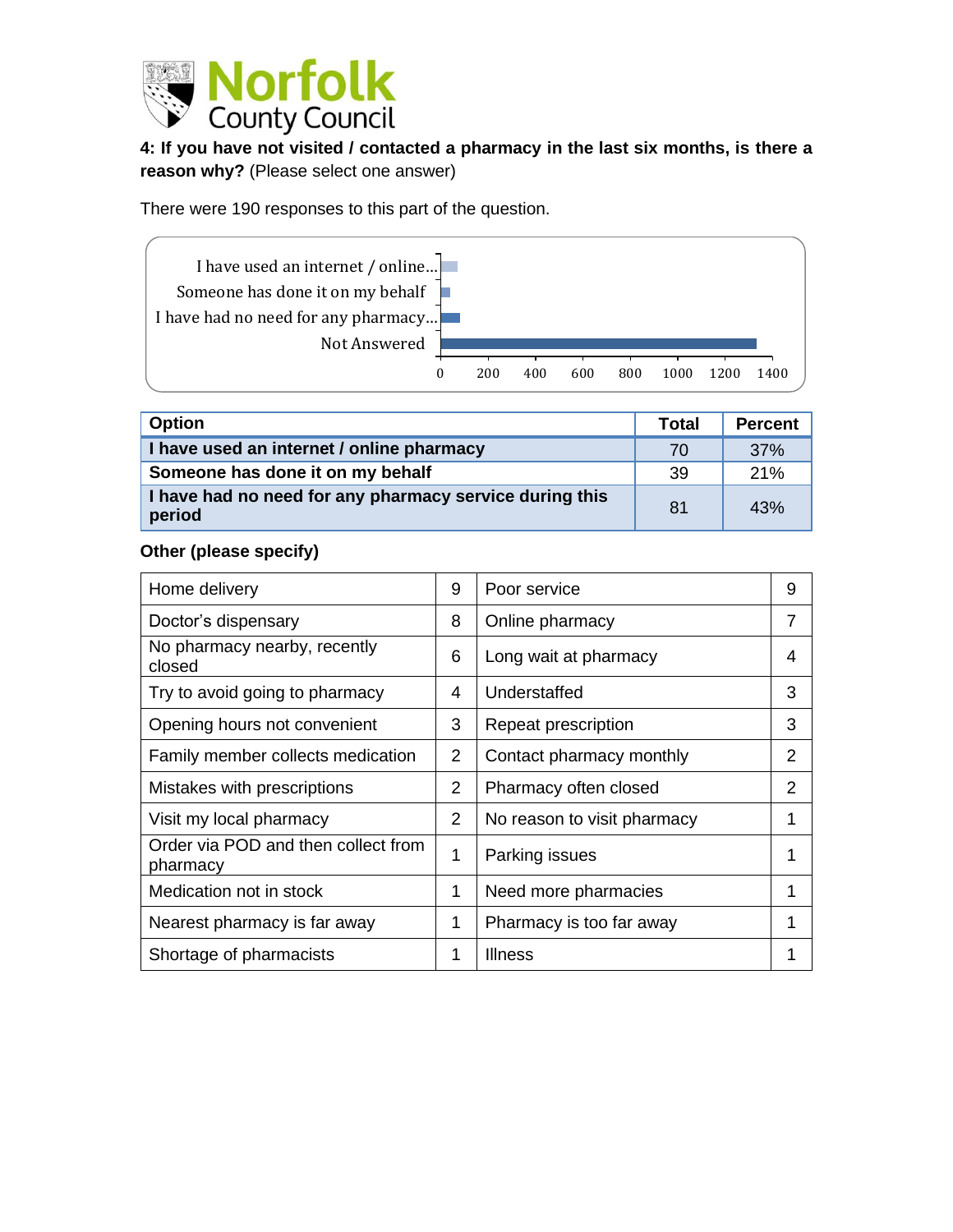**4: If you have not visited / contacted a pharmacy in the last six months, is there a reason why?** (Please select one answer)

There were 190 responses to this part of the question.

| Option | Total | Percent |
|---|---|---|
| **I have used an internet / online pharmacy** | 70 | 37% |
| **Someone has done it on my behalf** | 39 | 21% |
| **I have had no need for any pharmacy service during this period** | 81 | 43% |

**Other (please specify)**

| | | | |
|---|---|---|---|
| Home delivery | 9 | Poor service | 9 |
| Doctor's dispensary | 8 | Online pharmacy | 7 |
| No pharmacy nearby, recently closed | 6 | Long wait at pharmacy | 4 |
| Try to avoid going to pharmacy | 4 | Understaffed | 3 |
| Opening hours not convenient | 3 | Repeat prescription | 3 |
| Family member collects medication | 2 | Contact pharmacy monthly | 2 |
| Mistakes with prescriptions | 2 | Pharmacy often closed | 2 |
| Visit my local pharmacy | 2 | No reason to visit pharmacy | 1 |
| Order via POD and then collect from pharmacy | 1 | Parking issues | 1 |
| Medication not in stock | 1 | Need more pharmacies | 1 |
| Nearest pharmacy is far away | 1 | Pharmacy is too far away | 1 |
| Shortage of pharmacists | 1 | Illness | 1 |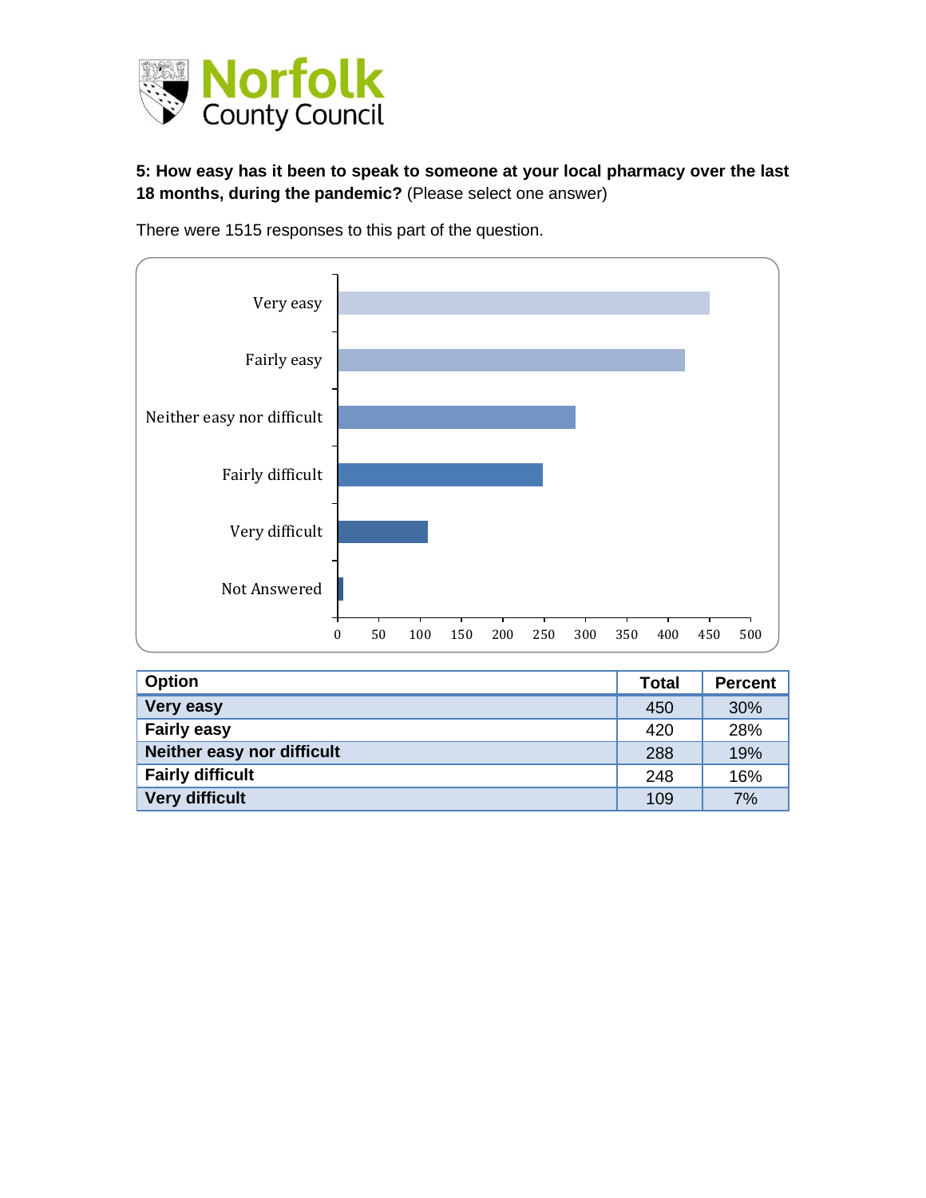**5: How easy has it been to speak to someone at your local pharmacy over the last 18 months, during the pandemic?** (Please select one answer)

There were 1515 responses to this part of the question.

| Option | Total | Percent |
|---|---|---|
| Very easy | 450 | 30% |
| Fairly easy | 420 | 28% |
| Neither easy nor difficult | 288 | 19% |
| Fairly difficult | 248 | 16% |
| Very difficult | 109 | 7% |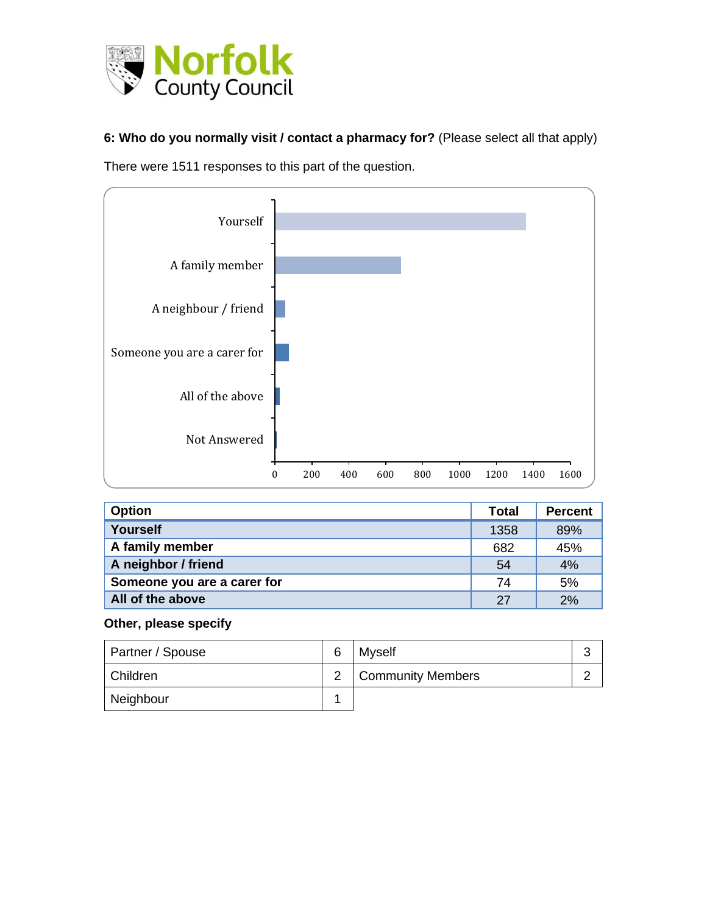**6: Who do you normally visit / contact a pharmacy for?** (Please select all that apply)

There were 1511 responses to this part of the question.

| Option | Total | Percent |
|---|---|---|
| **Yourself** | 1358 | 89% |
| **A family member** | 682 | 45% |
| **A neighbour / friend** | 54 | 4% |
| **Someone you are a carer for** | 74 | 5% |
| **All of the above** | 27 | 2% |

**Other, please specify**

| Partner / Spouse | 6 | Myself | 3 |
|---|---|---|---|
| Children | 2 | Community Members | 2 |
| Neighbour | 1 | | |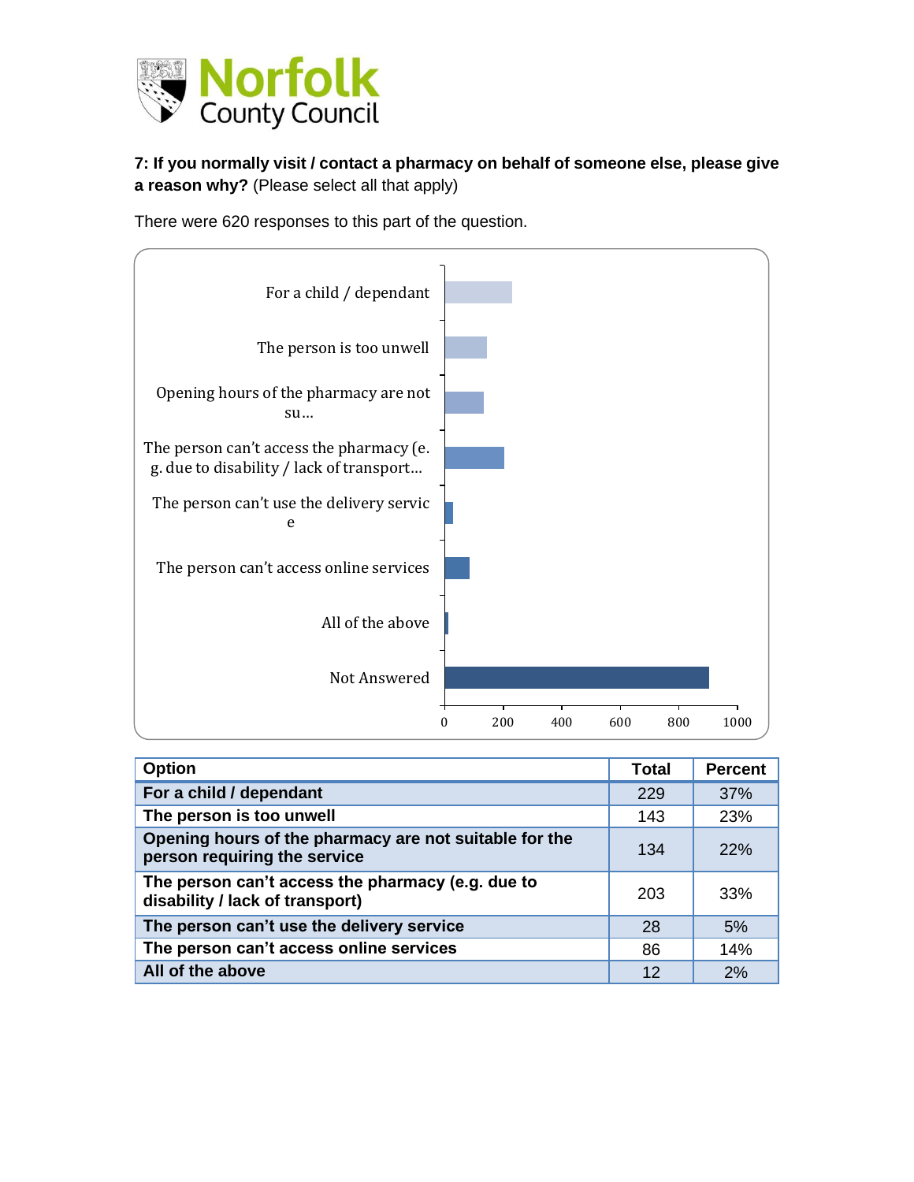**7: If you normally visit / contact a pharmacy on behalf of someone else, please give a reason why?** (Please select all that apply)

There were 620 responses to this part of the question.

| Option | Total | Percent |
|---|---|---|
| For a child / dependant | 229 | 37% |
| The person is too unwell | 143 | 23% |
| Opening hours of the pharmacy are not suitable for the person requiring the service | 134 | 22% |
| The person can't access the pharmacy (e.g. due to disability / lack of transport) | 203 | 33% |
| The person can't use the delivery service | 28 | 5% |
| The person can't access online services | 86 | 14% |
| All of the above | 12 | 2% |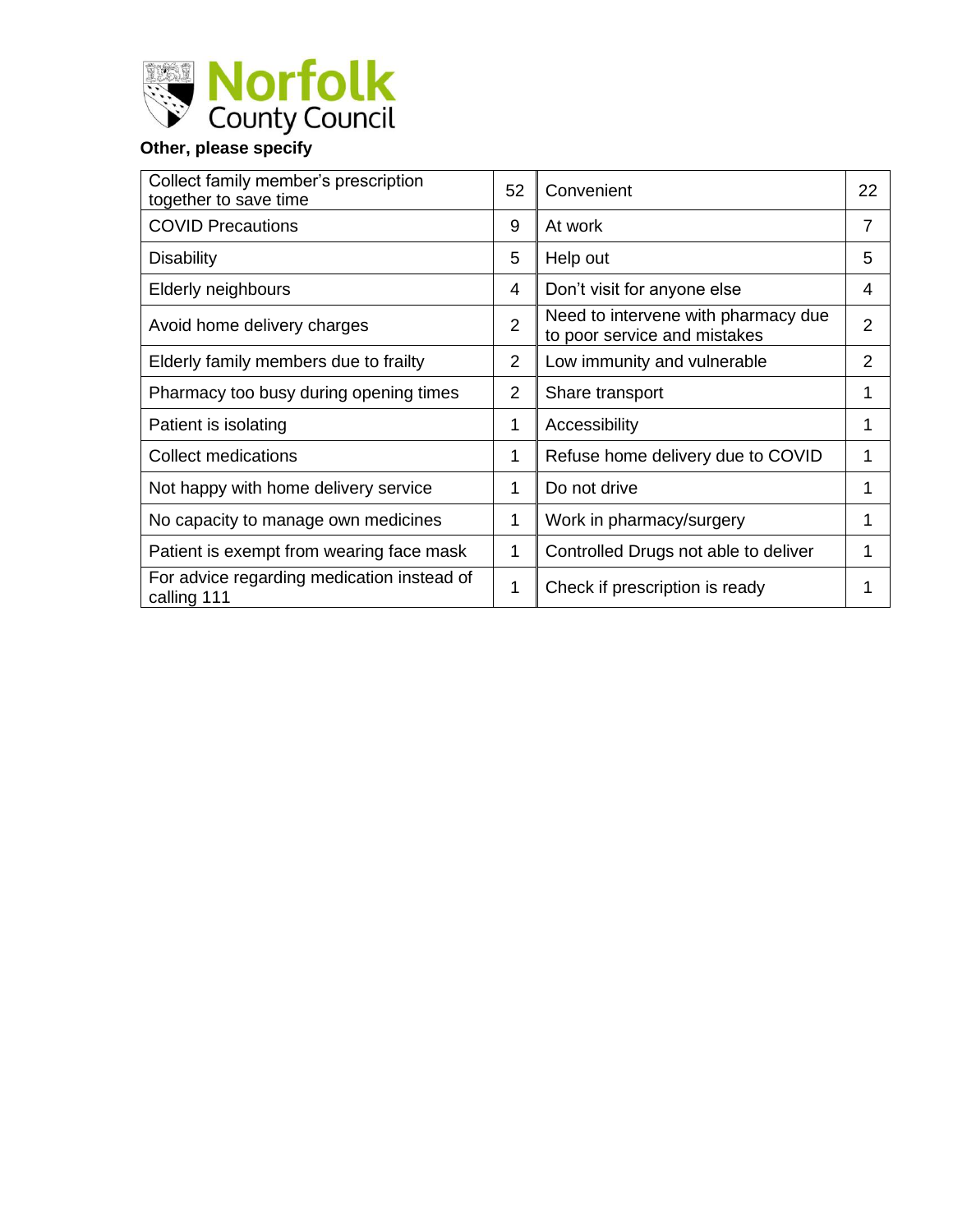**Other, please specify**

| | | | |
|---|---|---|---|
| Collect family member's prescription together to save time | 52 | Convenient | 22 |
| COVID Precautions | 9 | At work | 7 |
| Disability | 5 | Help out | 5 |
| Elderly neighbours | 4 | Don't visit for anyone else | 4 |
| Avoid home delivery charges | 2 | Need to intervene with pharmacy due to poor service and mistakes | 2 |
| Elderly family members due to frailty | 2 | Low immunity and vulnerable | 2 |
| Pharmacy too busy during opening times | 2 | Share transport | 1 |
| Patient is isolating | 1 | Accessibility | 1 |
| Collect medications | 1 | Refuse home delivery due to COVID | 1 |
| Not happy with home delivery service | 1 | Do not drive | 1 |
| No capacity to manage own medicines | 1 | Work in pharmacy/surgery | 1 |
| Patient is exempt from wearing face mask | 1 | Controlled Drugs not able to deliver | 1 |
| For advice regarding medication instead of calling 111 | 1 | Check if prescription is ready | 1 |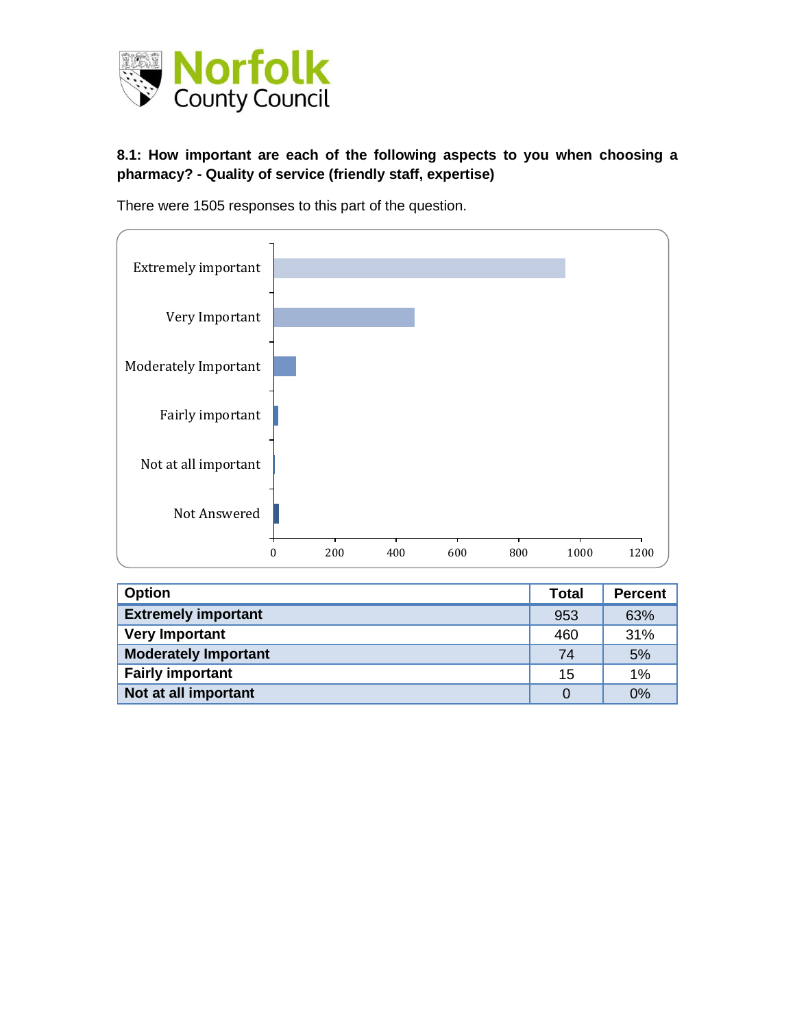**8.1: How important are each of the following aspects to you when choosing a pharmacy? - Quality of service (friendly staff, expertise)**

There were 1505 responses to this part of the question.

| Option | Total | Percent |
|---|---|---|
| **Extremely important** | 953 | 63% |
| **Very Important** | 460 | 31% |
| **Moderately Important** | 74 | 5% |
| **Fairly important** | 15 | 1% |
| **Not at all important** | 0 | 0% |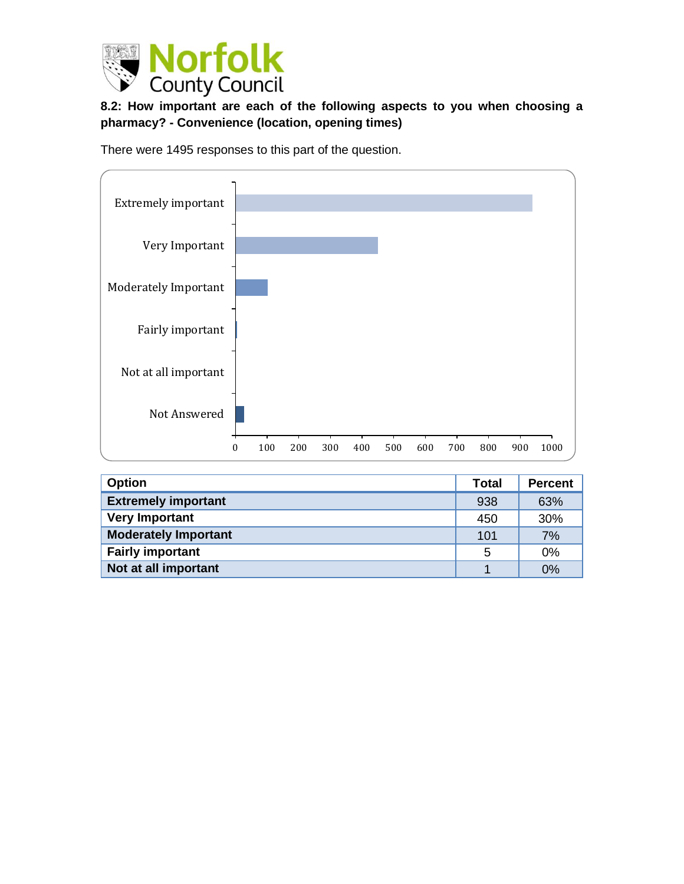**8.2: How important are each of the following aspects to you when choosing a pharmacy? - Convenience (location, opening times)**

There were 1495 responses to this part of the question.

| Option | Total | Percent |
|---|---|---|
| Extremely important | 938 | 63% |
| Very Important | 450 | 30% |
| Moderately Important | 101 | 7% |
| Fairly important | 5 | 0% |
| Not at all important | 1 | 0% |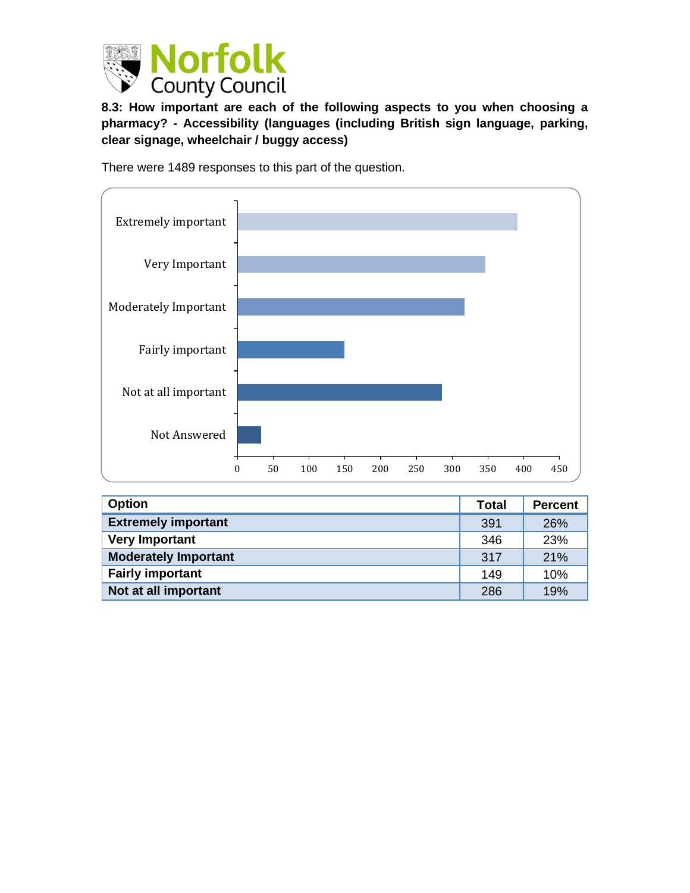**8.3: How important are each of the following aspects to you when choosing a pharmacy? - Accessibility (languages (including British sign language, parking, clear signage, wheelchair / buggy access)**

There were 1489 responses to this part of the question.

| Option | Total | Percent |
|---|---|---|
| Extremely important | 391 | 26% |
| Very Important | 346 | 23% |
| Moderately Important | 317 | 21% |
| Fairly important | 149 | 10% |
| Not at all important | 286 | 19% |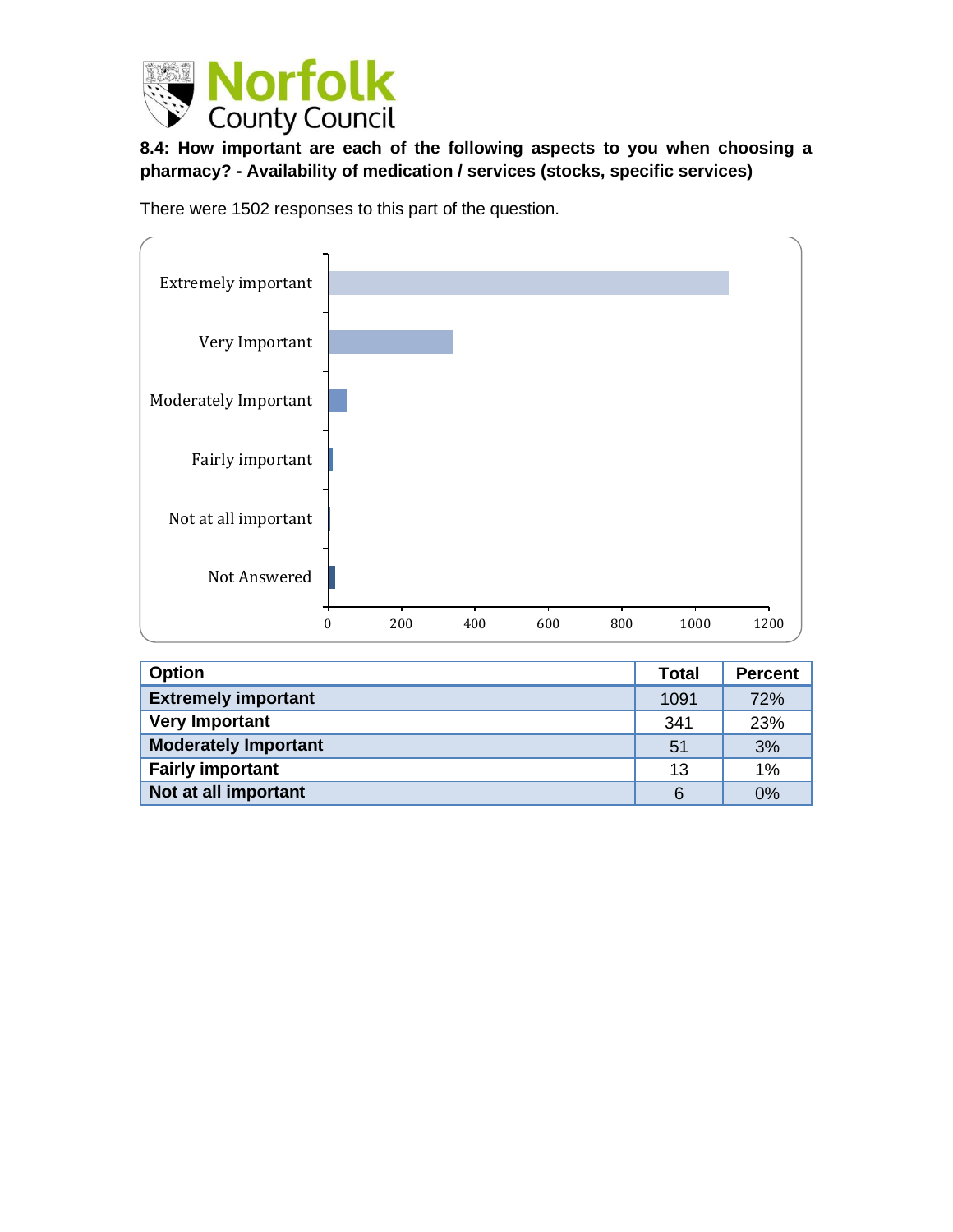**8.4: How important are each of the following aspects to you when choosing a pharmacy? - Availability of medication / services (stocks, specific services)**

There were 1502 responses to this part of the question.

| Option | Total | Percent |
|---|---|---|
| Extremely important | 1091 | 72% |
| Very Important | 341 | 23% |
| Moderately Important | 51 | 3% |
| Fairly important | 13 | 1% |
| Not at all important | 6 | 0% |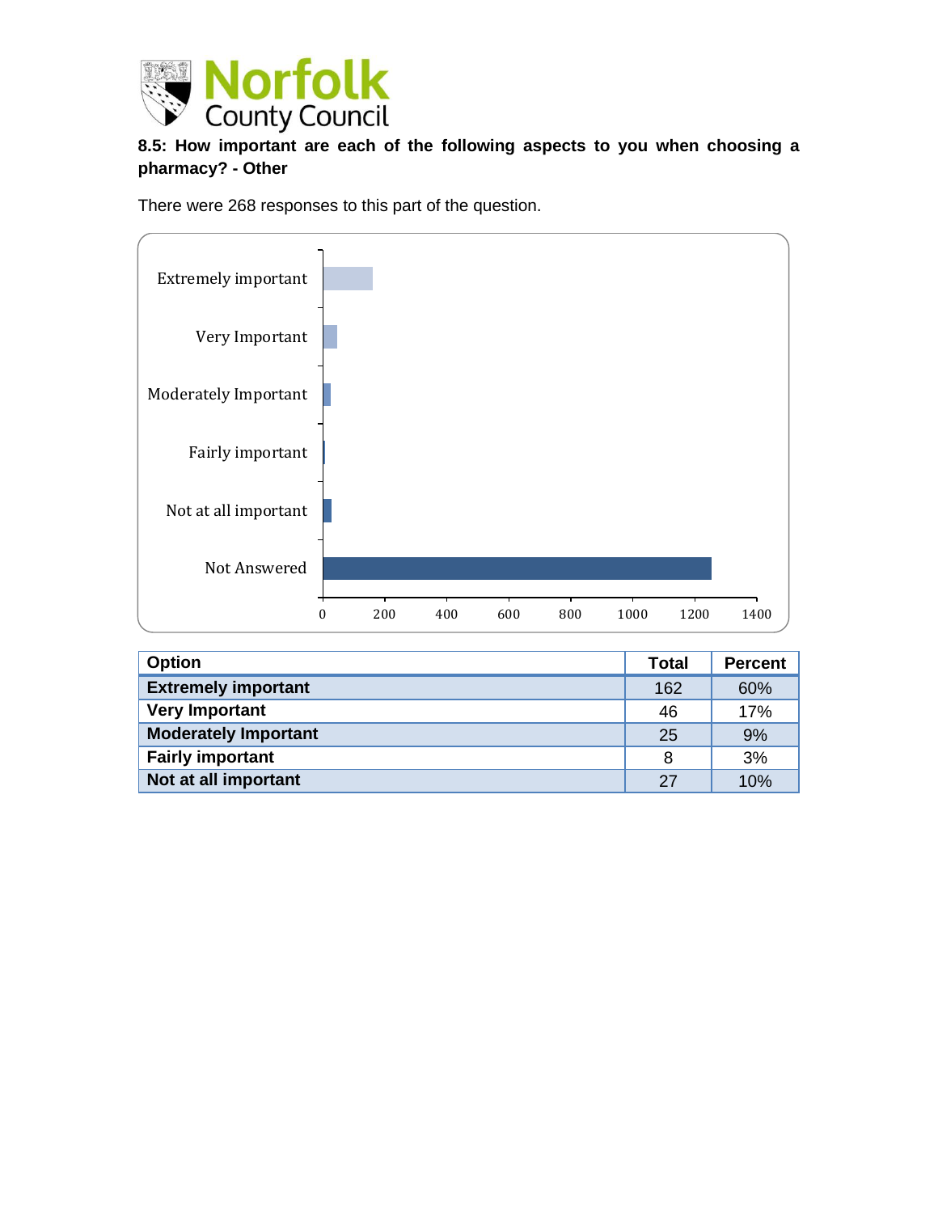**8.5: How important are each of the following aspects to you when choosing a pharmacy? - Other**

There were 268 responses to this part of the question.

| Option | Total | Percent |
|---|---|---|
| **Extremely important** | 162 | 60% |
| **Very Important** | 46 | 17% |
| **Moderately Important** | 25 | 9% |
| **Fairly important** | 8 | 3% |
| **Not at all important** | 27 | 10% |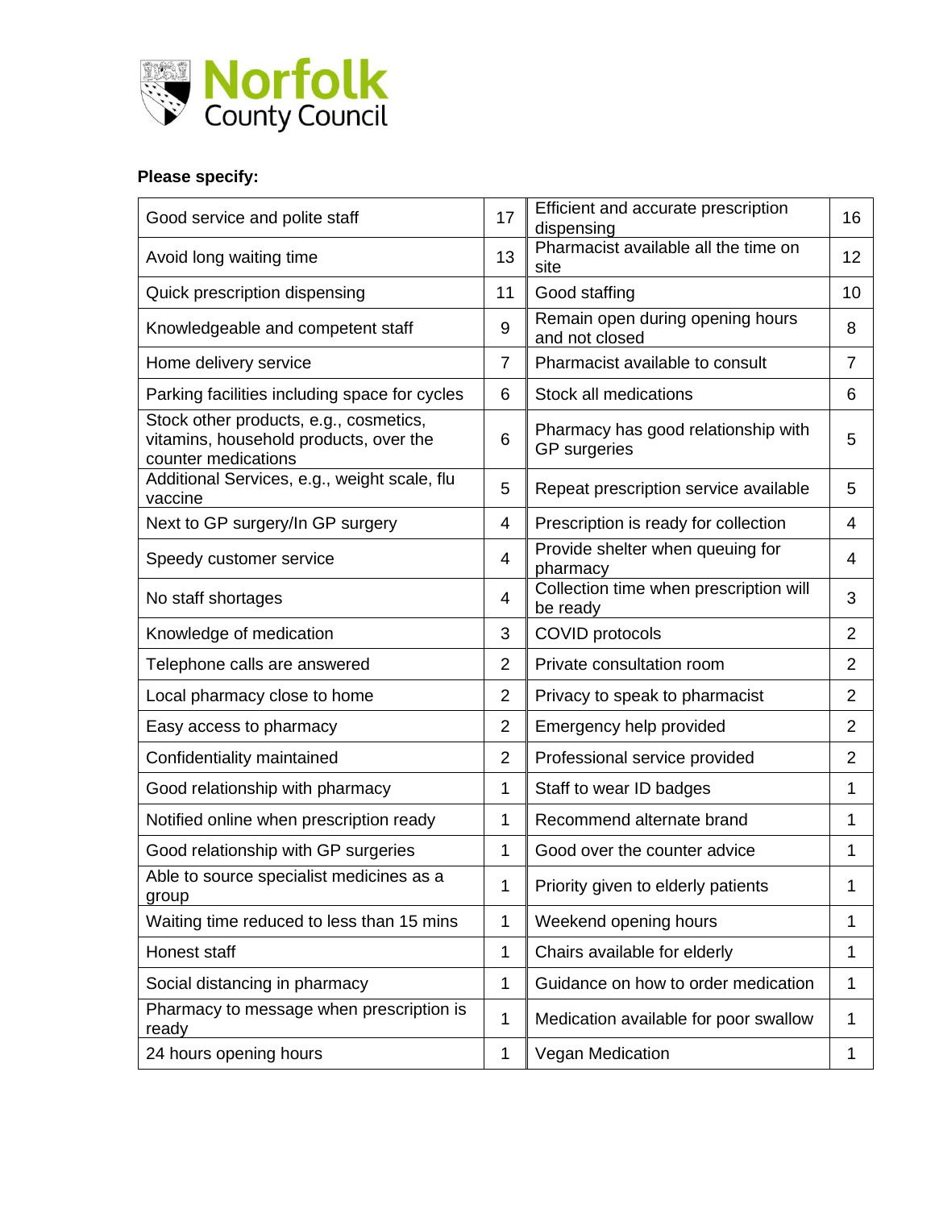**Please specify:**

| | | | |
|---|---|---|---|
| Good service and polite staff | 17 | Efficient and accurate prescription dispensing | 16 |
| Avoid long waiting time | 13 | Pharmacist available all the time on site | 12 |
| Quick prescription dispensing | 11 | Good staffing | 10 |
| Knowledgeable and competent staff | 9 | Remain open during opening hours and not closed | 8 |
| Home delivery service | 7 | Pharmacist available to consult | 7 |
| Parking facilities including space for cycles | 6 | Stock all medications | 6 |
| Stock other products, e.g., cosmetics, vitamins, household products, over the counter medications | 6 | Pharmacy has good relationship with GP surgeries | 5 |
| Additional Services, e.g., weight scale, flu vaccine | 5 | Repeat prescription service available | 5 |
| Next to GP surgery/In GP surgery | 4 | Prescription is ready for collection | 4 |
| Speedy customer service | 4 | Provide shelter when queuing for pharmacy | 4 |
| No staff shortages | 4 | Collection time when prescription will be ready | 3 |
| Knowledge of medication | 3 | COVID protocols | 2 |
| Telephone calls are answered | 2 | Private consultation room | 2 |
| Local pharmacy close to home | 2 | Privacy to speak to pharmacist | 2 |
| Easy access to pharmacy | 2 | Emergency help provided | 2 |
| Confidentiality maintained | 2 | Professional service provided | 2 |
| Good relationship with pharmacy | 1 | Staff to wear ID badges | 1 |
| Notified online when prescription ready | 1 | Recommend alternate brand | 1 |
| Good relationship with GP surgeries | 1 | Good over the counter advice | 1 |
| Able to source specialist medicines as a group | 1 | Priority given to elderly patients | 1 |
| Waiting time reduced to less than 15 mins | 1 | Weekend opening hours | 1 |
| Honest staff | 1 | Chairs available for elderly | 1 |
| Social distancing in pharmacy | 1 | Guidance on how to order medication | 1 |
| Pharmacy to message when prescription is ready | 1 | Medication available for poor swallow | 1 |
| 24 hours opening hours | 1 | Vegan Medication | 1 |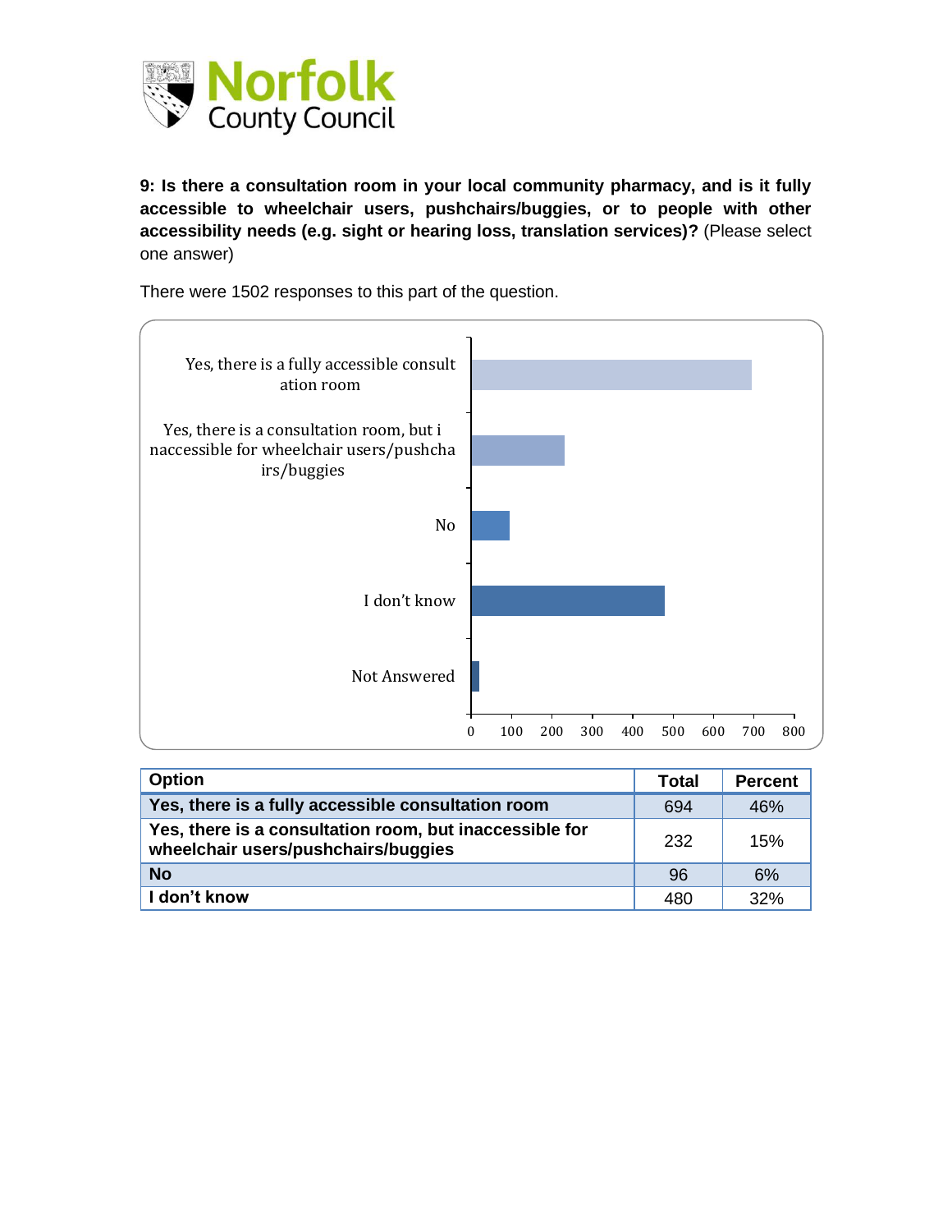**9: Is there a consultation room in your local community pharmacy, and is it fully accessible to wheelchair users, pushchairs/buggies, or to people with other accessibility needs (e.g. sight or hearing loss, translation services)?** (Please select one answer)

There were 1502 responses to this part of the question.

| Option | Total | Percent |
|---|---|---|
| **Yes, there is a fully accessible consultation room** | 694 | 46% |
| **Yes, there is a consultation room, but inaccessible for wheelchair users/pushchairs/buggies** | 232 | 15% |
| **No** | 96 | 6% |
| **I don't know** | 480 | 32% |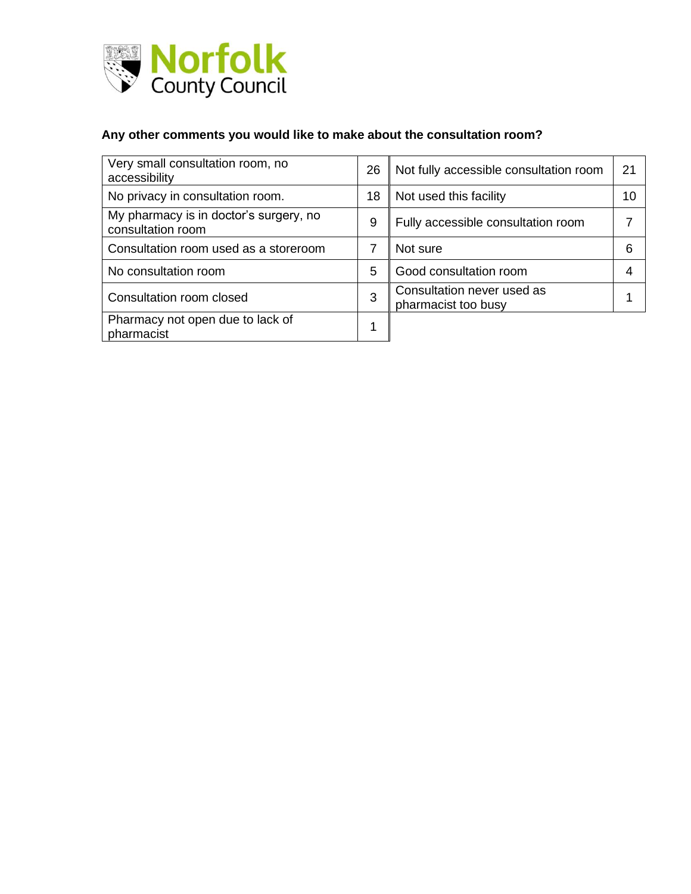**Any other comments you would like to make about the consultation room?**

| Comment | Count | Comment | Count |
|---|---|---|---|
| Very small consultation room, no accessibility | 26 | Not fully accessible consultation room | 21 |
| No privacy in consultation room. | 18 | Not used this facility | 10 |
| My pharmacy is in doctor's surgery, no consultation room | 9 | Fully accessible consultation room | 7 |
| Consultation room used as a storeroom | 7 | Not sure | 6 |
| No consultation room | 5 | Good consultation room | 4 |
| Consultation room closed | 3 | Consultation never used as pharmacist too busy | 1 |
| Pharmacy not open due to lack of pharmacist | 1 | | |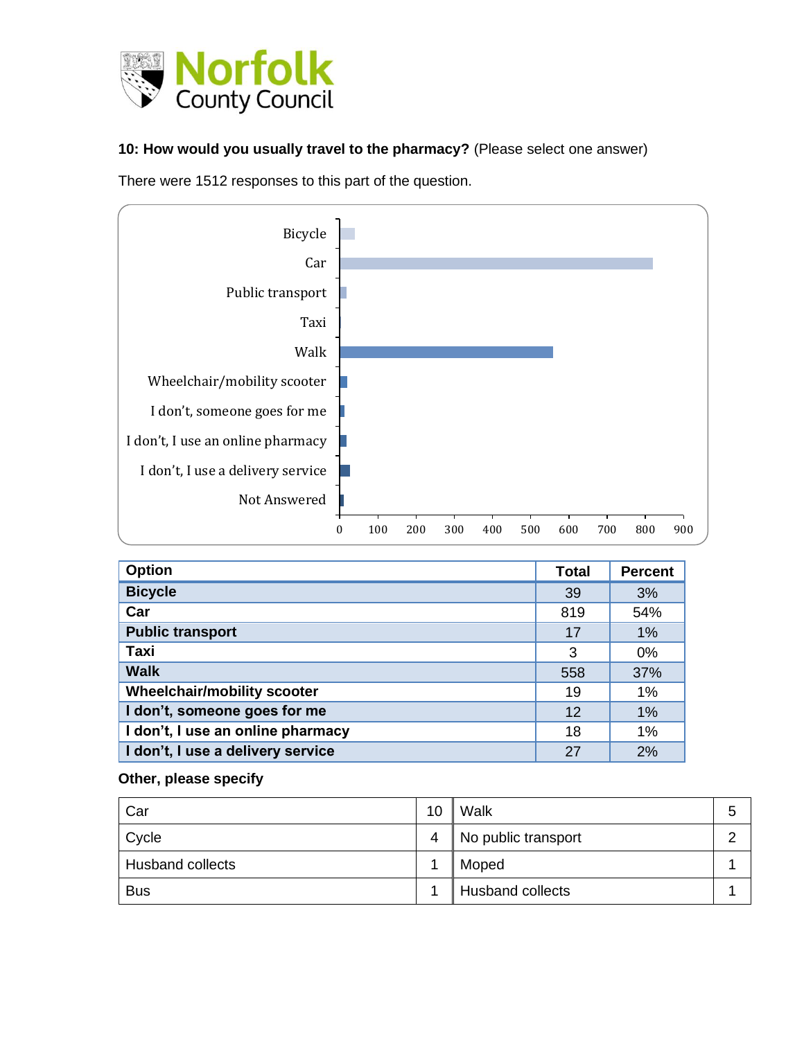**10: How would you usually travel to the pharmacy?** (Please select one answer)

There were 1512 responses to this part of the question.

| Option | Total | Percent |
|---|---|---|
| **Bicycle** | 39 | 3% |
| **Car** | 819 | 54% |
| **Public transport** | 17 | 1% |
| **Taxi** | 3 | 0% |
| **Walk** | 558 | 37% |
| **Wheelchair/mobility scooter** | 19 | 1% |
| **I don't, someone goes for me** | 12 | 1% |
| **I don't, I use an online pharmacy** | 18 | 1% |
| **I don't, I use a delivery service** | 27 | 2% |

**Other, please specify**

| | | | |
|---|---|---|---|
| Car | 10 | Walk | 5 |
| Cycle | 4 | No public transport | 2 |
| Husband collects | 1 | Moped | 1 |
| Bus | 1 | Husband collects | 1 |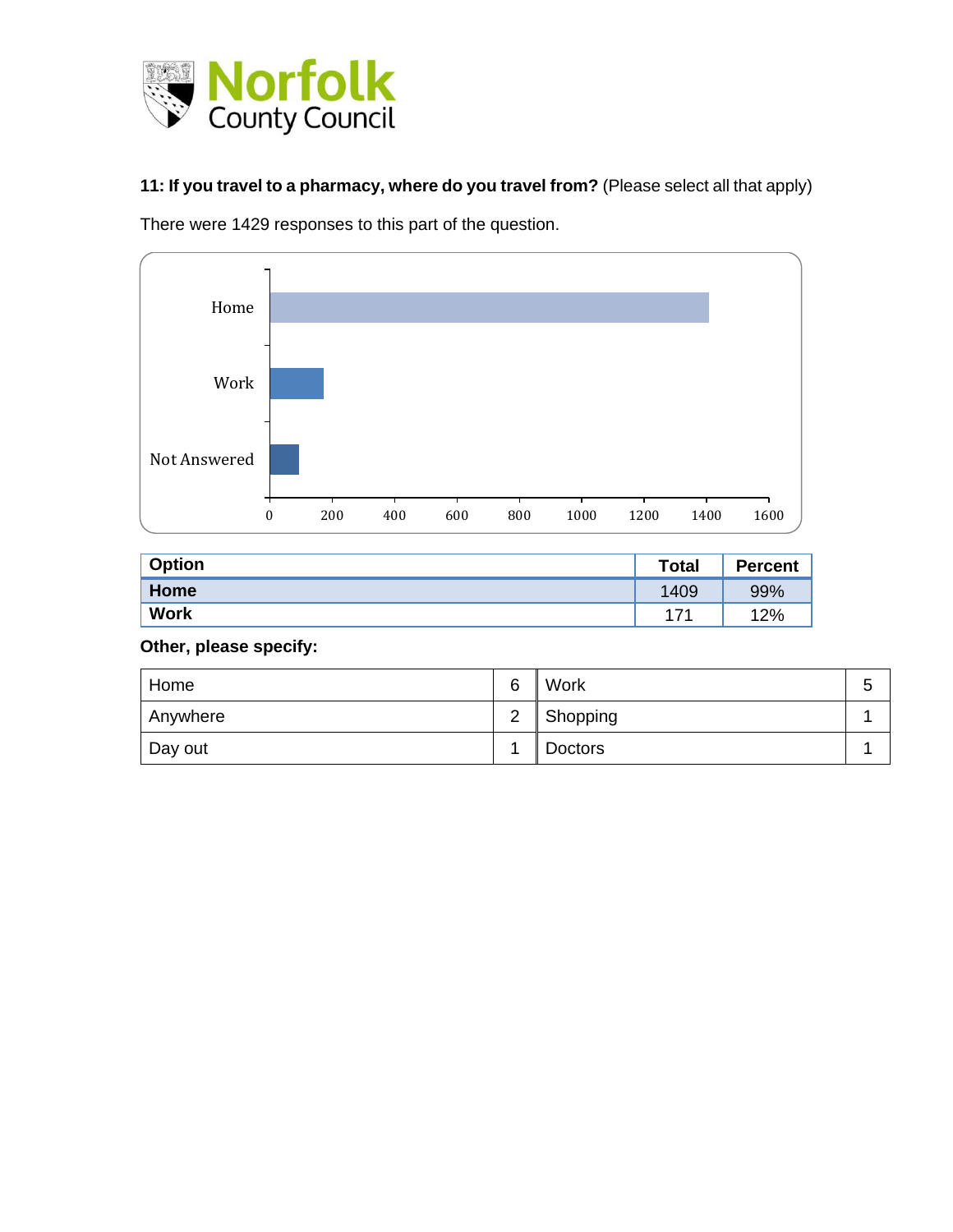**11: If you travel to a pharmacy, where do you travel from?** (Please select all that apply)

There were 1429 responses to this part of the question.

| Option | Total | Percent |
|---|---|---|
| **Home** | 1409 | 99% |
| **Work** | 171 | 12% |

**Other, please specify:**

| Home | 6 | Work | 5 |
|---|---|---|---|
| Anywhere | 2 | Shopping | 1 |
| Day out | 1 | Doctors | 1 |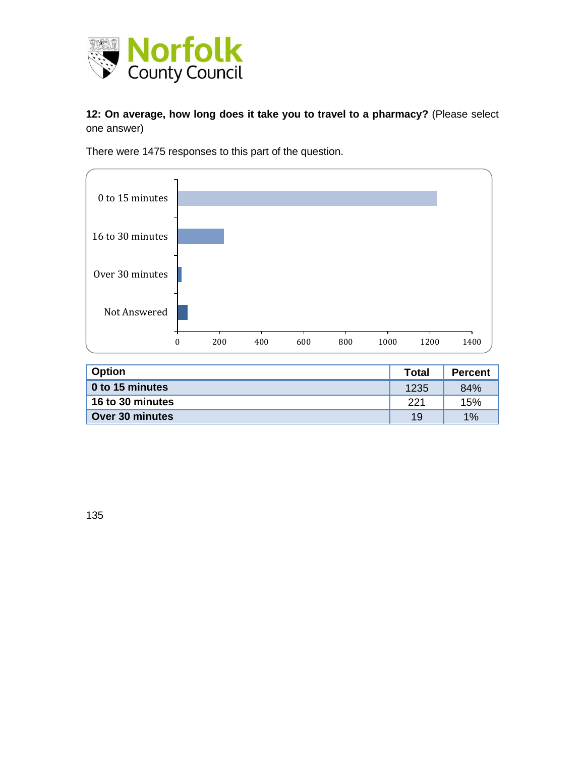**12: On average, how long does it take you to travel to a pharmacy?** (Please select one answer)

There were 1475 responses to this part of the question.

| Option | Total | Percent |
|---|---|---|
| **0 to 15 minutes** | 1235 | 84% |
| **16 to 30 minutes** | 221 | 15% |
| **Over 30 minutes** | 19 | 1% |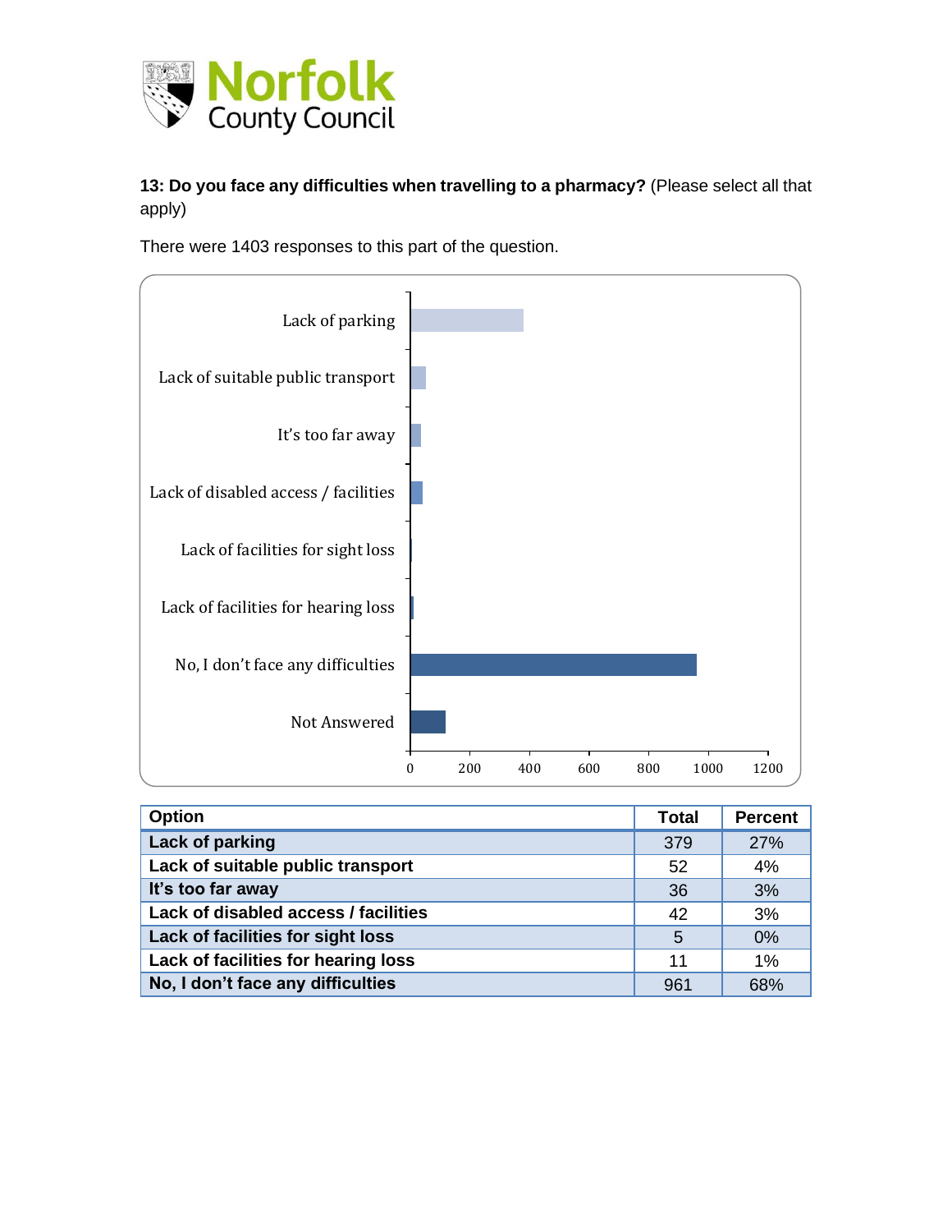**13: Do you face any difficulties when travelling to a pharmacy?** (Please select all that apply)

There were 1403 responses to this part of the question.

| Option | Total | Percent |
|---|---|---|
| Lack of parking | 379 | 27% |
| Lack of suitable public transport | 52 | 4% |
| It's too far away | 36 | 3% |
| Lack of disabled access / facilities | 42 | 3% |
| Lack of facilities for sight loss | 5 | 0% |
| Lack of facilities for hearing loss | 11 | 1% |
| No, I don't face any difficulties | 961 | 68% |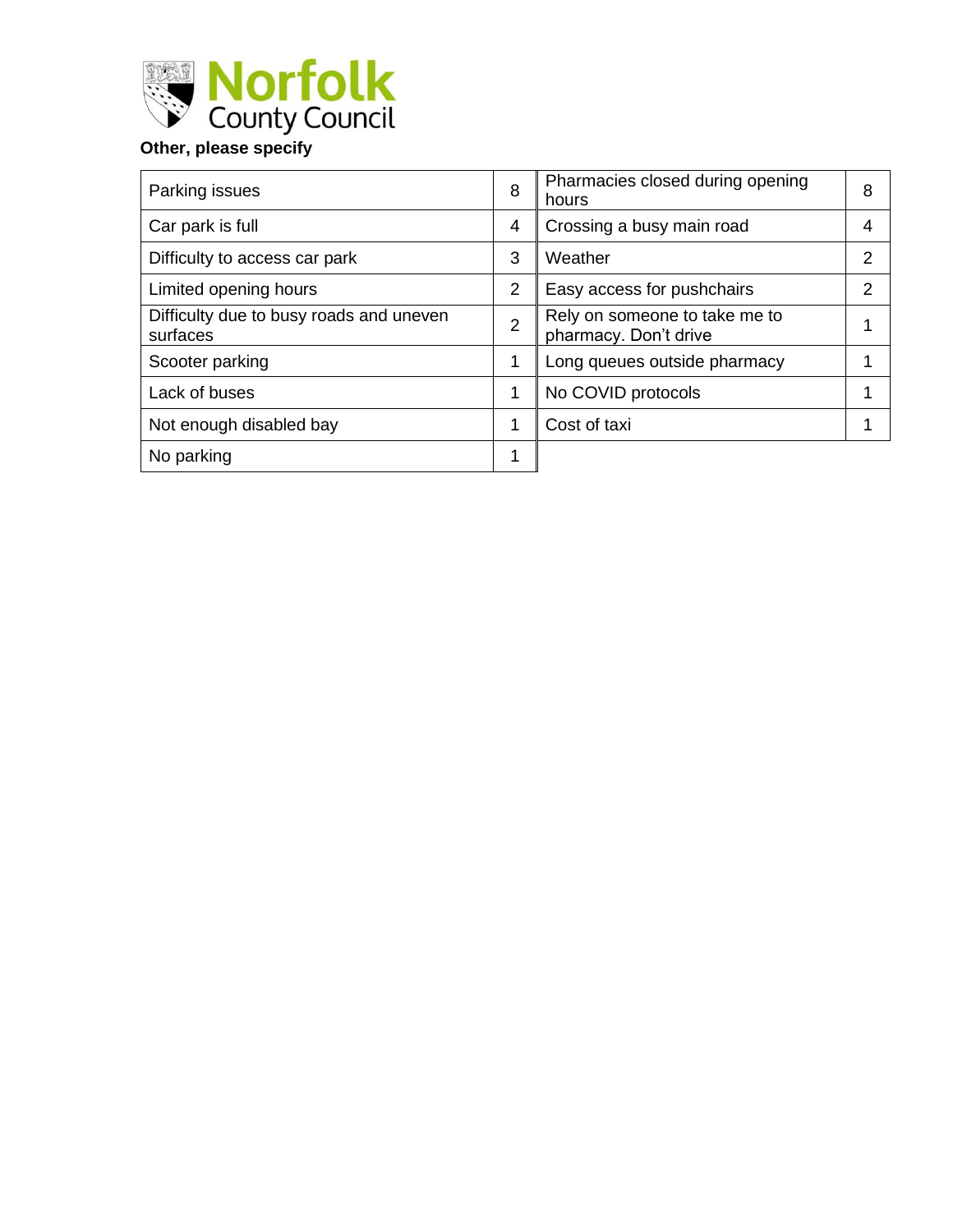**Other, please specify**

| | | | |
|---|---|---|---|
| Parking issues | 8 | Pharmacies closed during opening hours | 8 |
| Car park is full | 4 | Crossing a busy main road | 4 |
| Difficulty to access car park | 3 | Weather | 2 |
| Limited opening hours | 2 | Easy access for pushchairs | 2 |
| Difficulty due to busy roads and uneven surfaces | 2 | Rely on someone to take me to pharmacy. Don't drive | 1 |
| Scooter parking | 1 | Long queues outside pharmacy | 1 |
| Lack of buses | 1 | No COVID protocols | 1 |
| Not enough disabled bay | 1 | Cost of taxi | 1 |
| No parking | 1 | | |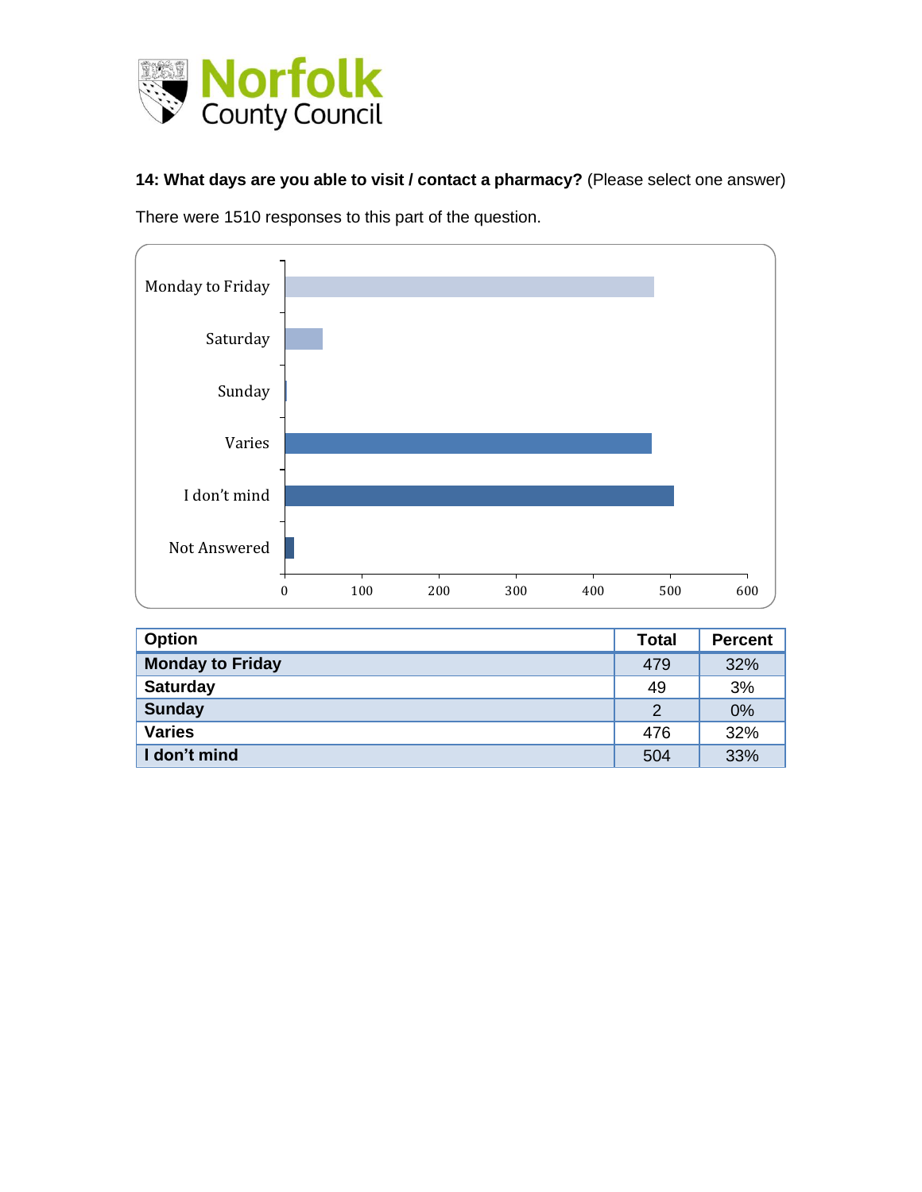**14: What days are you able to visit / contact a pharmacy?** (Please select one answer)

There were 1510 responses to this part of the question.

| Option | Total | Percent |
|---|---|---|
| **Monday to Friday** | 479 | 32% |
| **Saturday** | 49 | 3% |
| **Sunday** | 2 | 0% |
| **Varies** | 476 | 32% |
| **I don't mind** | 504 | 33% |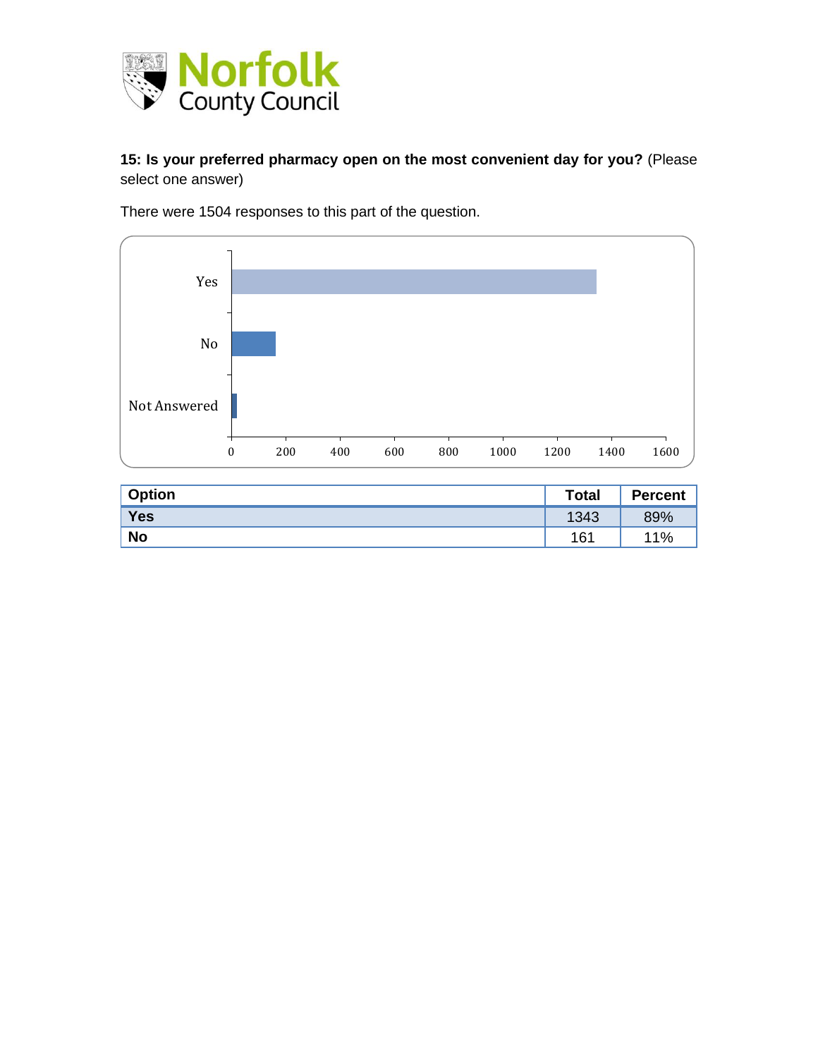**15: Is your preferred pharmacy open on the most convenient day for you?** (Please select one answer)

There were 1504 responses to this part of the question.

| Option | Total | Percent |
| --- | --- | --- |
| **Yes** | 1343 | 89% |
| **No** | 161 | 11% |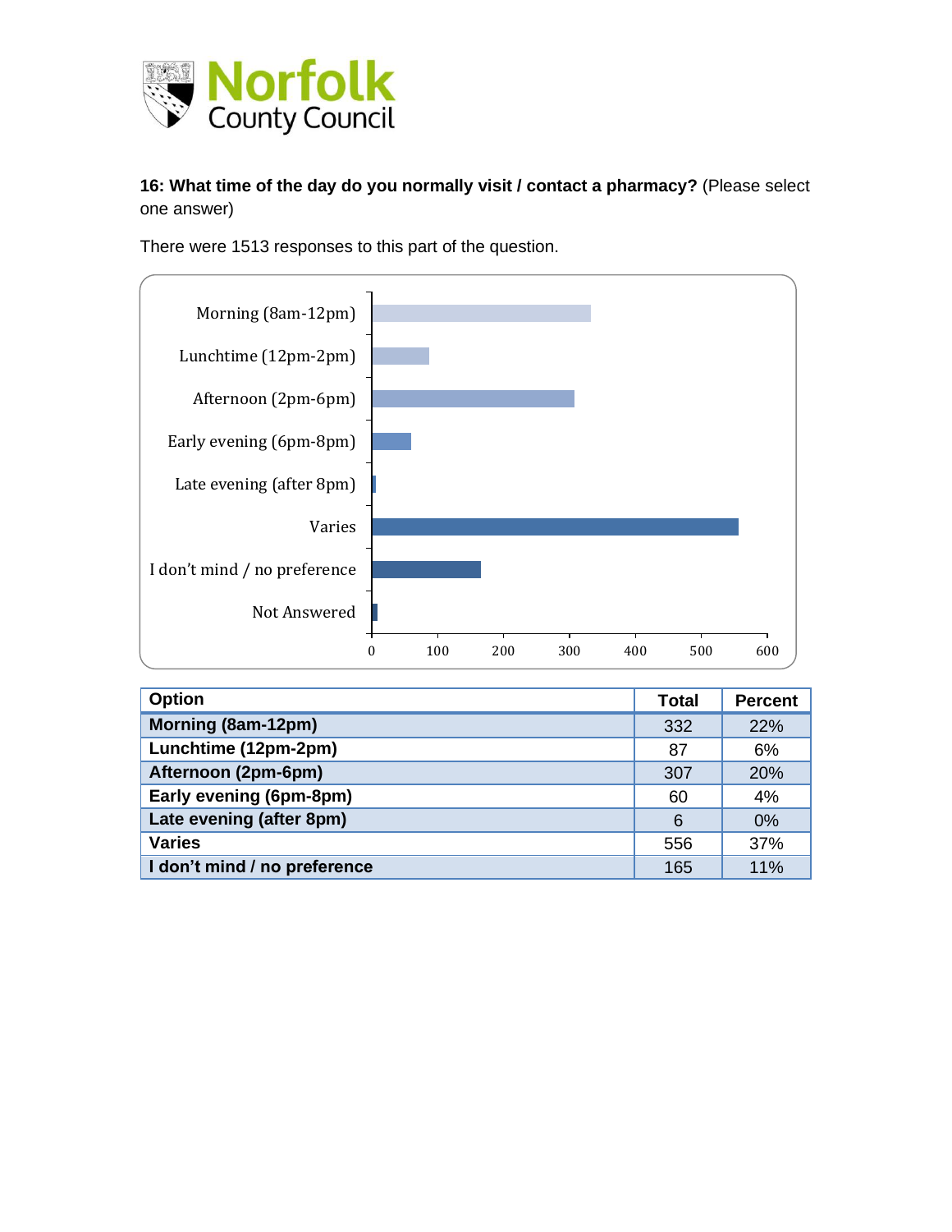**16: What time of the day do you normally visit / contact a pharmacy?** (Please select one answer)

There were 1513 responses to this part of the question.

| Option | Total | Percent |
|---|---|---|
| **Morning (8am-12pm)** | 332 | 22% |
| **Lunchtime (12pm-2pm)** | 87 | 6% |
| **Afternoon (2pm-6pm)** | 307 | 20% |
| **Early evening (6pm-8pm)** | 60 | 4% |
| **Late evening (after 8pm)** | 6 | 0% |
| **Varies** | 556 | 37% |
| **I don't mind / no preference** | 165 | 11% |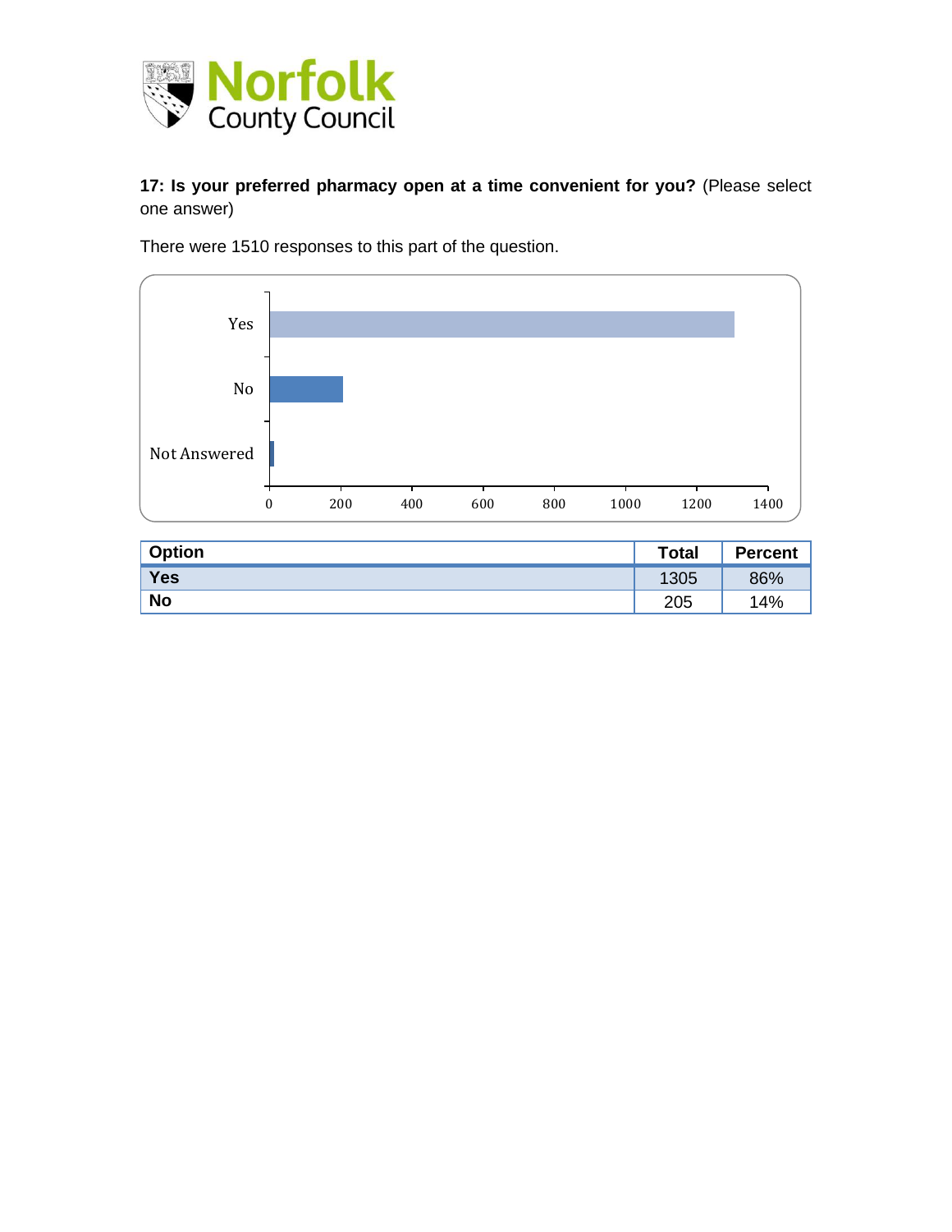**17: Is your preferred pharmacy open at a time convenient for you?** (Please select one answer)

There were 1510 responses to this part of the question.

| Option | Total | Percent |
|---|---|---|
| **Yes** | 1305 | 86% |
| **No** | 205 | 14% |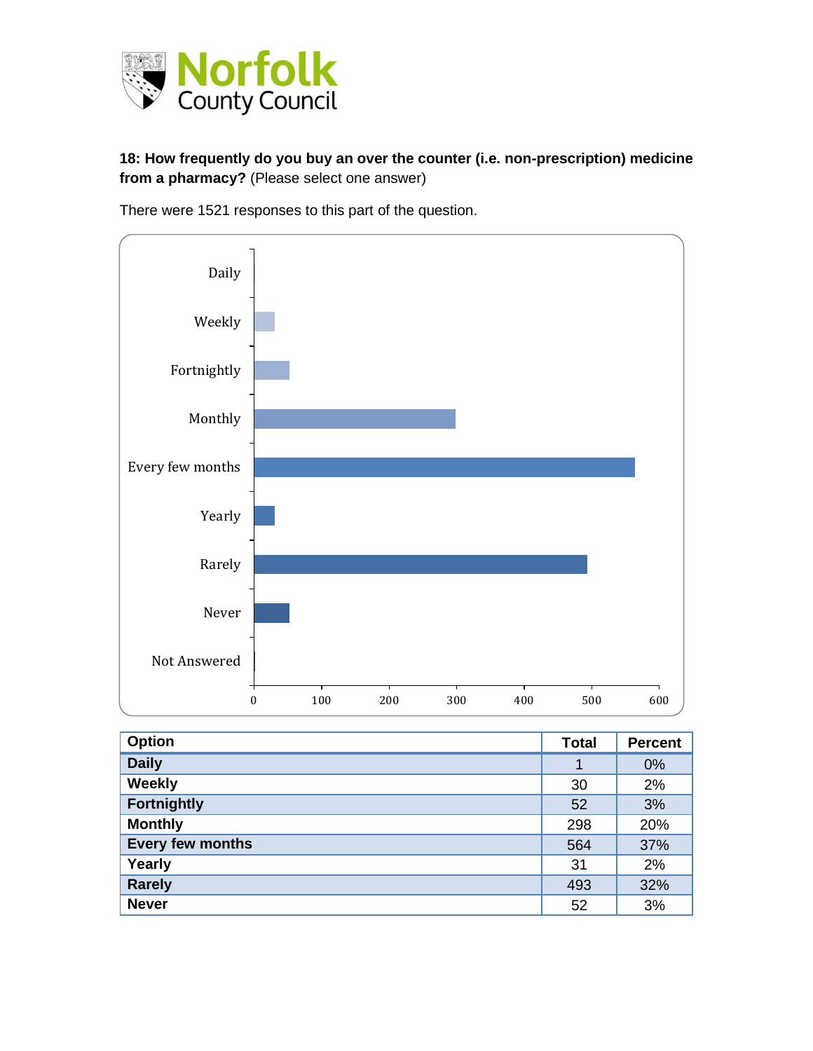**18: How frequently do you buy an over the counter (i.e. non-prescription) medicine from a pharmacy?** (Please select one answer)

There were 1521 responses to this part of the question.

| Option | Total | Percent |
|---|---|---|
| **Daily** | 1 | 0% |
| **Weekly** | 30 | 2% |
| **Fortnightly** | 52 | 3% |
| **Monthly** | 298 | 20% |
| **Every few months** | 564 | 37% |
| **Yearly** | 31 | 2% |
| **Rarely** | 493 | 32% |
| **Never** | 52 | 3% |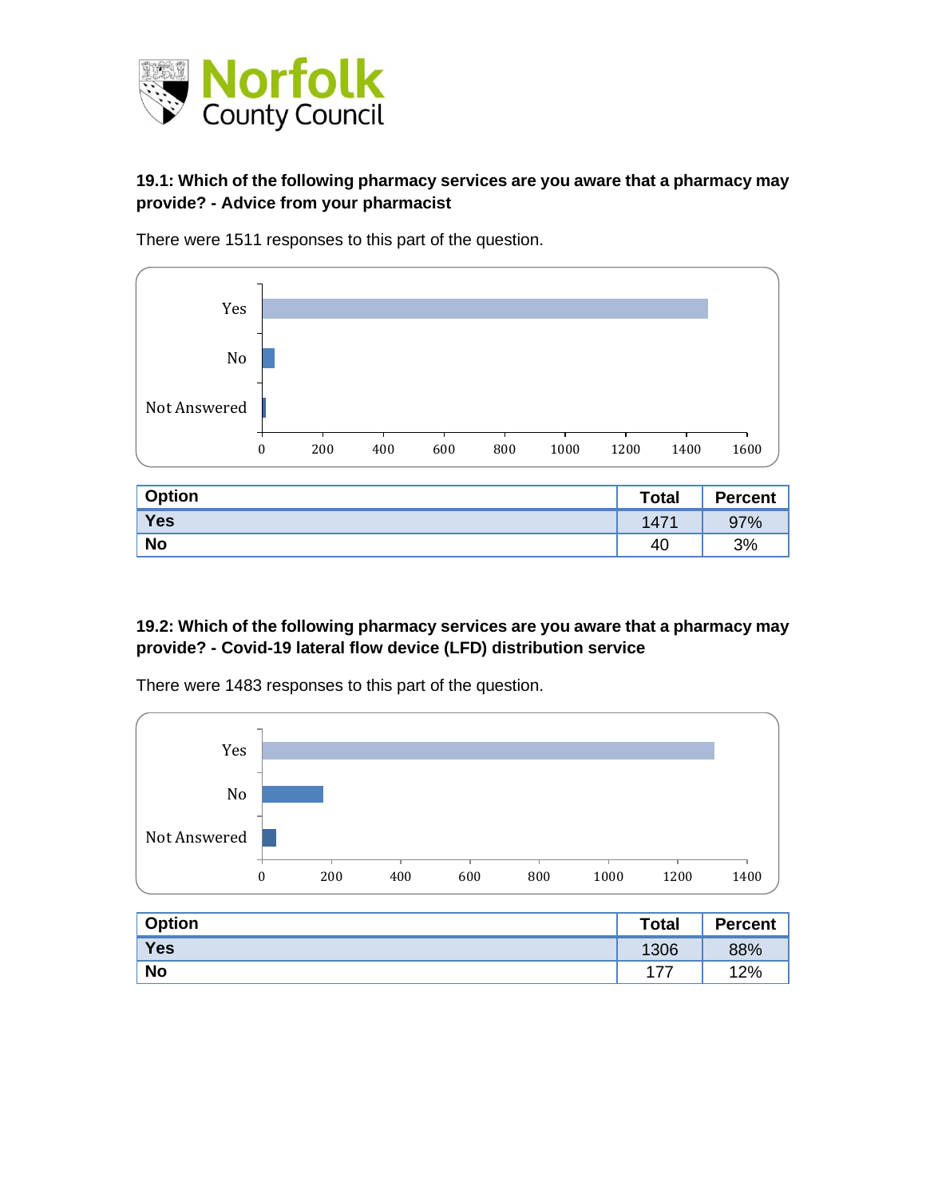### 19.1: Which of the following pharmacy services are you aware that a pharmacy may provide? - Advice from your pharmacist

There were 1511 responses to this part of the question.

| Option | Total | Percent |
|---|---|---|
| Yes | 1471 | 97% |
| No | 40 | 3% |

### 19.2: Which of the following pharmacy services are you aware that a pharmacy may provide? - Covid-19 lateral flow device (LFD) distribution service

There were 1483 responses to this part of the question.

| Option | Total | Percent |
|---|---|---|
| Yes | 1306 | 88% |
| No | 177 | 12% |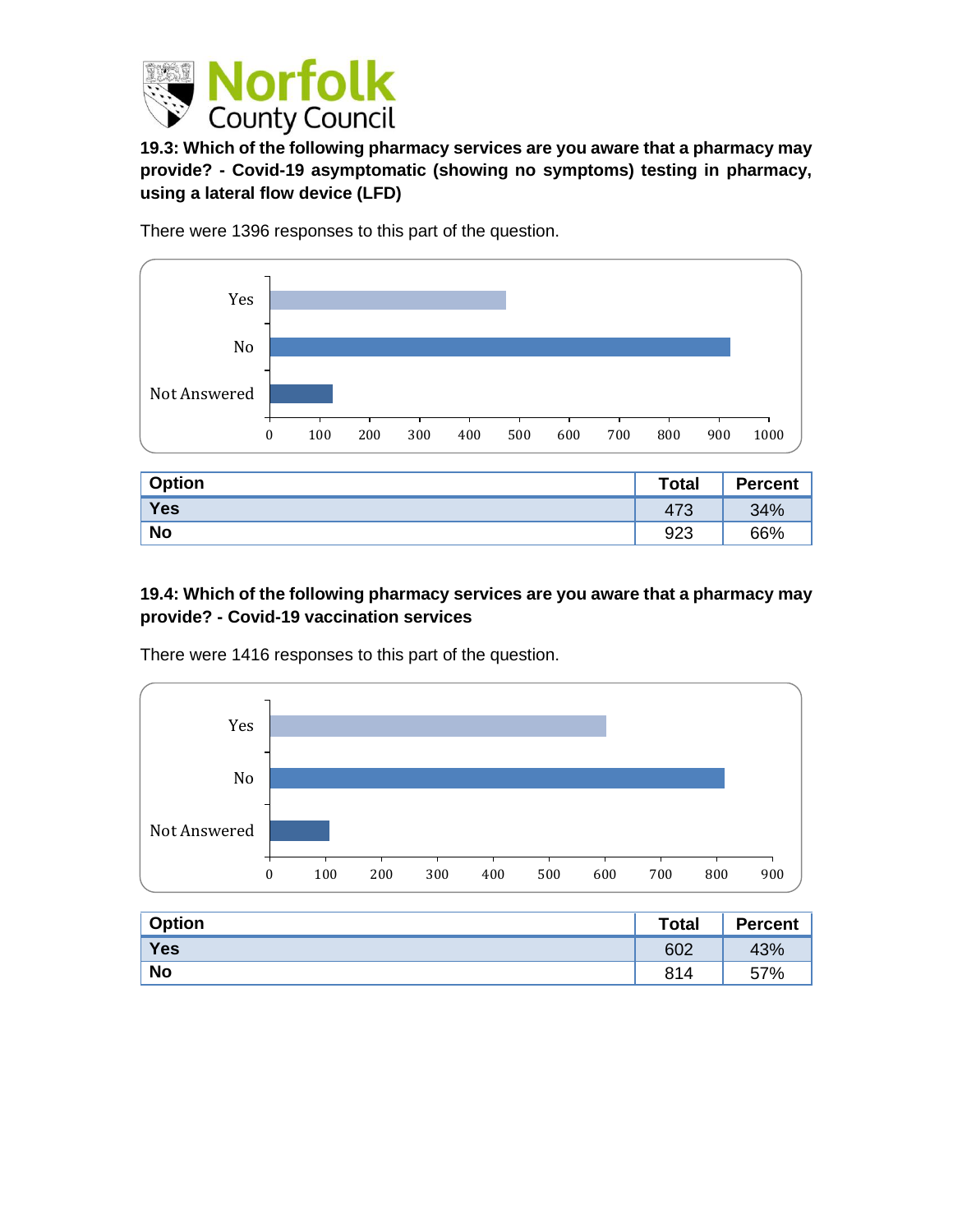**19.3: Which of the following pharmacy services are you aware that a pharmacy may provide? - Covid-19 asymptomatic (showing no symptoms) testing in pharmacy, using a lateral flow device (LFD)**

There were 1396 responses to this part of the question.

| Option | Total | Percent |
| --- | --- | --- |
| Yes | 473 | 34% |
| No | 923 | 66% |

**19.4: Which of the following pharmacy services are you aware that a pharmacy may provide? - Covid-19 vaccination services**

There were 1416 responses to this part of the question.

| Option | Total | Percent |
| --- | --- | --- |
| Yes | 602 | 43% |
| No | 814 | 57% |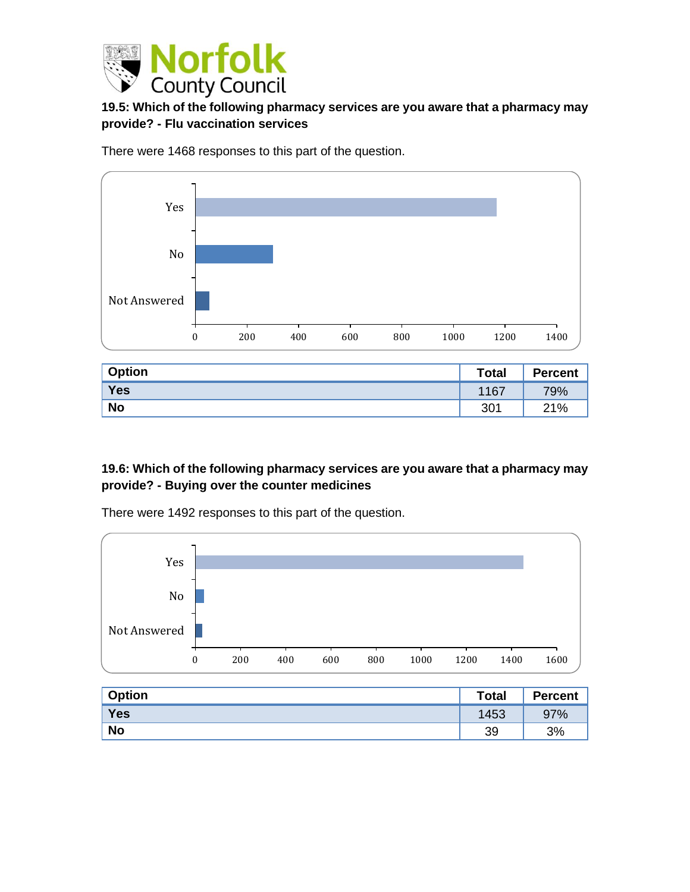### 19.5: Which of the following pharmacy services are you aware that a pharmacy may provide? - Flu vaccination services

There were 1468 responses to this part of the question.

| Option | Total | Percent |
|---|---|---|
| Yes | 1167 | 79% |
| No | 301 | 21% |

### 19.6: Which of the following pharmacy services are you aware that a pharmacy may provide? - Buying over the counter medicines

There were 1492 responses to this part of the question.

| Option | Total | Percent |
|---|---|---|
| Yes | 1453 | 97% |
| No | 39 | 3% |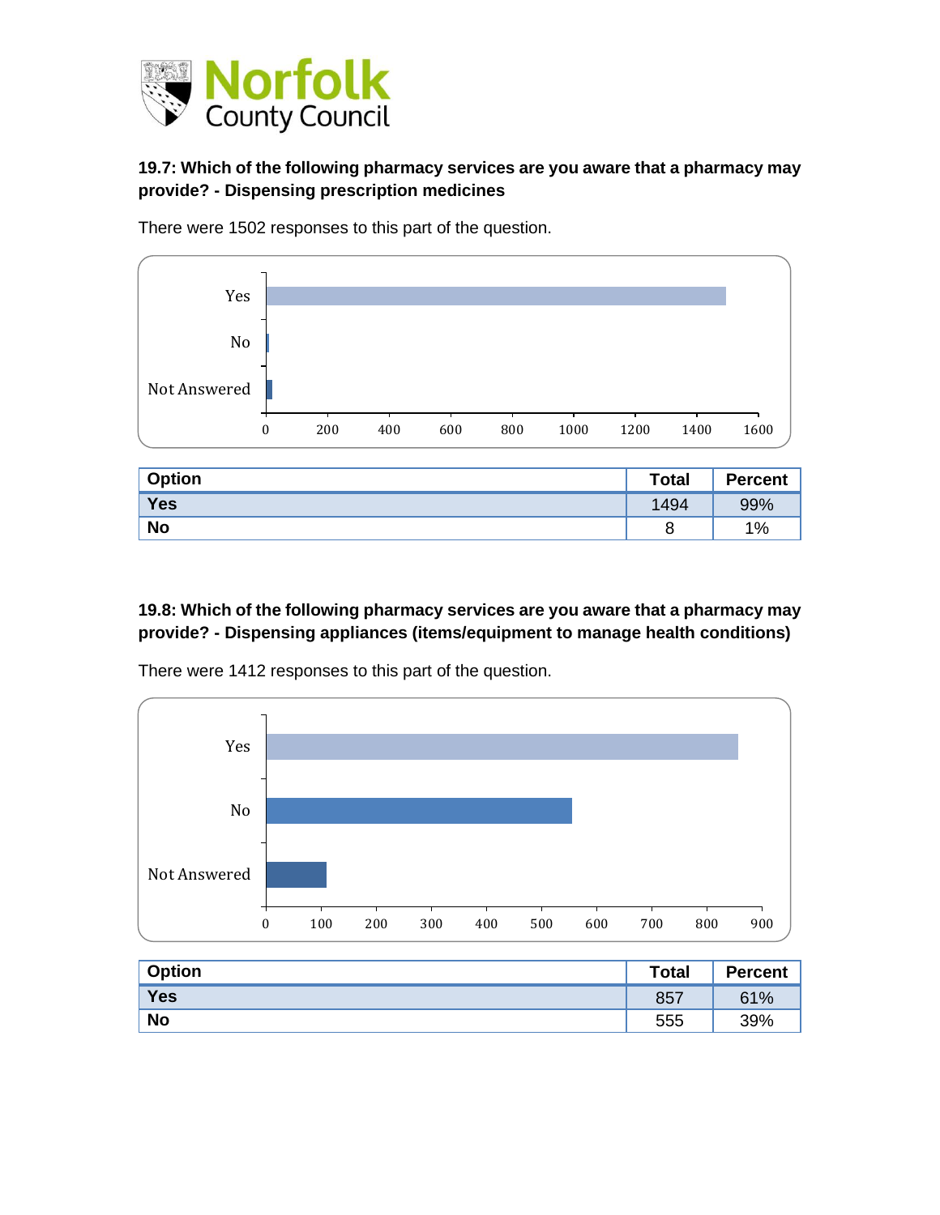### 19.7: Which of the following pharmacy services are you aware that a pharmacy may provide? - Dispensing prescription medicines

There were 1502 responses to this part of the question.

| Option | Total | Percent |
|---|---|---|
| Yes | 1494 | 99% |
| No | 8 | 1% |

### 19.8: Which of the following pharmacy services are you aware that a pharmacy may provide? - Dispensing appliances (items/equipment to manage health conditions)

There were 1412 responses to this part of the question.

| Option | Total | Percent |
|---|---|---|
| Yes | 857 | 61% |
| No | 555 | 39% |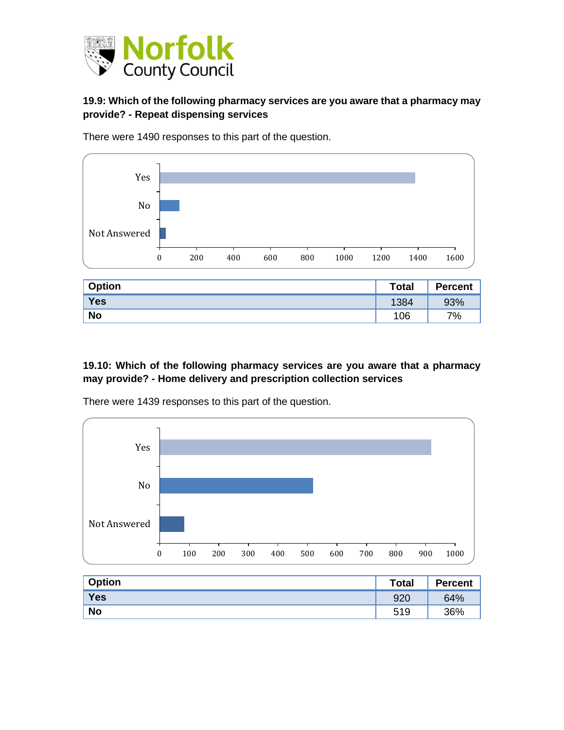### 19.9: Which of the following pharmacy services are you aware that a pharmacy may provide? - Repeat dispensing services

There were 1490 responses to this part of the question.

| Option | Total | Percent |
|---|---|---|
| Yes | 1384 | 93% |
| No | 106 | 7% |

### 19.10: Which of the following pharmacy services are you aware that a pharmacy may provide? - Home delivery and prescription collection services

There were 1439 responses to this part of the question.

| Option | Total | Percent |
|---|---|---|
| Yes | 920 | 64% |
| No | 519 | 36% |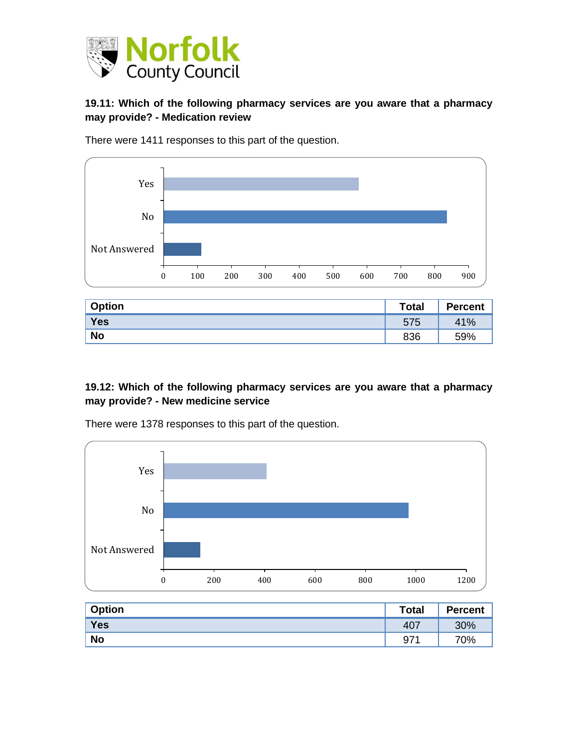### 19.11: Which of the following pharmacy services are you aware that a pharmacy may provide? - Medication review

There were 1411 responses to this part of the question.

| Option | Total | Percent |
|---|---|---|
| Yes | 575 | 41% |
| No | 836 | 59% |

### 19.12: Which of the following pharmacy services are you aware that a pharmacy may provide? - New medicine service

There were 1378 responses to this part of the question.

| Option | Total | Percent |
|---|---|---|
| Yes | 407 | 30% |
| No | 971 | 70% |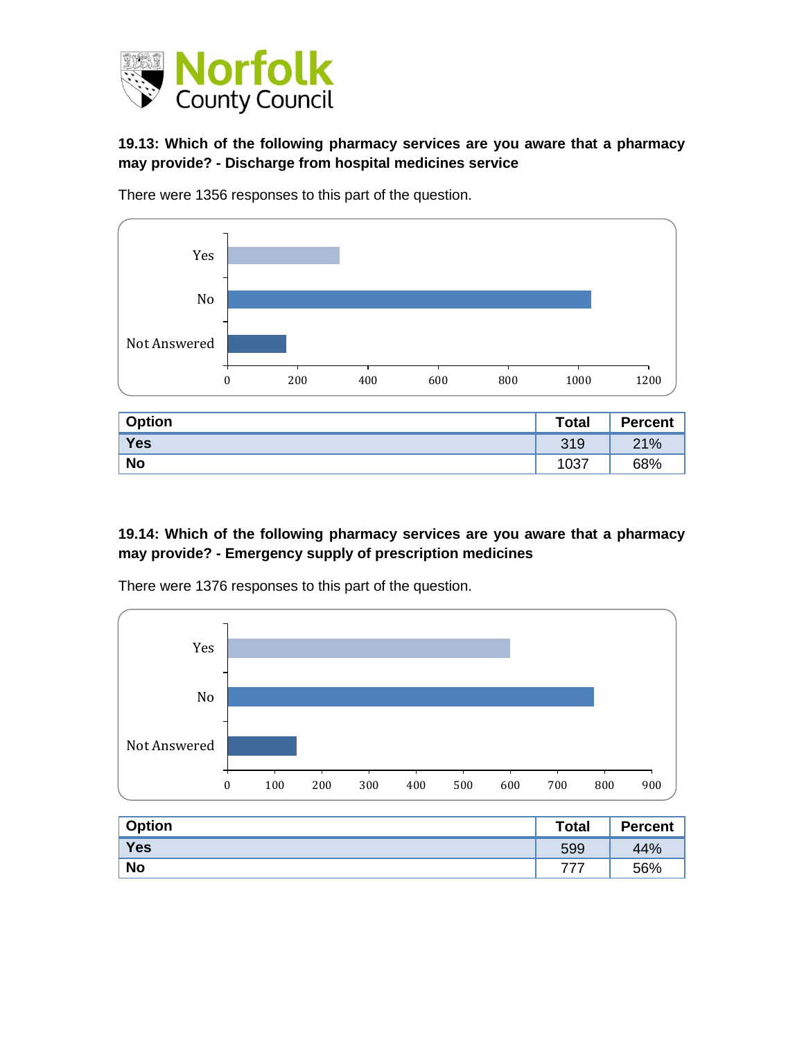### 19.13: Which of the following pharmacy services are you aware that a pharmacy may provide? - Discharge from hospital medicines service

There were 1356 responses to this part of the question.

| Option | Total | Percent |
|---|---|---|
| Yes | 319 | 21% |
| No | 1037 | 68% |

### 19.14: Which of the following pharmacy services are you aware that a pharmacy may provide? - Emergency supply of prescription medicines

There were 1376 responses to this part of the question.

| Option | Total | Percent |
|---|---|---|
| Yes | 599 | 44% |
| No | 777 | 56% |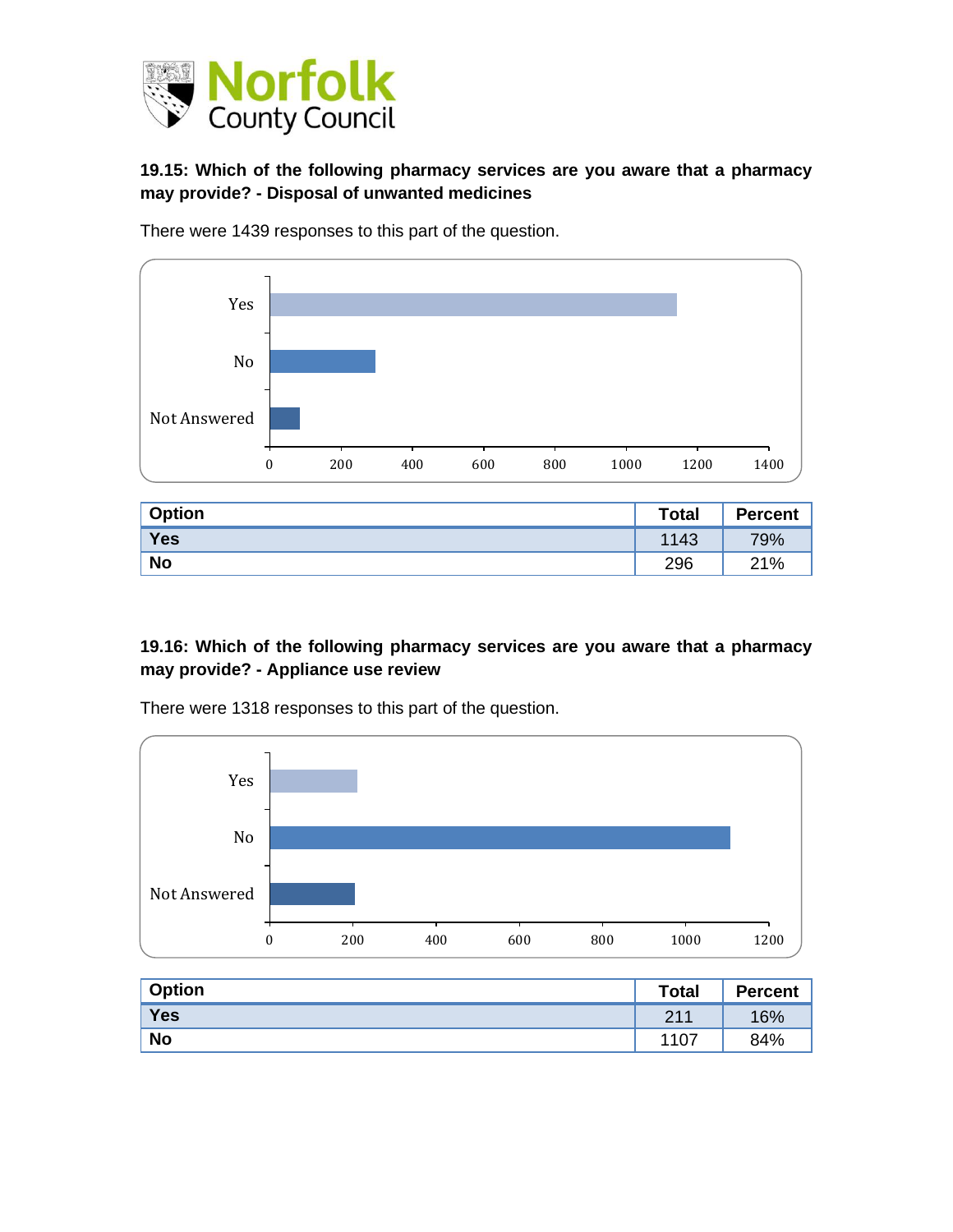**19.15: Which of the following pharmacy services are you aware that a pharmacy may provide? - Disposal of unwanted medicines**

There were 1439 responses to this part of the question.

| Option | Total | Percent |
|---|---|---|
| Yes | 1143 | 79% |
| No | 296 | 21% |

**19.16: Which of the following pharmacy services are you aware that a pharmacy may provide? - Appliance use review**

There were 1318 responses to this part of the question.

| Option | Total | Percent |
|---|---|---|
| Yes | 211 | 16% |
| No | 1107 | 84% |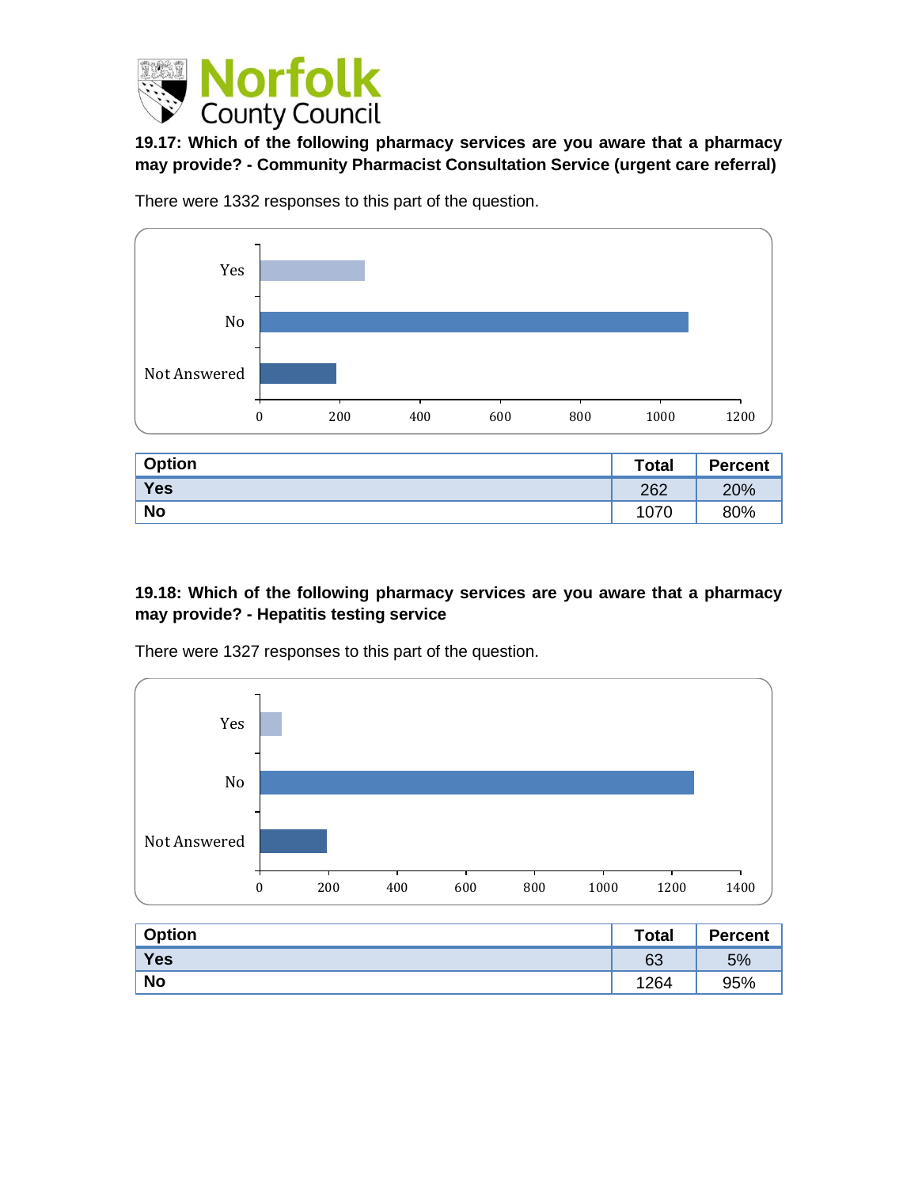**19.17: Which of the following pharmacy services are you aware that a pharmacy may provide? - Community Pharmacist Consultation Service (urgent care referral)**

There were 1332 responses to this part of the question.

| Option | Total | Percent |
| --- | --- | --- |
| Yes | 262 | 20% |
| No | 1070 | 80% |

**19.18: Which of the following pharmacy services are you aware that a pharmacy may provide? - Hepatitis testing service**

There were 1327 responses to this part of the question.

| Option | Total | Percent |
| --- | --- | --- |
| Yes | 63 | 5% |
| No | 1264 | 95% |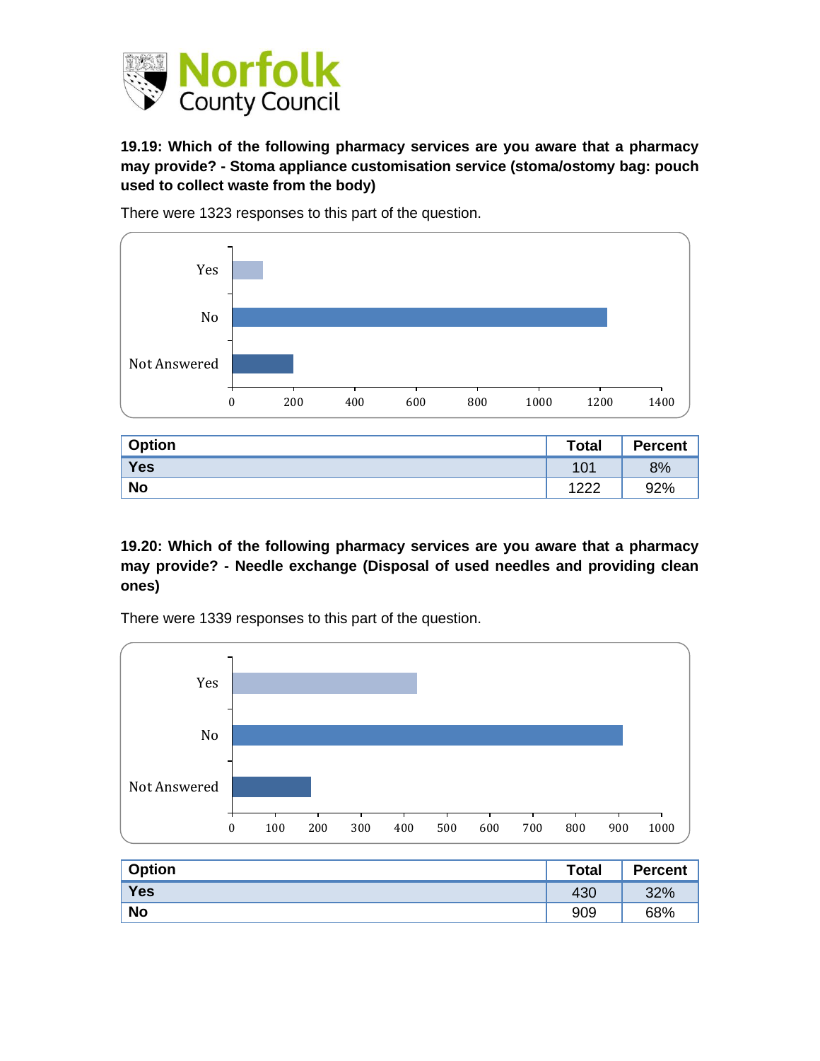**19.19: Which of the following pharmacy services are you aware that a pharmacy may provide? - Stoma appliance customisation service (stoma/ostomy bag: pouch used to collect waste from the body)**

There were 1323 responses to this part of the question.

| Option | Total | Percent |
|---|---|---|
| Yes | 101 | 8% |
| No | 1222 | 92% |

**19.20: Which of the following pharmacy services are you aware that a pharmacy may provide? - Needle exchange (Disposal of used needles and providing clean ones)**

There were 1339 responses to this part of the question.

| Option | Total | Percent |
|---|---|---|
| Yes | 430 | 32% |
| No | 909 | 68% |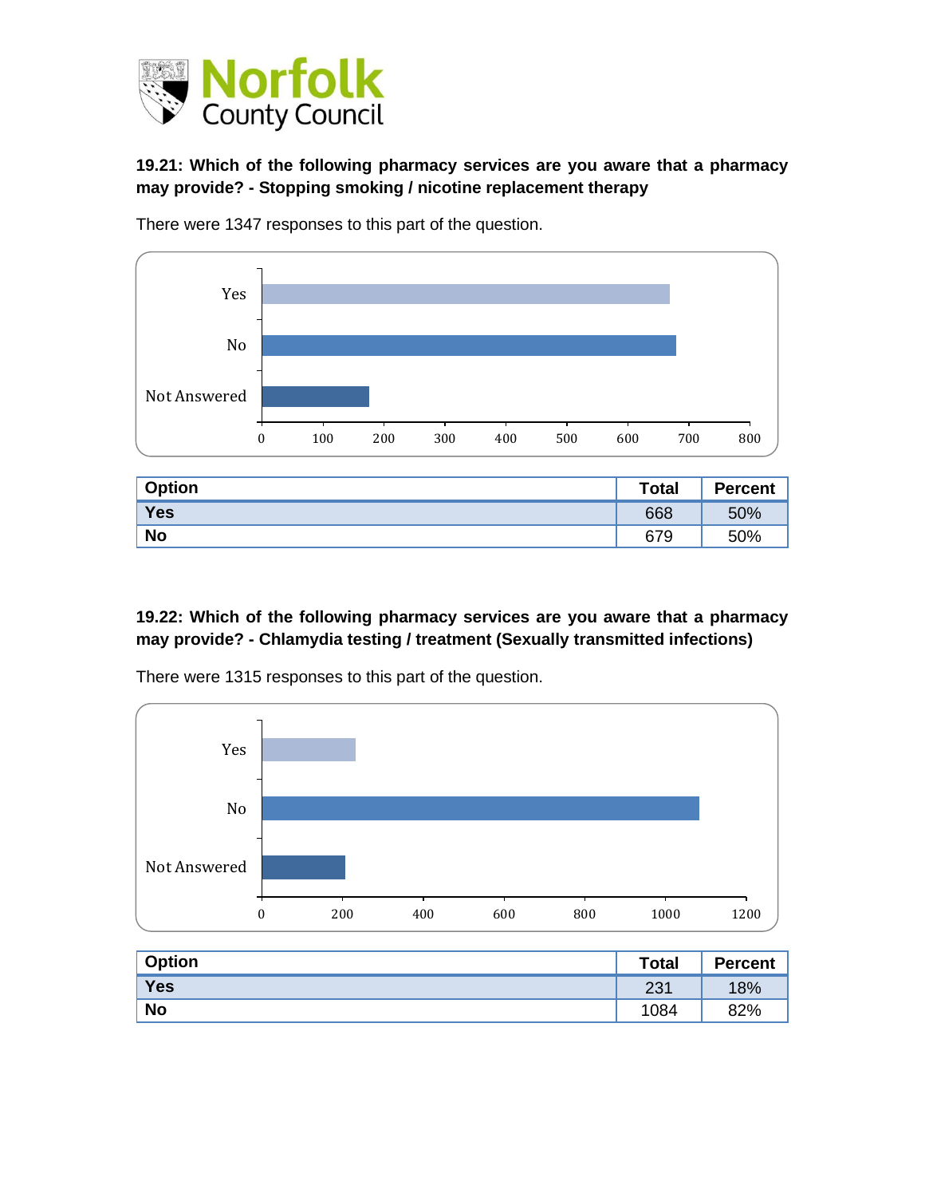**19.21: Which of the following pharmacy services are you aware that a pharmacy may provide? - Stopping smoking / nicotine replacement therapy**

There were 1347 responses to this part of the question.

| Option | Total | Percent |
|---|---|---|
| Yes | 668 | 50% |
| No | 679 | 50% |

**19.22: Which of the following pharmacy services are you aware that a pharmacy may provide? - Chlamydia testing / treatment (Sexually transmitted infections)**

There were 1315 responses to this part of the question.

| Option | Total | Percent |
|---|---|---|
| Yes | 231 | 18% |
| No | 1084 | 82% |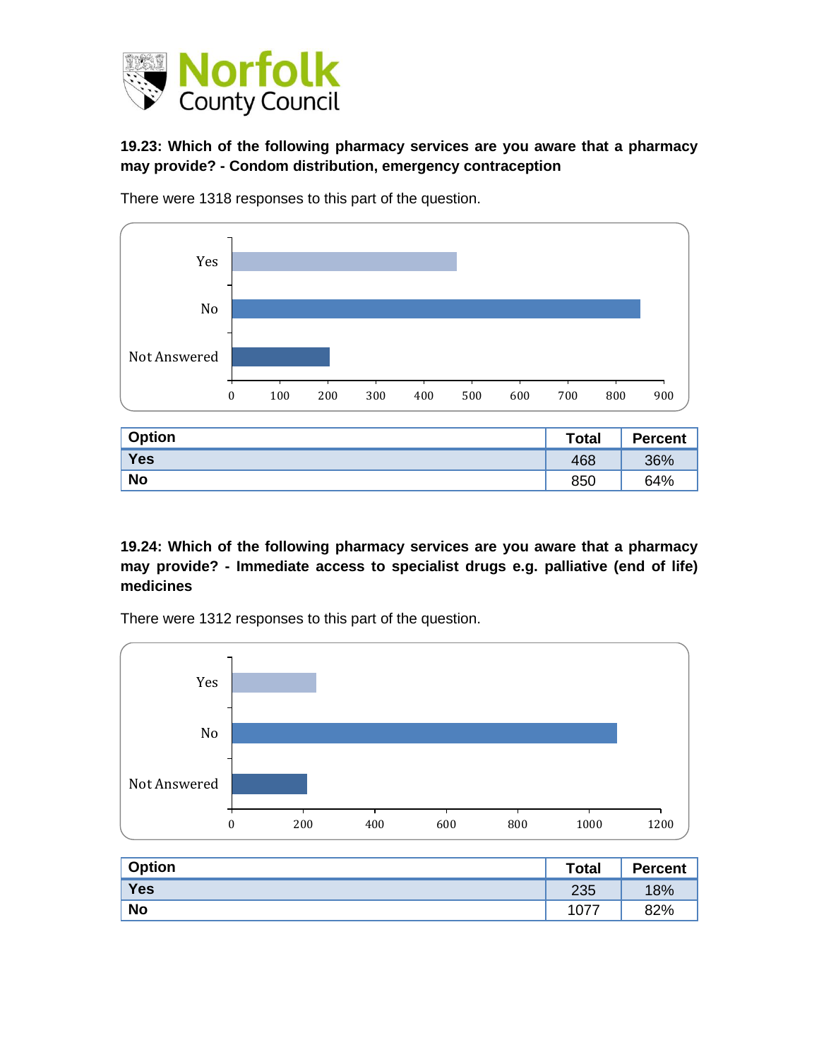**19.23: Which of the following pharmacy services are you aware that a pharmacy may provide? - Condom distribution, emergency contraception**

There were 1318 responses to this part of the question.

| Option | Total | Percent |
|---|---|---|
| Yes | 468 | 36% |
| No | 850 | 64% |

**19.24: Which of the following pharmacy services are you aware that a pharmacy may provide? - Immediate access to specialist drugs e.g. palliative (end of life) medicines**

There were 1312 responses to this part of the question.

| Option | Total | Percent |
|---|---|---|
| Yes | 235 | 18% |
| No | 1077 | 82% |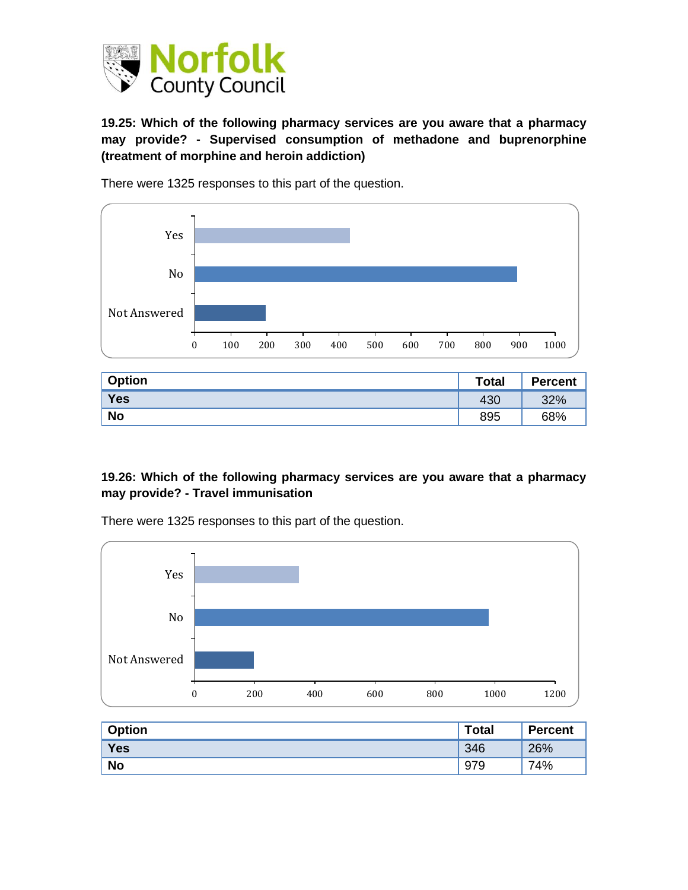**19.25: Which of the following pharmacy services are you aware that a pharmacy may provide? - Supervised consumption of methadone and buprenorphine (treatment of morphine and heroin addiction)**

There were 1325 responses to this part of the question.

| Option | Total | Percent |
|---|---|---|
| Yes | 430 | 32% |
| No | 895 | 68% |

**19.26: Which of the following pharmacy services are you aware that a pharmacy may provide? - Travel immunisation**

There were 1325 responses to this part of the question.

| Option | Total | Percent |
|---|---|---|
| Yes | 346 | 26% |
| No | 979 | 74% |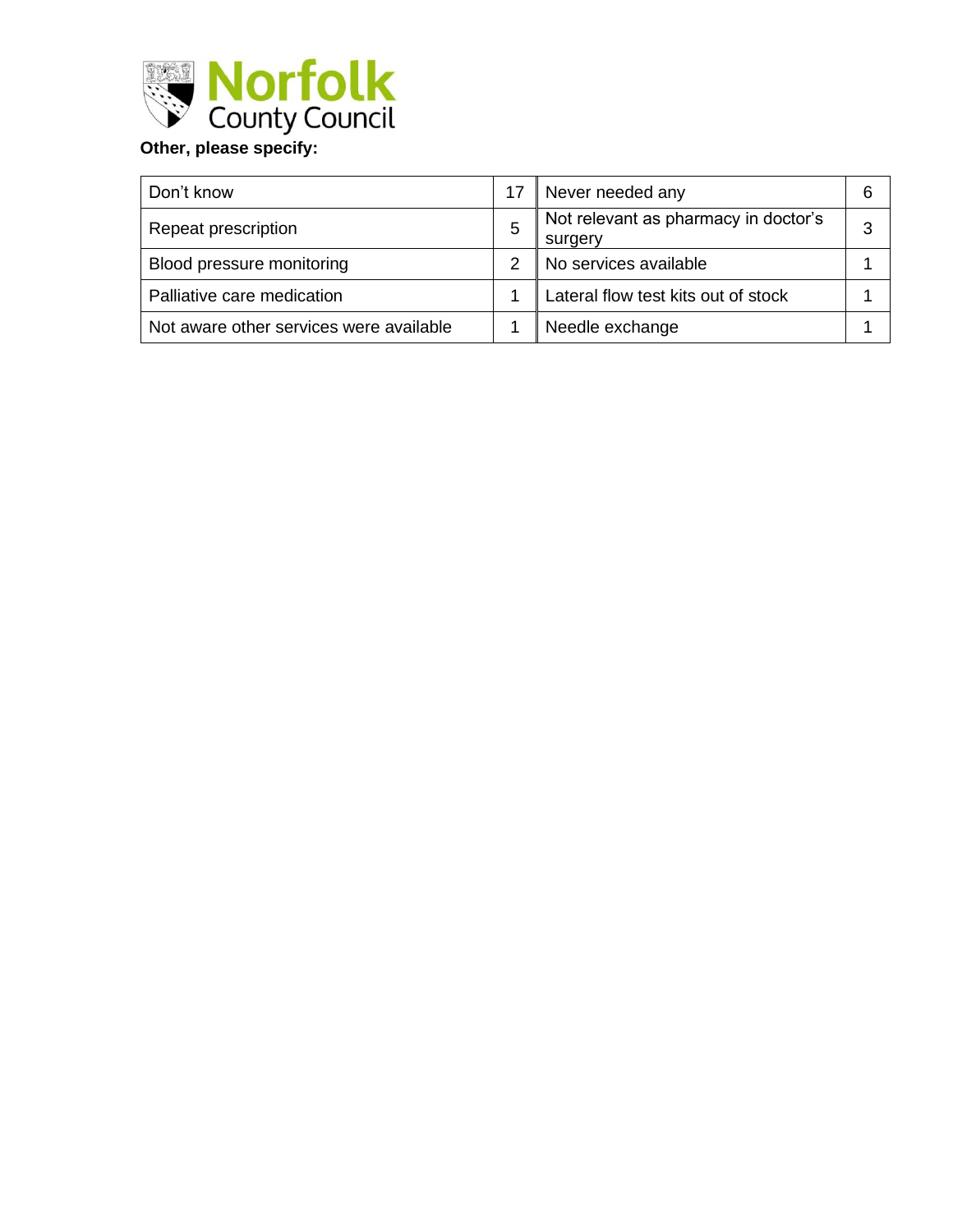**Other, please specify:**

| Don't know | 17 | Never needed any | 6 |
| --- | --- | --- | --- |
| Repeat prescription | 5 | Not relevant as pharmacy in doctor's surgery | 3 |
| Blood pressure monitoring | 2 | No services available | 1 |
| Palliative care medication | 1 | Lateral flow test kits out of stock | 1 |
| Not aware other services were available | 1 | Needle exchange | 1 |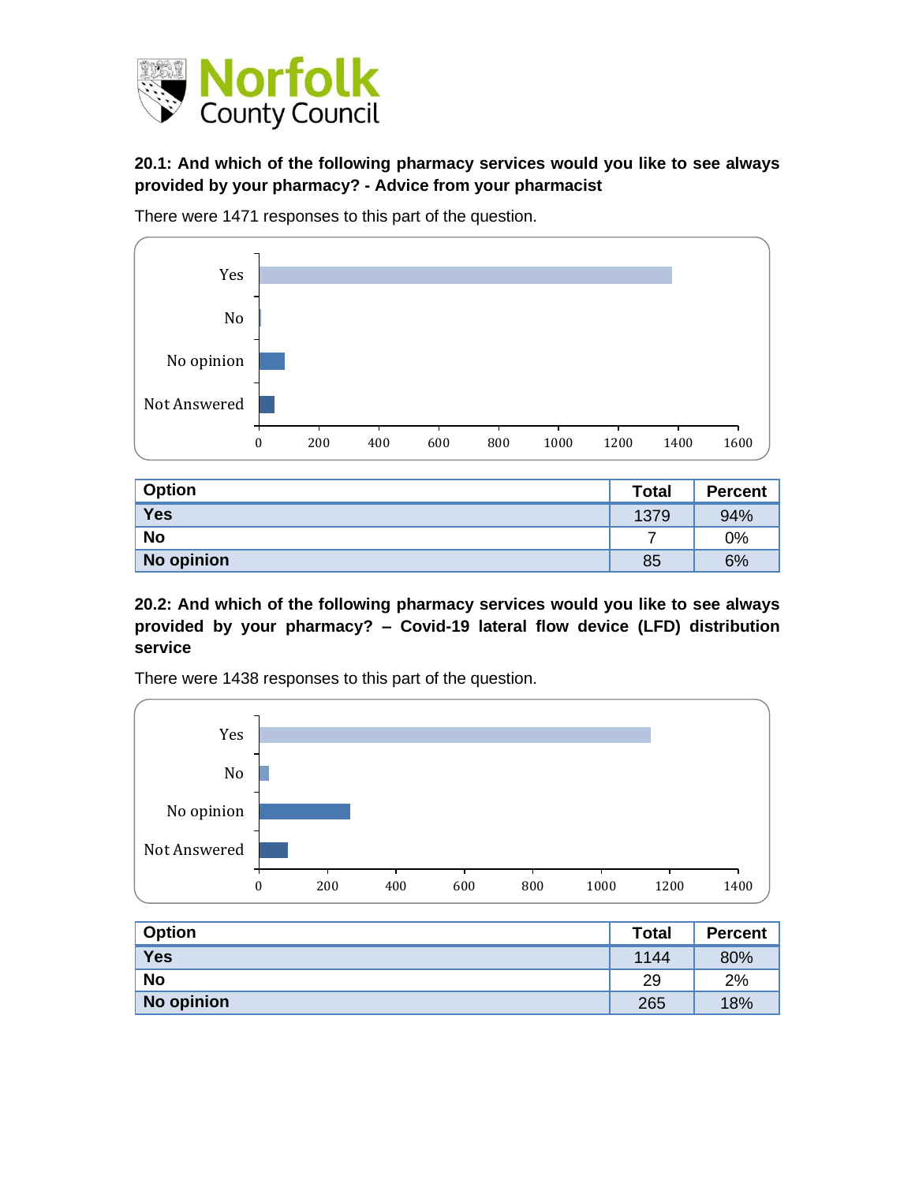**20.1: And which of the following pharmacy services would you like to see always provided by your pharmacy? - Advice from your pharmacist**

There were 1471 responses to this part of the question.

| Option | Total | Percent |
|---|---|---|
| Yes | 1379 | 94% |
| No | 7 | 0% |
| No opinion | 85 | 6% |

**20.2: And which of the following pharmacy services would you like to see always provided by your pharmacy? – Covid-19 lateral flow device (LFD) distribution service**

There were 1438 responses to this part of the question.

| Option | Total | Percent |
|---|---|---|
| Yes | 1144 | 80% |
| No | 29 | 2% |
| No opinion | 265 | 18% |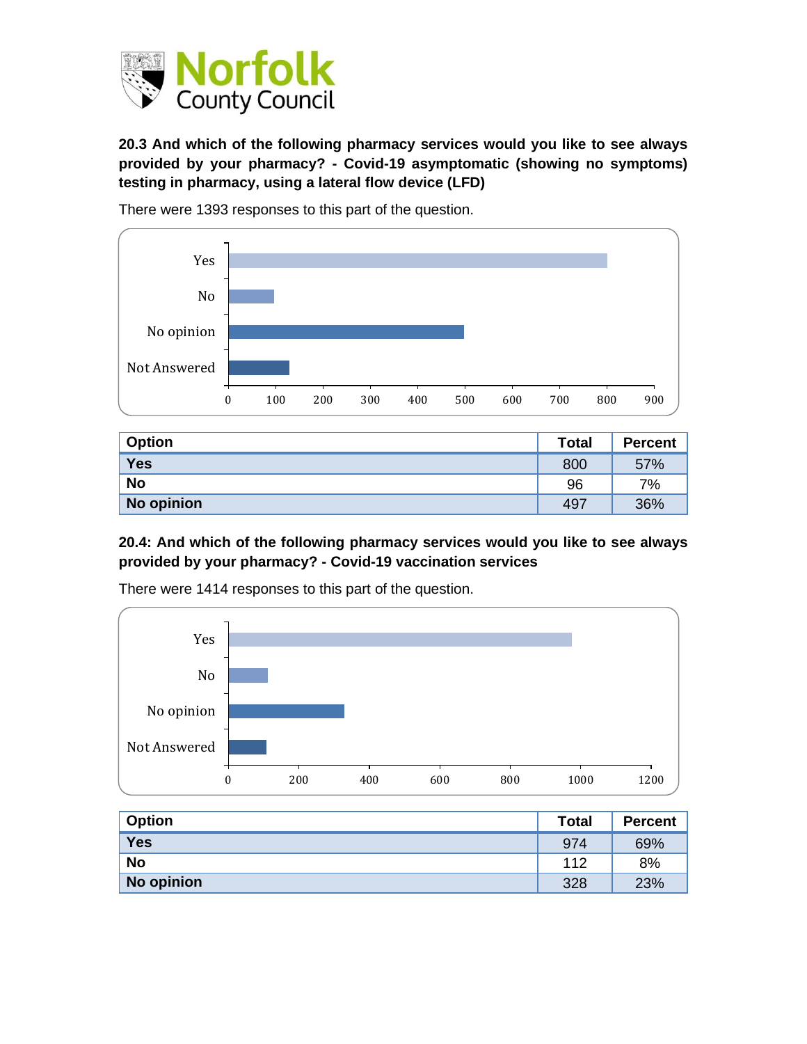### 20.3 And which of the following pharmacy services would you like to see always provided by your pharmacy? - Covid-19 asymptomatic (showing no symptoms) testing in pharmacy, using a lateral flow device (LFD)

There were 1393 responses to this part of the question.

| Option | Total | Percent |
|---|---|---|
| Yes | 800 | 57% |
| No | 96 | 7% |
| No opinion | 497 | 36% |

### 20.4: And which of the following pharmacy services would you like to see always provided by your pharmacy? - Covid-19 vaccination services

There were 1414 responses to this part of the question.

| Option | Total | Percent |
|---|---|---|
| Yes | 974 | 69% |
| No | 112 | 8% |
| No opinion | 328 | 23% |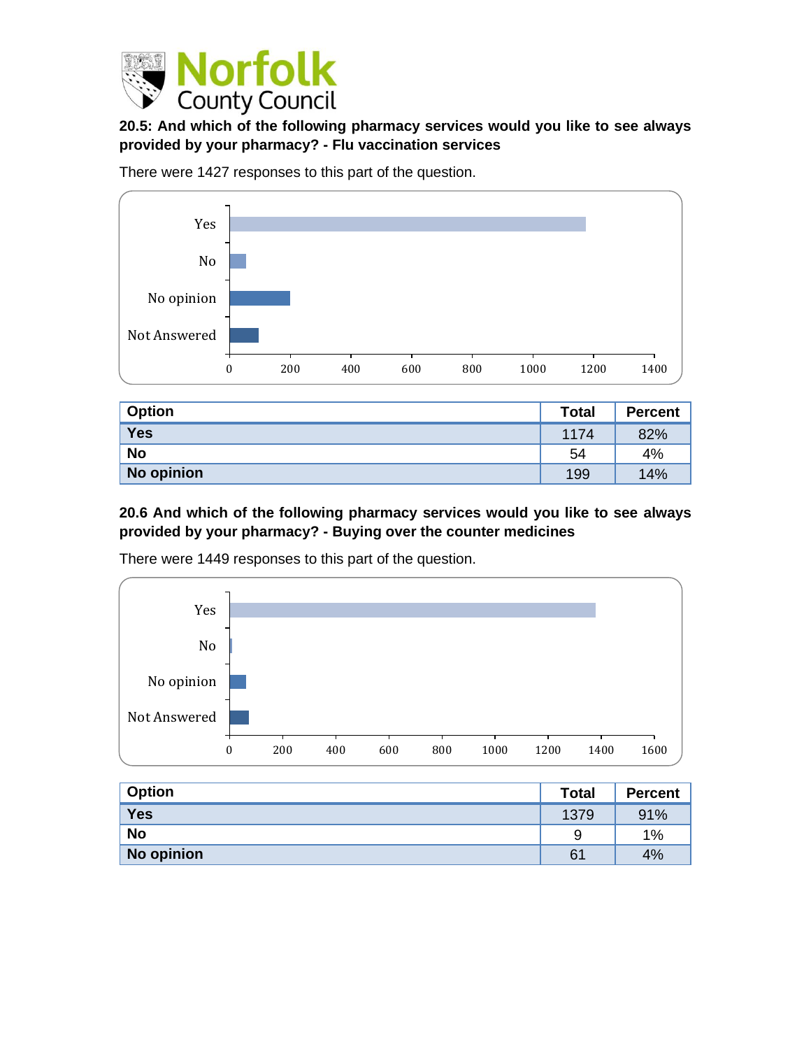### 20.5: And which of the following pharmacy services would you like to see always provided by your pharmacy? - Flu vaccination services

There were 1427 responses to this part of the question.

| Option | Total | Percent |
|---|---|---|
| Yes | 1174 | 82% |
| No | 54 | 4% |
| No opinion | 199 | 14% |

### 20.6 And which of the following pharmacy services would you like to see always provided by your pharmacy? - Buying over the counter medicines

There were 1449 responses to this part of the question.

| Option | Total | Percent |
|---|---|---|
| Yes | 1379 | 91% |
| No | 9 | 1% |
| No opinion | 61 | 4% |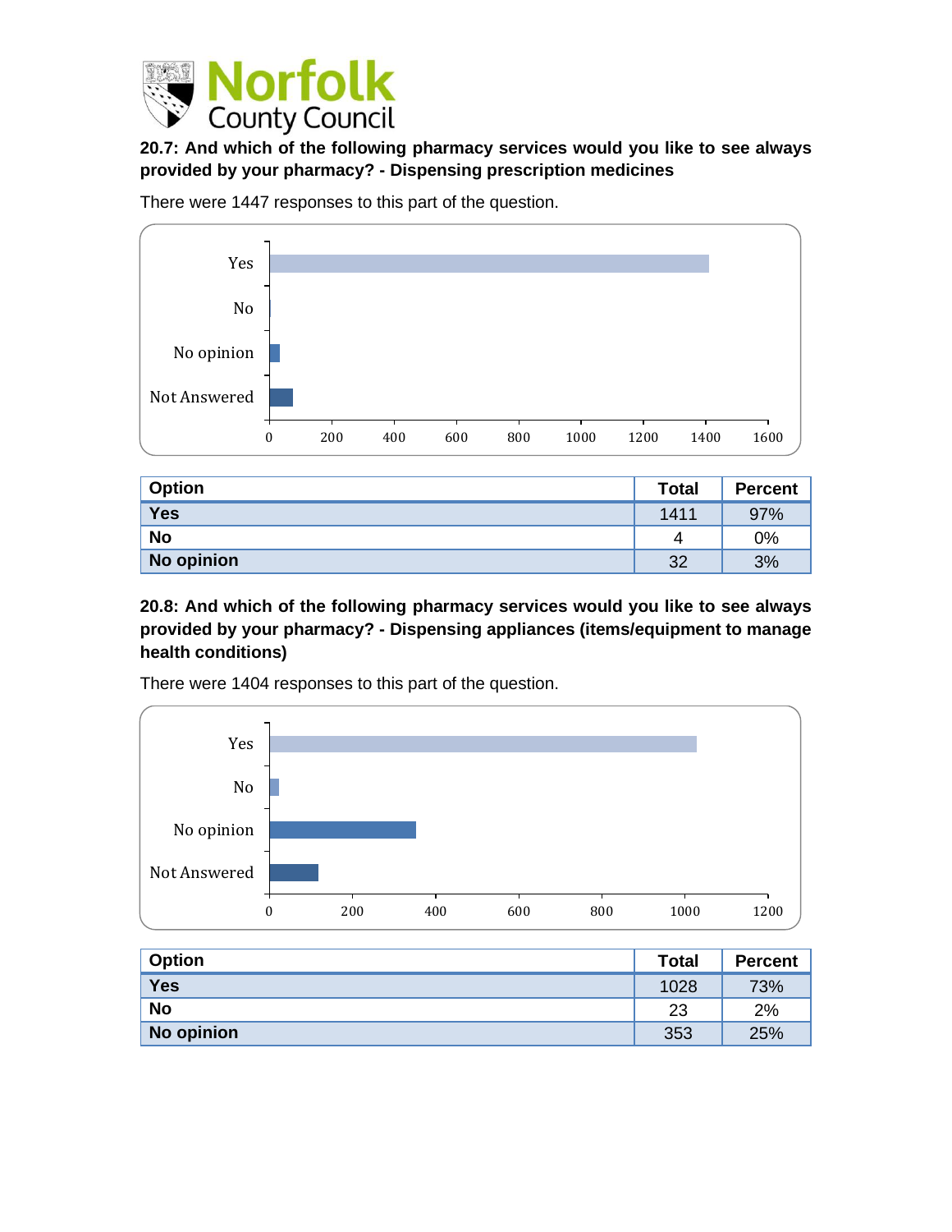**20.7: And which of the following pharmacy services would you like to see always provided by your pharmacy? - Dispensing prescription medicines**

There were 1447 responses to this part of the question.

| Option | Total | Percent |
| --- | --- | --- |
| **Yes** | 1411 | 97% |
| **No** | 4 | 0% |
| **No opinion** | 32 | 3% |

**20.8: And which of the following pharmacy services would you like to see always provided by your pharmacy? - Dispensing appliances (items/equipment to manage health conditions)**

There were 1404 responses to this part of the question.

| Option | Total | Percent |
| --- | --- | --- |
| **Yes** | 1028 | 73% |
| **No** | 23 | 2% |
| **No opinion** | 353 | 25% |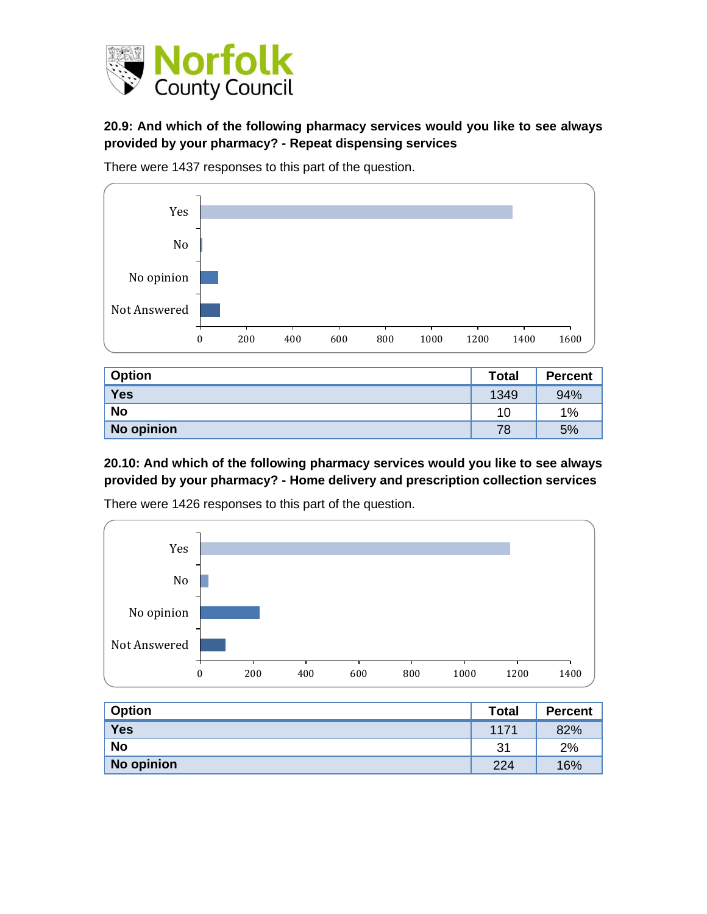**20.9: And which of the following pharmacy services would you like to see always provided by your pharmacy? - Repeat dispensing services**

There were 1437 responses to this part of the question.

| Option | Total | Percent |
|---|---|---|
| Yes | 1349 | 94% |
| No | 10 | 1% |
| No opinion | 78 | 5% |

**20.10: And which of the following pharmacy services would you like to see always provided by your pharmacy? - Home delivery and prescription collection services**

There were 1426 responses to this part of the question.

| Option | Total | Percent |
|---|---|---|
| Yes | 1171 | 82% |
| No | 31 | 2% |
| No opinion | 224 | 16% |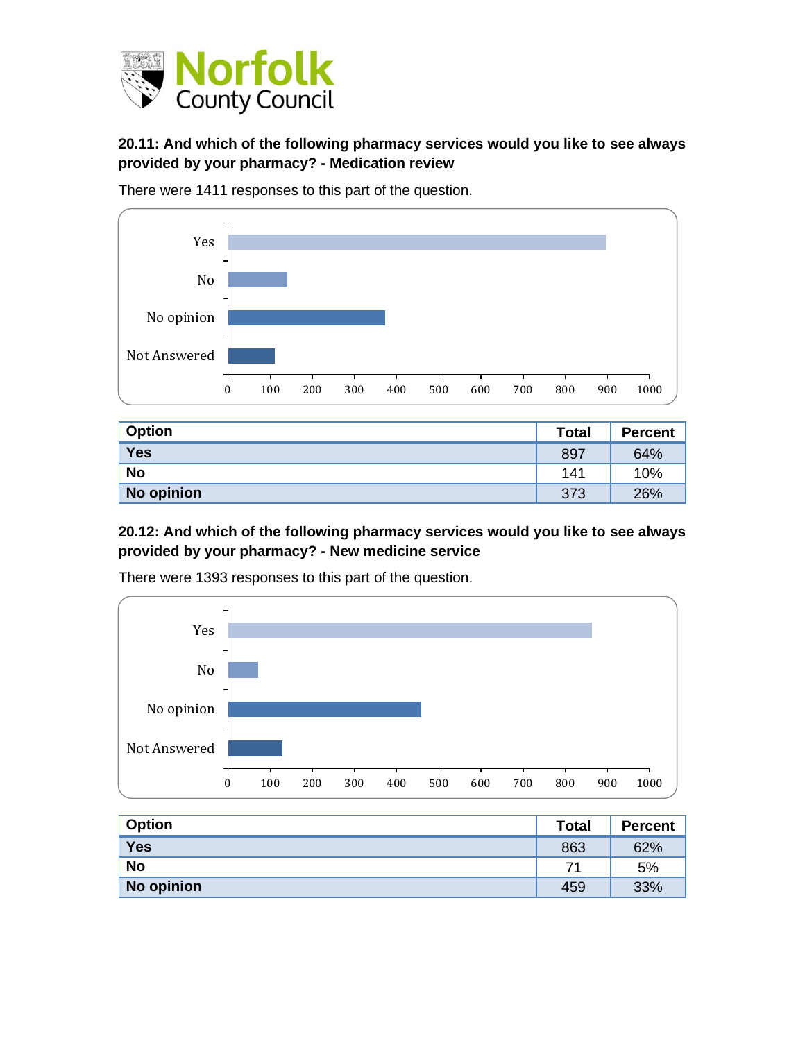### 20.11: And which of the following pharmacy services would you like to see always provided by your pharmacy? - Medication review

There were 1411 responses to this part of the question.

| Option | Total | Percent |
|---|---|---|
| Yes | 897 | 64% |
| No | 141 | 10% |
| No opinion | 373 | 26% |

### 20.12: And which of the following pharmacy services would you like to see always provided by your pharmacy? - New medicine service

There were 1393 responses to this part of the question.

| Option | Total | Percent |
|---|---|---|
| Yes | 863 | 62% |
| No | 71 | 5% |
| No opinion | 459 | 33% |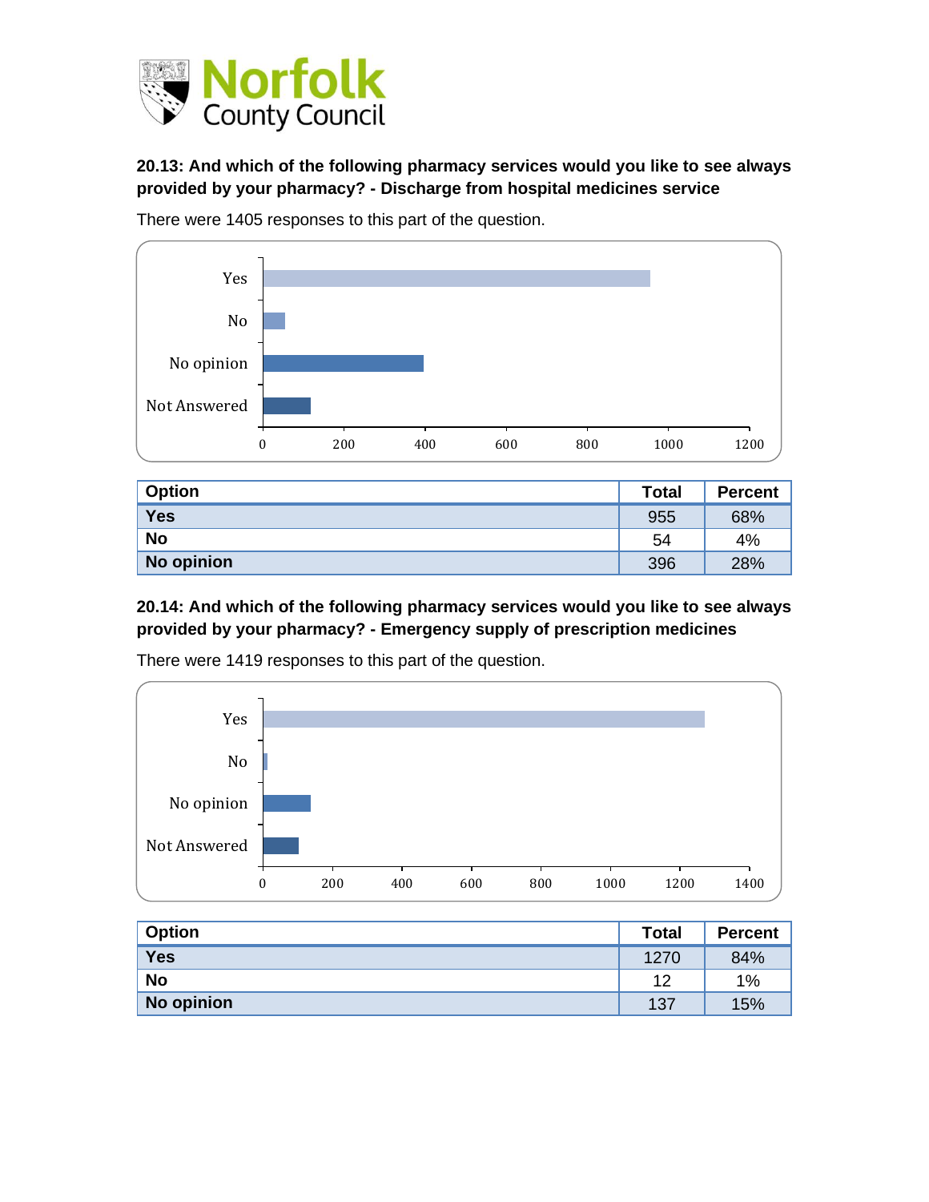**20.13: And which of the following pharmacy services would you like to see always provided by your pharmacy? - Discharge from hospital medicines service**

There were 1405 responses to this part of the question.

| Option | Total | Percent |
|---|---|---|
| Yes | 955 | 68% |
| No | 54 | 4% |
| No opinion | 396 | 28% |

**20.14: And which of the following pharmacy services would you like to see always provided by your pharmacy? - Emergency supply of prescription medicines**

There were 1419 responses to this part of the question.

| Option | Total | Percent |
|---|---|---|
| Yes | 1270 | 84% |
| No | 12 | 1% |
| No opinion | 137 | 15% |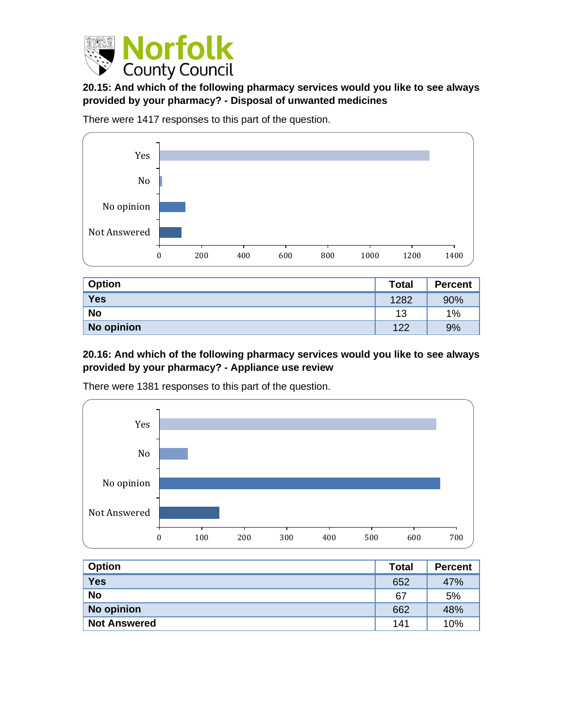## 20.15: And which of the following pharmacy services would you like to see always provided by your pharmacy? - Disposal of unwanted medicines

There were 1417 responses to this part of the question.

| Option | Total | Percent |
|---|---|---|
| Yes | 1282 | 90% |
| No | 13 | 1% |
| No opinion | 122 | 9% |

## 20.16: And which of the following pharmacy services would you like to see always provided by your pharmacy? - Appliance use review

There were 1381 responses to this part of the question.

| Option | Total | Percent |
|---|---|---|
| Yes | 652 | 47% |
| No | 67 | 5% |
| No opinion | 662 | 48% |
| Not Answered | 141 | 10% |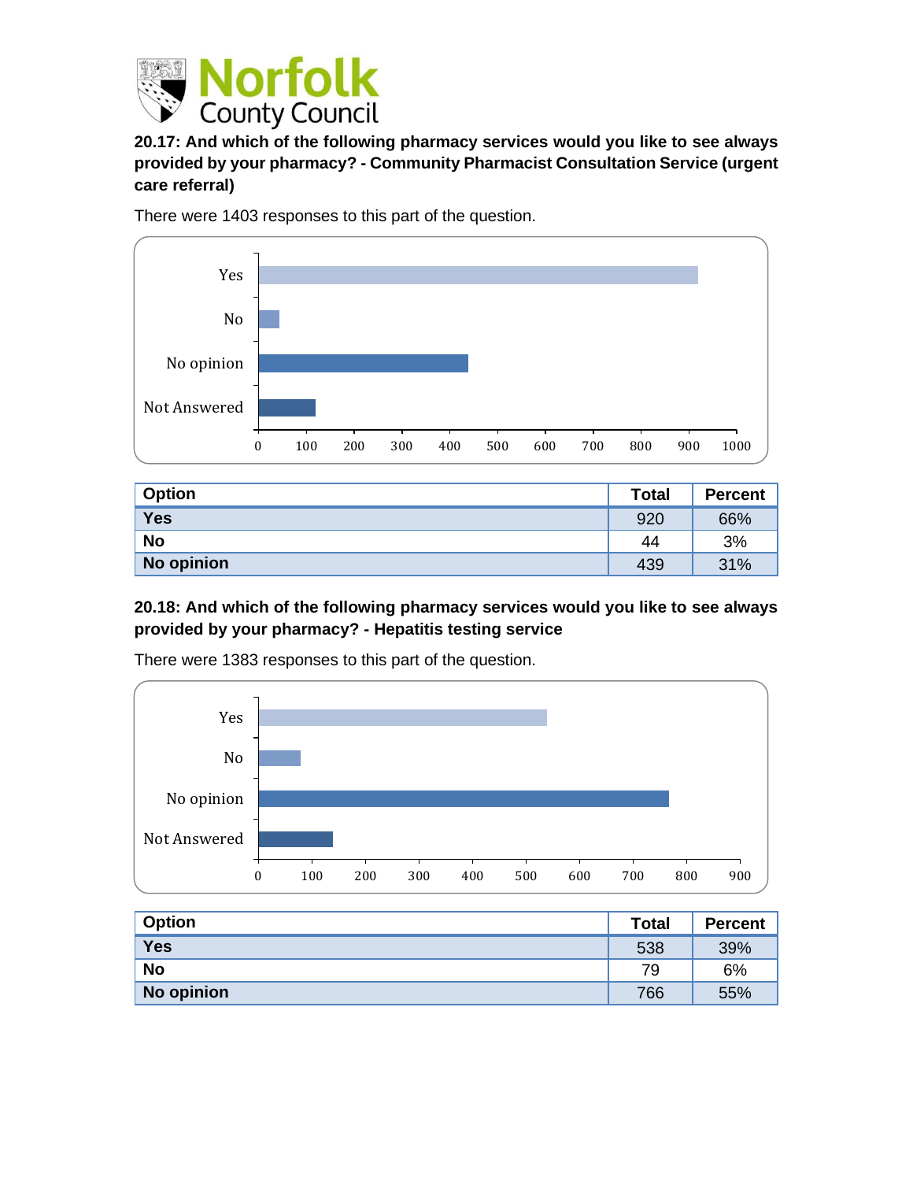**20.17: And which of the following pharmacy services would you like to see always provided by your pharmacy? - Community Pharmacist Consultation Service (urgent care referral)**

There were 1403 responses to this part of the question.

| Option | Total | Percent |
|---|---|---|
| Yes | 920 | 66% |
| No | 44 | 3% |
| No opinion | 439 | 31% |

**20.18: And which of the following pharmacy services would you like to see always provided by your pharmacy? - Hepatitis testing service**

There were 1383 responses to this part of the question.

| Option | Total | Percent |
|---|---|---|
| Yes | 538 | 39% |
| No | 79 | 6% |
| No opinion | 766 | 55% |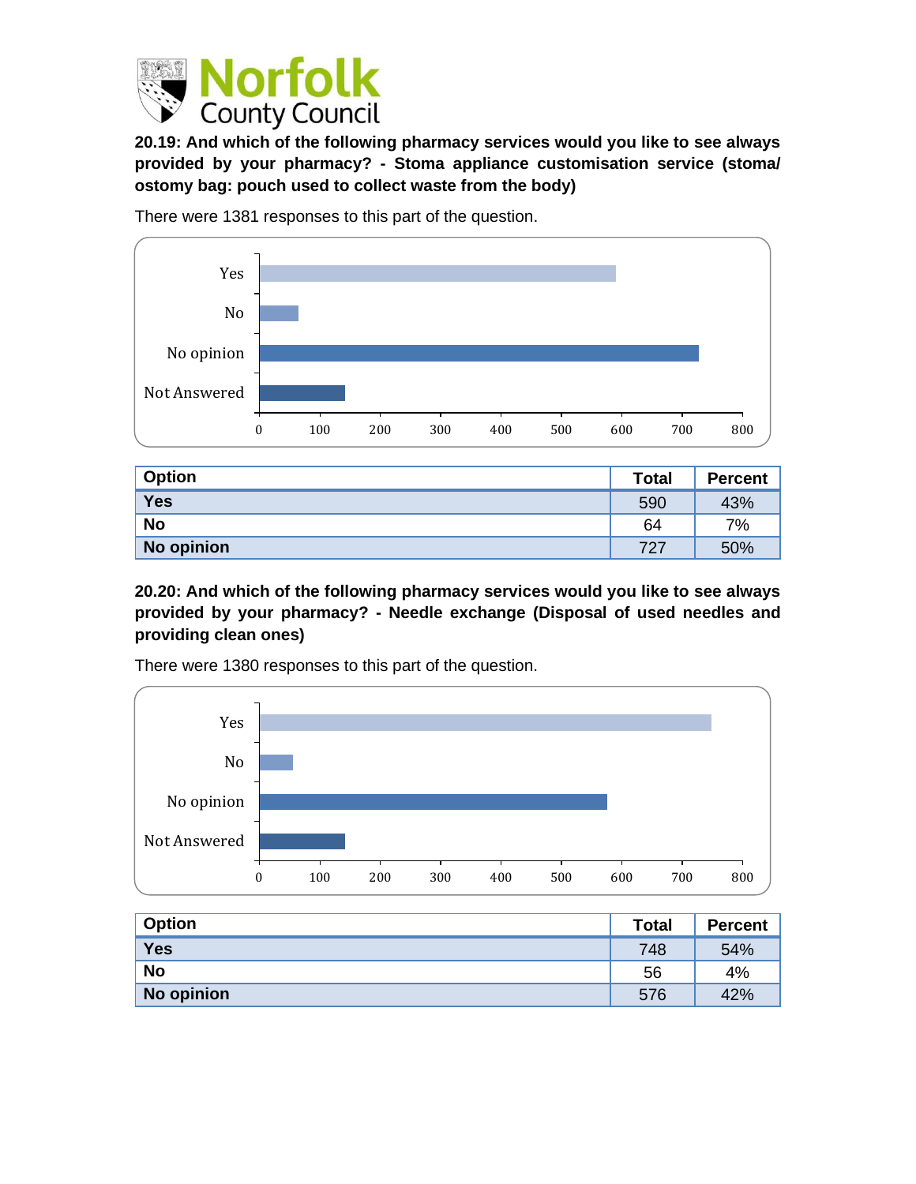**20.19: And which of the following pharmacy services would you like to see always provided by your pharmacy? - Stoma appliance customisation service (stoma/ ostomy bag: pouch used to collect waste from the body)**

There were 1381 responses to this part of the question.

| Option | Total | Percent |
|---|---|---|
| Yes | 590 | 43% |
| No | 64 | 7% |
| No opinion | 727 | 50% |

**20.20: And which of the following pharmacy services would you like to see always provided by your pharmacy? - Needle exchange (Disposal of used needles and providing clean ones)**

There were 1380 responses to this part of the question.

| Option | Total | Percent |
|---|---|---|
| Yes | 748 | 54% |
| No | 56 | 4% |
| No opinion | 576 | 42% |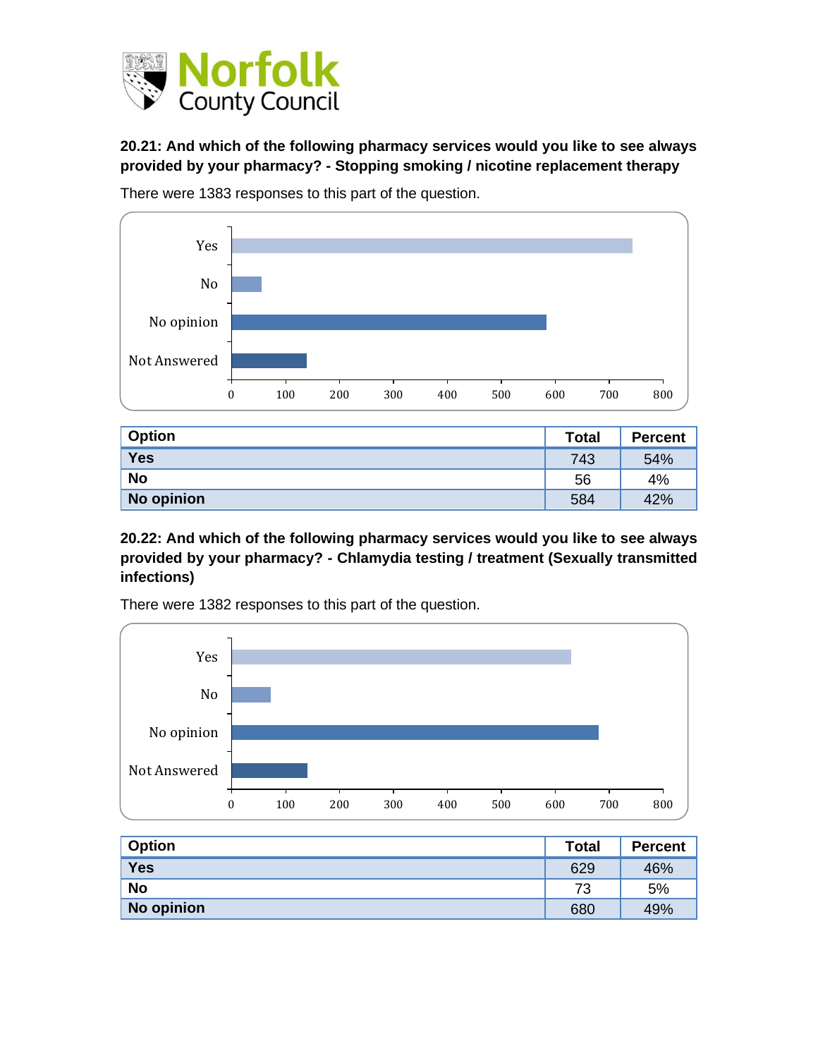**20.21: And which of the following pharmacy services would you like to see always provided by your pharmacy? - Stopping smoking / nicotine replacement therapy**

There were 1383 responses to this part of the question.

| Option | Total | Percent |
|---|---|---|
| Yes | 743 | 54% |
| No | 56 | 4% |
| No opinion | 584 | 42% |

**20.22: And which of the following pharmacy services would you like to see always provided by your pharmacy? - Chlamydia testing / treatment (Sexually transmitted infections)**

There were 1382 responses to this part of the question.

| Option | Total | Percent |
|---|---|---|
| Yes | 629 | 46% |
| No | 73 | 5% |
| No opinion | 680 | 49% |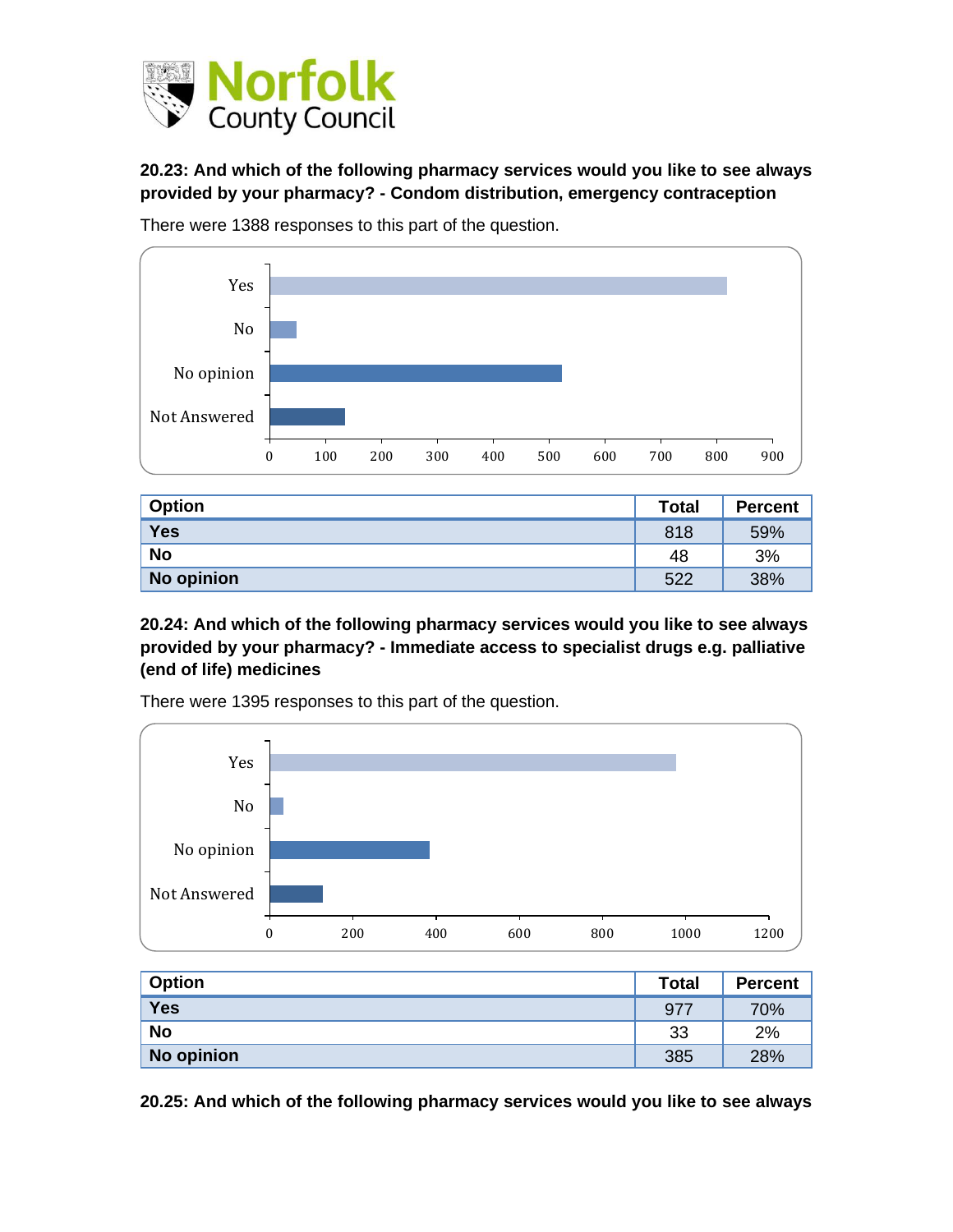**20.23: And which of the following pharmacy services would you like to see always provided by your pharmacy? - Condom distribution, emergency contraception**

There were 1388 responses to this part of the question.

| Option | Total | Percent |
|---|---|---|
| Yes | 818 | 59% |
| No | 48 | 3% |
| No opinion | 522 | 38% |

**20.24: And which of the following pharmacy services would you like to see always provided by your pharmacy? - Immediate access to specialist drugs e.g. palliative (end of life) medicines**

There were 1395 responses to this part of the question.

| Option | Total | Percent |
|---|---|---|
| Yes | 977 | 70% |
| No | 33 | 2% |
| No opinion | 385 | 28% |

**20.25: And which of the following pharmacy services would you like to see always**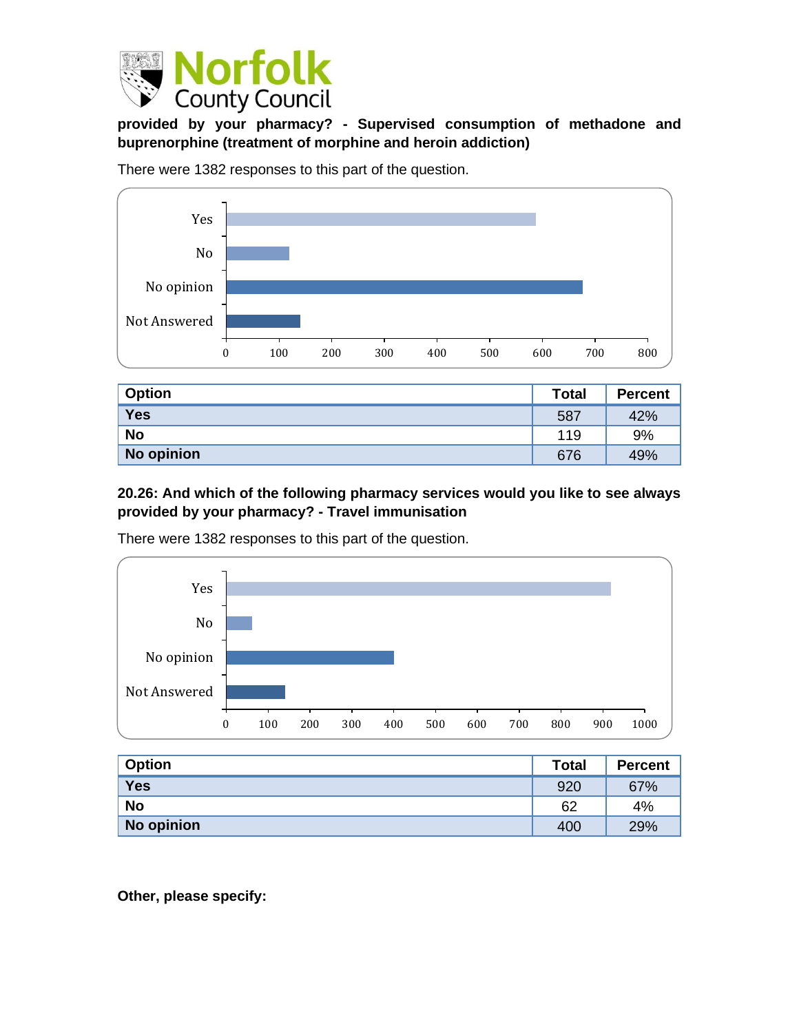**provided by your pharmacy? - Supervised consumption of methadone and buprenorphine (treatment of morphine and heroin addiction)**

There were 1382 responses to this part of the question.

| Option | Total | Percent |
|---|---|---|
| Yes | 587 | 42% |
| No | 119 | 9% |
| No opinion | 676 | 49% |

**20.26: And which of the following pharmacy services would you like to see always provided by your pharmacy? - Travel immunisation**

There were 1382 responses to this part of the question.

| Option | Total | Percent |
|---|---|---|
| Yes | 920 | 67% |
| No | 62 | 4% |
| No opinion | 400 | 29% |

**Other, please specify:**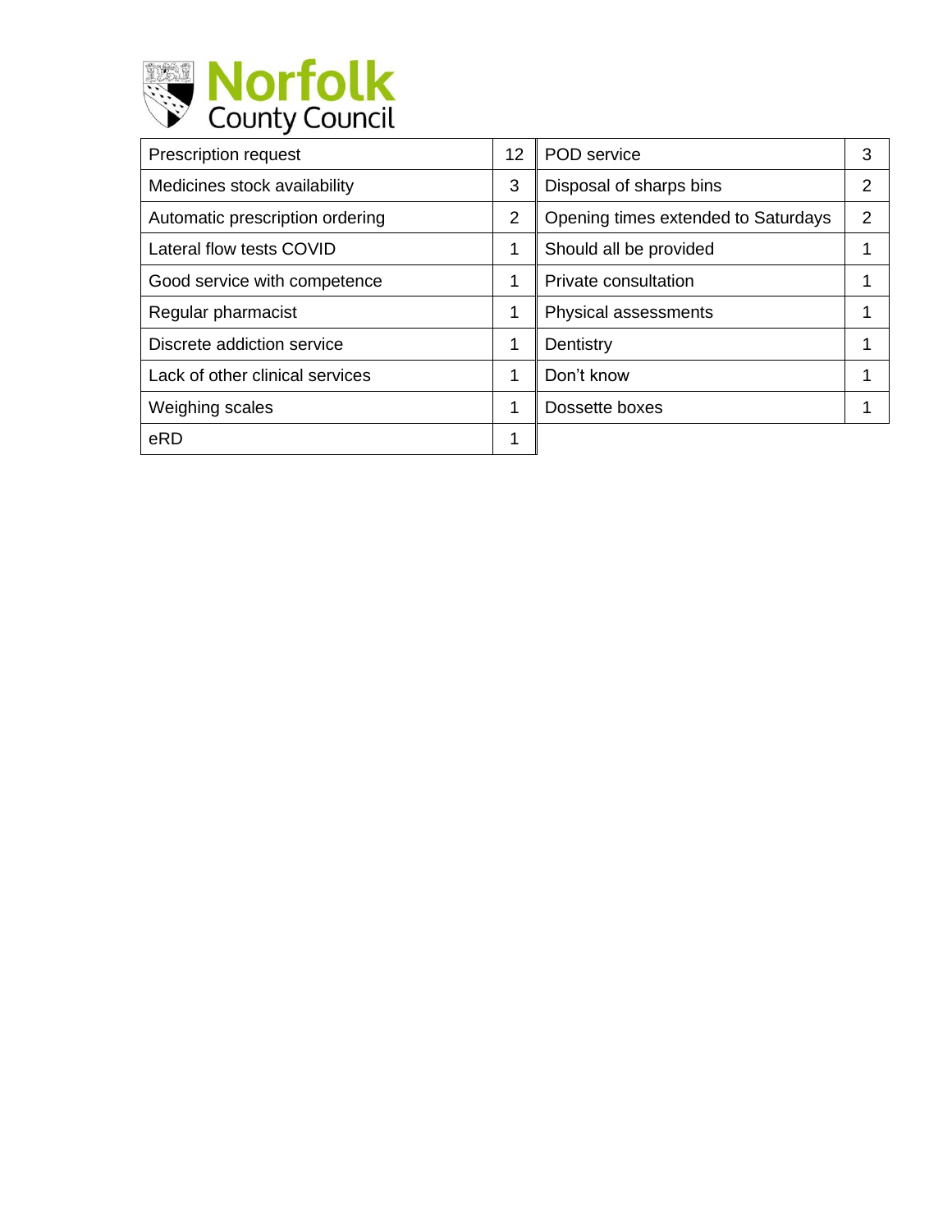| Prescription request | 12 | POD service | 3 |
|---|---|---|---|
| Medicines stock availability | 3 | Disposal of sharps bins | 2 |
| Automatic prescription ordering | 2 | Opening times extended to Saturdays | 2 |
| Lateral flow tests COVID | 1 | Should all be provided | 1 |
| Good service with competence | 1 | Private consultation | 1 |
| Regular pharmacist | 1 | Physical assessments | 1 |
| Discrete addiction service | 1 | Dentistry | 1 |
| Lack of other clinical services | 1 | Don't know | 1 |
| Weighing scales | 1 | Dossette boxes | 1 |
| eRD | 1 | | |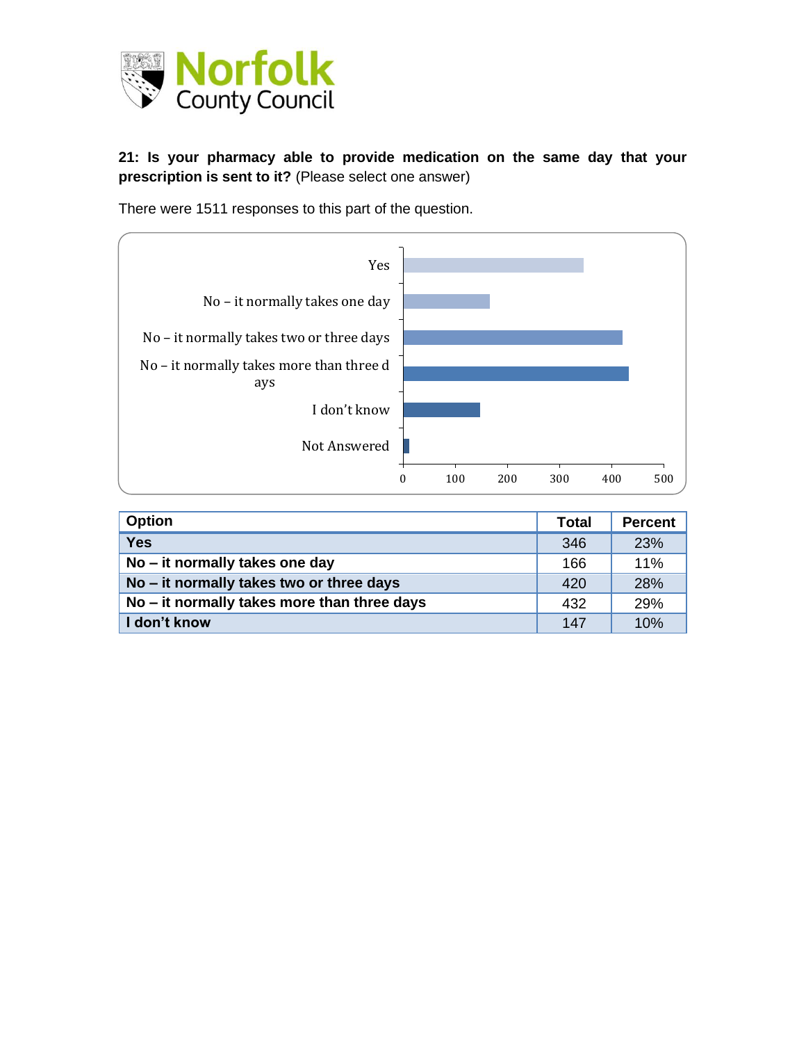**21: Is your pharmacy able to provide medication on the same day that your prescription is sent to it?** (Please select one answer)

There were 1511 responses to this part of the question.

| Option | Total | Percent |
|---|---|---|
| **Yes** | 346 | 23% |
| **No – it normally takes one day** | 166 | 11% |
| **No – it normally takes two or three days** | 420 | 28% |
| **No – it normally takes more than three days** | 432 | 29% |
| **I don't know** | 147 | 10% |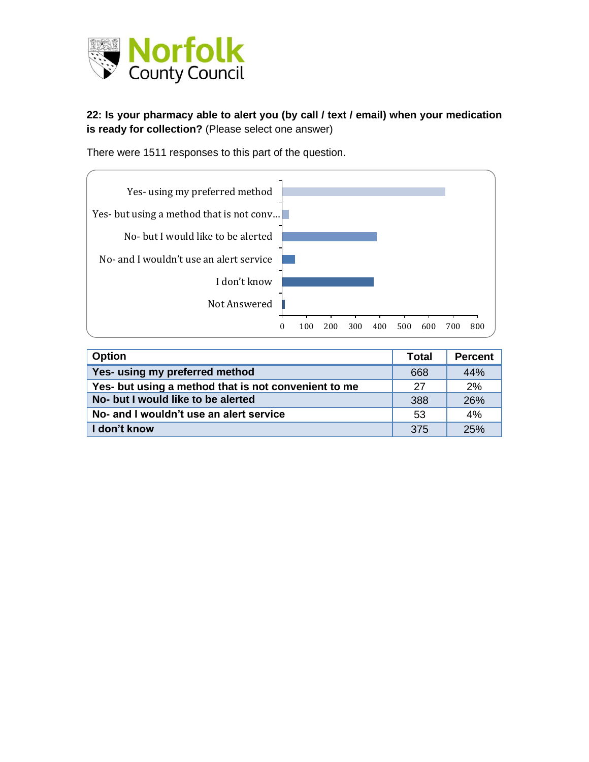**22: Is your pharmacy able to alert you (by call / text / email) when your medication is ready for collection?** (Please select one answer)

There were 1511 responses to this part of the question.

| Option | Total | Percent |
|---|---|---|
| Yes- using my preferred method | 668 | 44% |
| Yes- but using a method that is not convenient to me | 27 | 2% |
| No- but I would like to be alerted | 388 | 26% |
| No- and I wouldn't use an alert service | 53 | 4% |
| I don't know | 375 | 25% |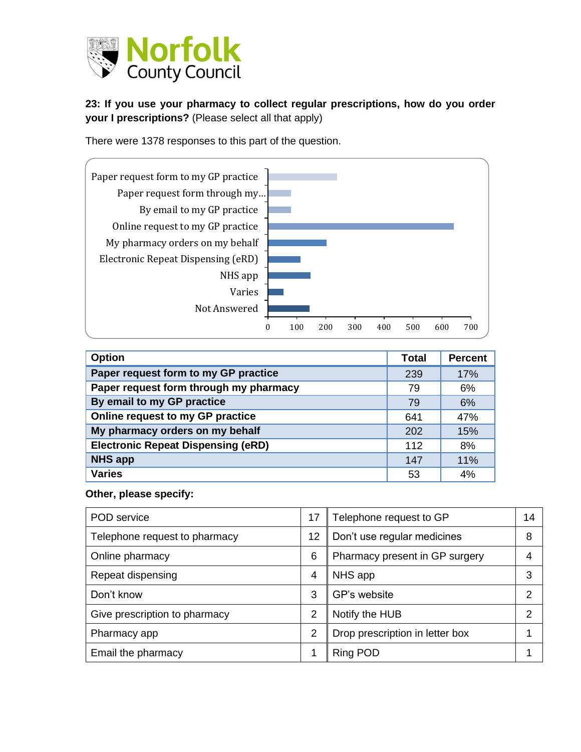**23: If you use your pharmacy to collect regular prescriptions, how do you order your I prescriptions?** (Please select all that apply)

There were 1378 responses to this part of the question.

| Option | Total | Percent |
|---|---|---|
| Paper request form to my GP practice | 239 | 17% |
| Paper request form through my pharmacy | 79 | 6% |
| By email to my GP practice | 79 | 6% |
| Online request to my GP practice | 641 | 47% |
| My pharmacy orders on my behalf | 202 | 15% |
| Electronic Repeat Dispensing (eRD) | 112 | 8% |
| NHS app | 147 | 11% |
| Varies | 53 | 4% |

**Other, please specify:**

| | | | |
|---|---|---|---|
| POD service | 17 | Telephone request to GP | 14 |
| Telephone request to pharmacy | 12 | Don't use regular medicines | 8 |
| Online pharmacy | 6 | Pharmacy present in GP surgery | 4 |
| Repeat dispensing | 4 | NHS app | 3 |
| Don't know | 3 | GP's website | 2 |
| Give prescription to pharmacy | 2 | Notify the HUB | 2 |
| Pharmacy app | 2 | Drop prescription in letter box | 1 |
| Email the pharmacy | 1 | Ring POD | 1 |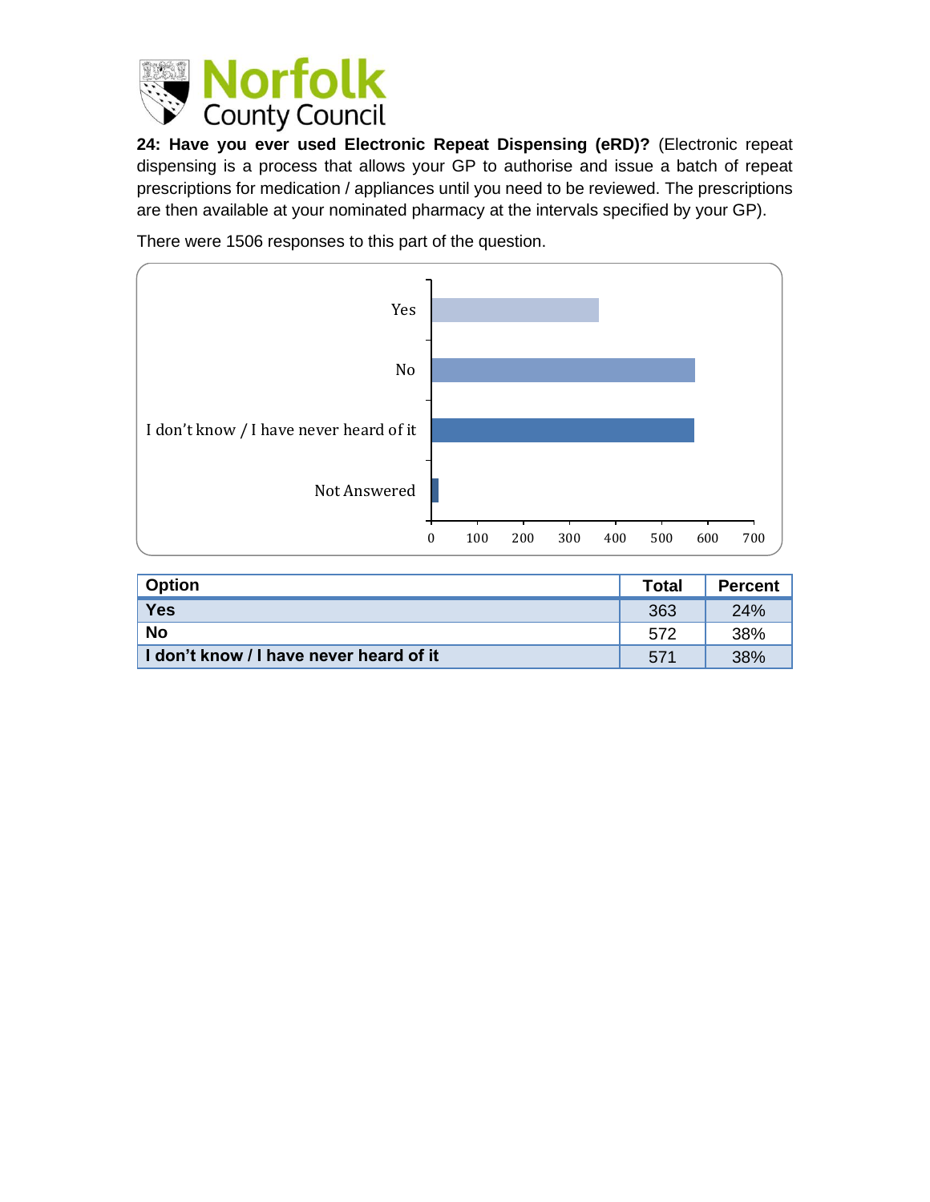**24: Have you ever used Electronic Repeat Dispensing (eRD)?** (Electronic repeat dispensing is a process that allows your GP to authorise and issue a batch of repeat prescriptions for medication / appliances until you need to be reviewed. The prescriptions are then available at your nominated pharmacy at the intervals specified by your GP).

There were 1506 responses to this part of the question.

| Option | Total | Percent |
|---|---|---|
| **Yes** | 363 | 24% |
| **No** | 572 | 38% |
| **I don't know / I have never heard of it** | 571 | 38% |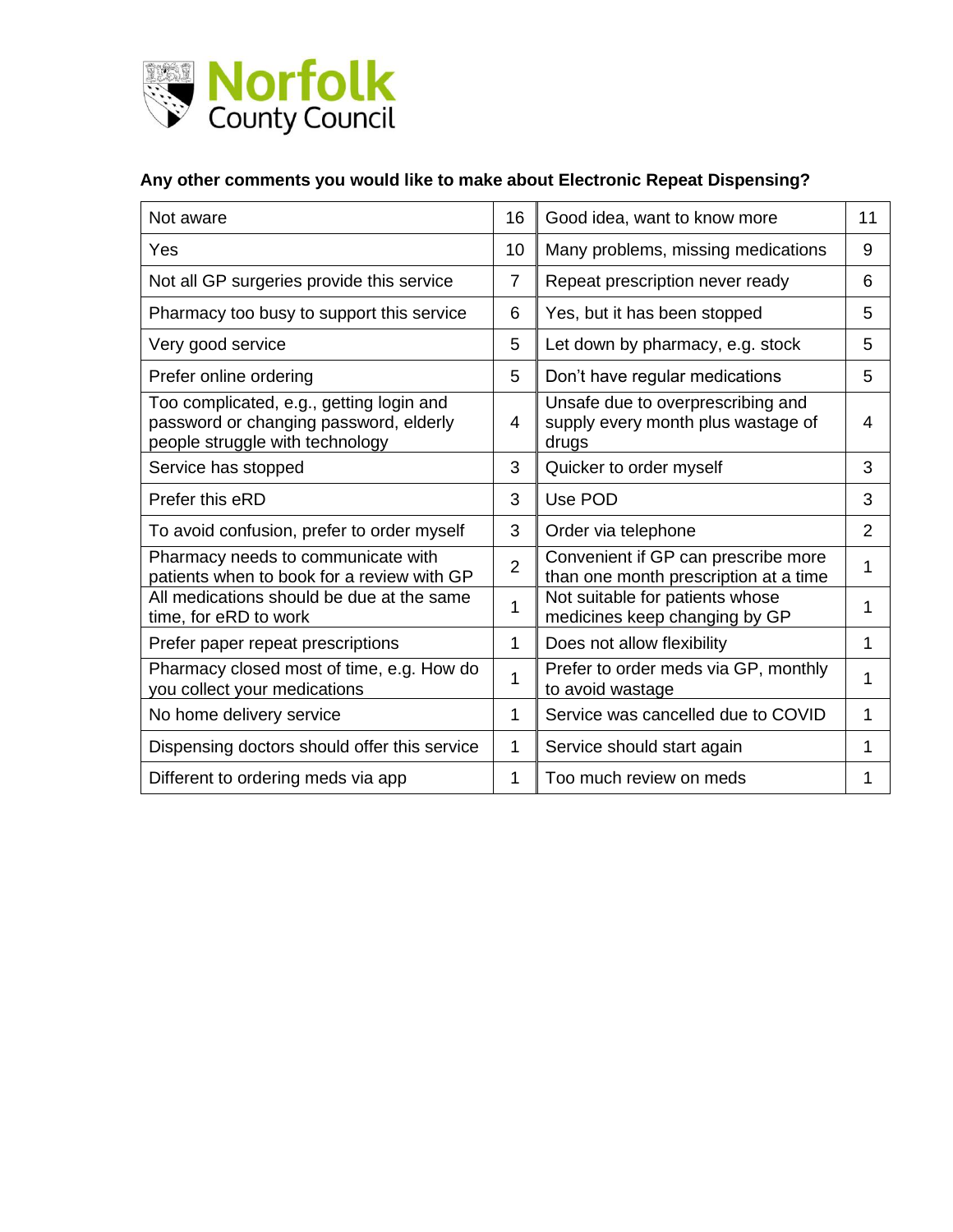**Any other comments you would like to make about Electronic Repeat Dispensing?**

| | | | |
|---|---|---|---|
| Not aware | 16 | Good idea, want to know more | 11 |
| Yes | 10 | Many problems, missing medications | 9 |
| Not all GP surgeries provide this service | 7 | Repeat prescription never ready | 6 |
| Pharmacy too busy to support this service | 6 | Yes, but it has been stopped | 5 |
| Very good service | 5 | Let down by pharmacy, e.g. stock | 5 |
| Prefer online ordering | 5 | Don't have regular medications | 5 |
| Too complicated, e.g., getting login and password or changing password, elderly people struggle with technology | 4 | Unsafe due to overprescribing and supply every month plus wastage of drugs | 4 |
| Service has stopped | 3 | Quicker to order myself | 3 |
| Prefer this eRD | 3 | Use POD | 3 |
| To avoid confusion, prefer to order myself | 3 | Order via telephone | 2 |
| Pharmacy needs to communicate with patients when to book for a review with GP | 2 | Convenient if GP can prescribe more than one month prescription at a time | 1 |
| All medications should be due at the same time, for eRD to work | 1 | Not suitable for patients whose medicines keep changing by GP | 1 |
| Prefer paper repeat prescriptions | 1 | Does not allow flexibility | 1 |
| Pharmacy closed most of time, e.g. How do you collect your medications | 1 | Prefer to order meds via GP, monthly to avoid wastage | 1 |
| No home delivery service | 1 | Service was cancelled due to COVID | 1 |
| Dispensing doctors should offer this service | 1 | Service should start again | 1 |
| Different to ordering meds via app | 1 | Too much review on meds | 1 |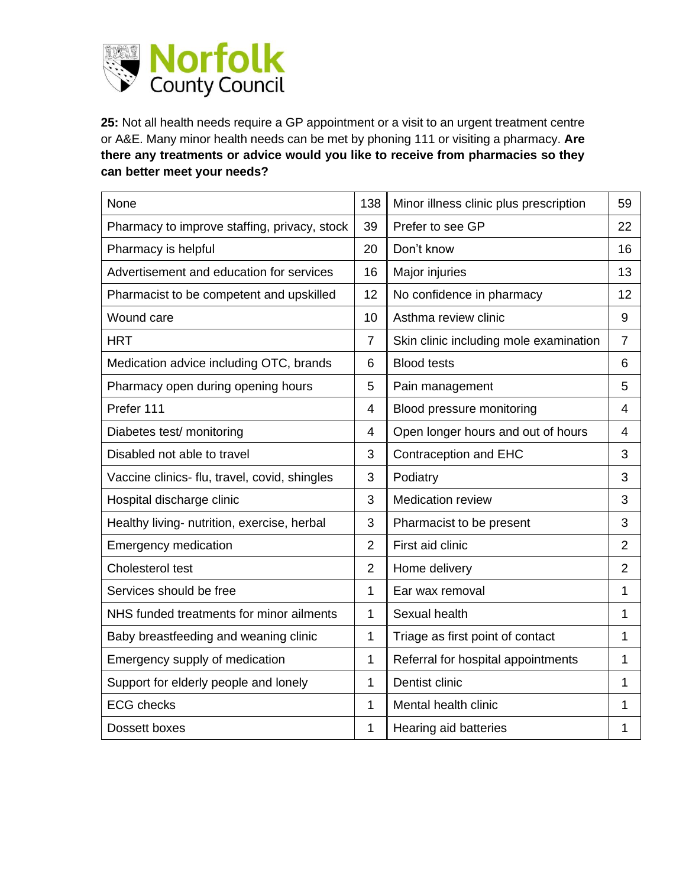**25:** Not all health needs require a GP appointment or a visit to an urgent treatment centre or A&E. Many minor health needs can be met by phoning 111 or visiting a pharmacy. **Are there any treatments or advice would you like to receive from pharmacies so they can better meet your needs?**

| | | | |
|---|---|---|---|
| None | 138 | Minor illness clinic plus prescription | 59 |
| Pharmacy to improve staffing, privacy, stock | 39 | Prefer to see GP | 22 |
| Pharmacy is helpful | 20 | Don't know | 16 |
| Advertisement and education for services | 16 | Major injuries | 13 |
| Pharmacist to be competent and upskilled | 12 | No confidence in pharmacy | 12 |
| Wound care | 10 | Asthma review clinic | 9 |
| HRT | 7 | Skin clinic including mole examination | 7 |
| Medication advice including OTC, brands | 6 | Blood tests | 6 |
| Pharmacy open during opening hours | 5 | Pain management | 5 |
| Prefer 111 | 4 | Blood pressure monitoring | 4 |
| Diabetes test/ monitoring | 4 | Open longer hours and out of hours | 4 |
| Disabled not able to travel | 3 | Contraception and EHC | 3 |
| Vaccine clinics- flu, travel, covid, shingles | 3 | Podiatry | 3 |
| Hospital discharge clinic | 3 | Medication review | 3 |
| Healthy living- nutrition, exercise, herbal | 3 | Pharmacist to be present | 3 |
| Emergency medication | 2 | First aid clinic | 2 |
| Cholesterol test | 2 | Home delivery | 2 |
| Services should be free | 1 | Ear wax removal | 1 |
| NHS funded treatments for minor ailments | 1 | Sexual health | 1 |
| Baby breastfeeding and weaning clinic | 1 | Triage as first point of contact | 1 |
| Emergency supply of medication | 1 | Referral for hospital appointments | 1 |
| Support for elderly people and lonely | 1 | Dentist clinic | 1 |
| ECG checks | 1 | Mental health clinic | 1 |
| Dossett boxes | 1 | Hearing aid batteries | 1 |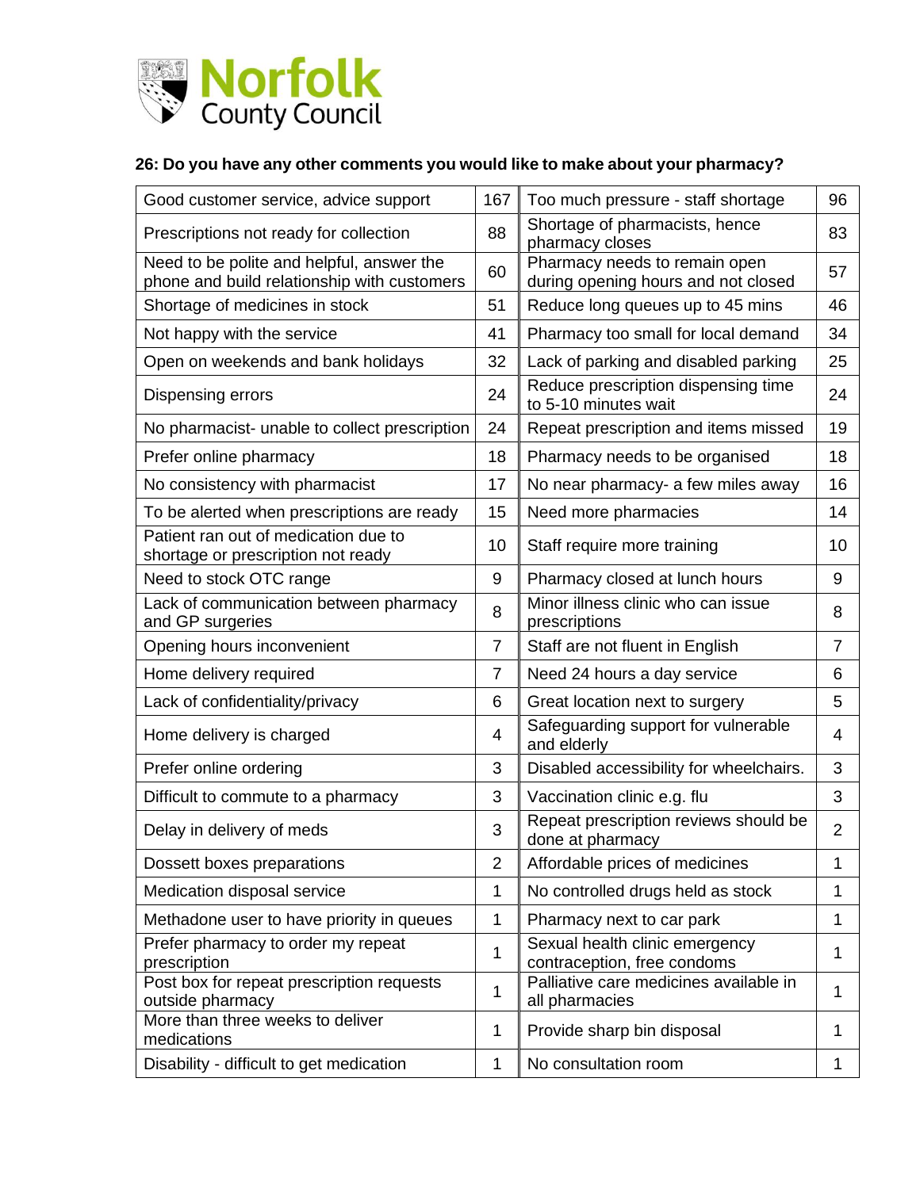### 26: Do you have any other comments you would like to make about your pharmacy?

| Good customer service, advice support | 167 | Too much pressure - staff shortage | 96 |
|---|---|---|---|
| Prescriptions not ready for collection | 88 | Shortage of pharmacists, hence pharmacy closes | 83 |
| Need to be polite and helpful, answer the phone and build relationship with customers | 60 | Pharmacy needs to remain open during opening hours and not closed | 57 |
| Shortage of medicines in stock | 51 | Reduce long queues up to 45 mins | 46 |
| Not happy with the service | 41 | Pharmacy too small for local demand | 34 |
| Open on weekends and bank holidays | 32 | Lack of parking and disabled parking | 25 |
| Dispensing errors | 24 | Reduce prescription dispensing time to 5-10 minutes wait | 24 |
| No pharmacist- unable to collect prescription | 24 | Repeat prescription and items missed | 19 |
| Prefer online pharmacy | 18 | Pharmacy needs to be organised | 18 |
| No consistency with pharmacist | 17 | No near pharmacy- a few miles away | 16 |
| To be alerted when prescriptions are ready | 15 | Need more pharmacies | 14 |
| Patient ran out of medication due to shortage or prescription not ready | 10 | Staff require more training | 10 |
| Need to stock OTC range | 9 | Pharmacy closed at lunch hours | 9 |
| Lack of communication between pharmacy and GP surgeries | 8 | Minor illness clinic who can issue prescriptions | 8 |
| Opening hours inconvenient | 7 | Staff are not fluent in English | 7 |
| Home delivery required | 7 | Need 24 hours a day service | 6 |
| Lack of confidentiality/privacy | 6 | Great location next to surgery | 5 |
| Home delivery is charged | 4 | Safeguarding support for vulnerable and elderly | 4 |
| Prefer online ordering | 3 | Disabled accessibility for wheelchairs. | 3 |
| Difficult to commute to a pharmacy | 3 | Vaccination clinic e.g. flu | 3 |
| Delay in delivery of meds | 3 | Repeat prescription reviews should be done at pharmacy | 2 |
| Dossett boxes preparations | 2 | Affordable prices of medicines | 1 |
| Medication disposal service | 1 | No controlled drugs held as stock | 1 |
| Methadone user to have priority in queues | 1 | Pharmacy next to car park | 1 |
| Prefer pharmacy to order my repeat prescription | 1 | Sexual health clinic emergency contraception, free condoms | 1 |
| Post box for repeat prescription requests outside pharmacy | 1 | Palliative care medicines available in all pharmacies | 1 |
| More than three weeks to deliver medications | 1 | Provide sharp bin disposal | 1 |
| Disability - difficult to get medication | 1 | No consultation room | 1 |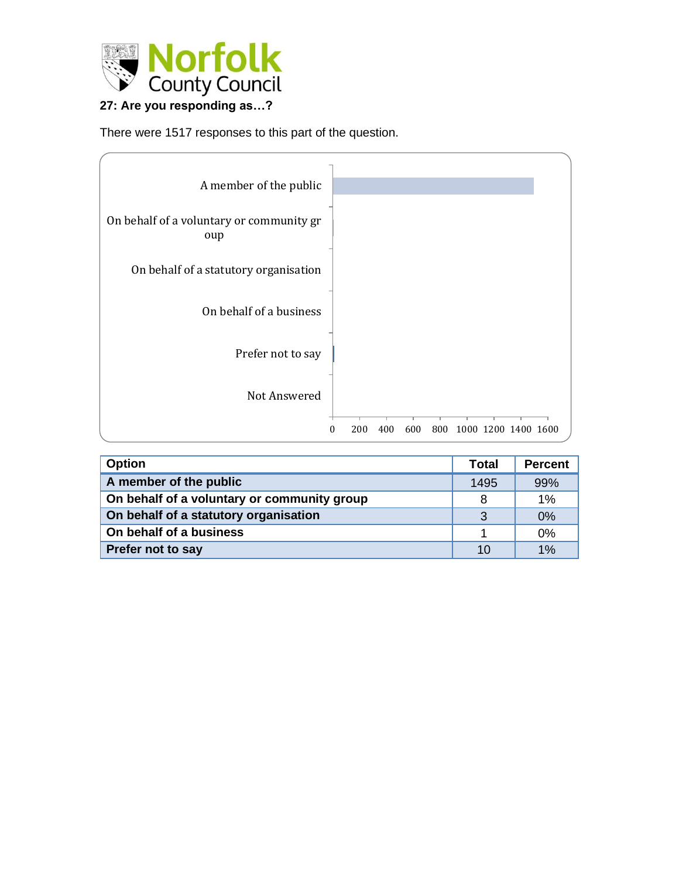**27: Are you responding as…?**

There were 1517 responses to this part of the question.

| Option | Total | Percent |
|---|---|---|
| A member of the public | 1495 | 99% |
| On behalf of a voluntary or community group | 8 | 1% |
| On behalf of a statutory organisation | 3 | 0% |
| On behalf of a business | 1 | 0% |
| Prefer not to say | 10 | 1% |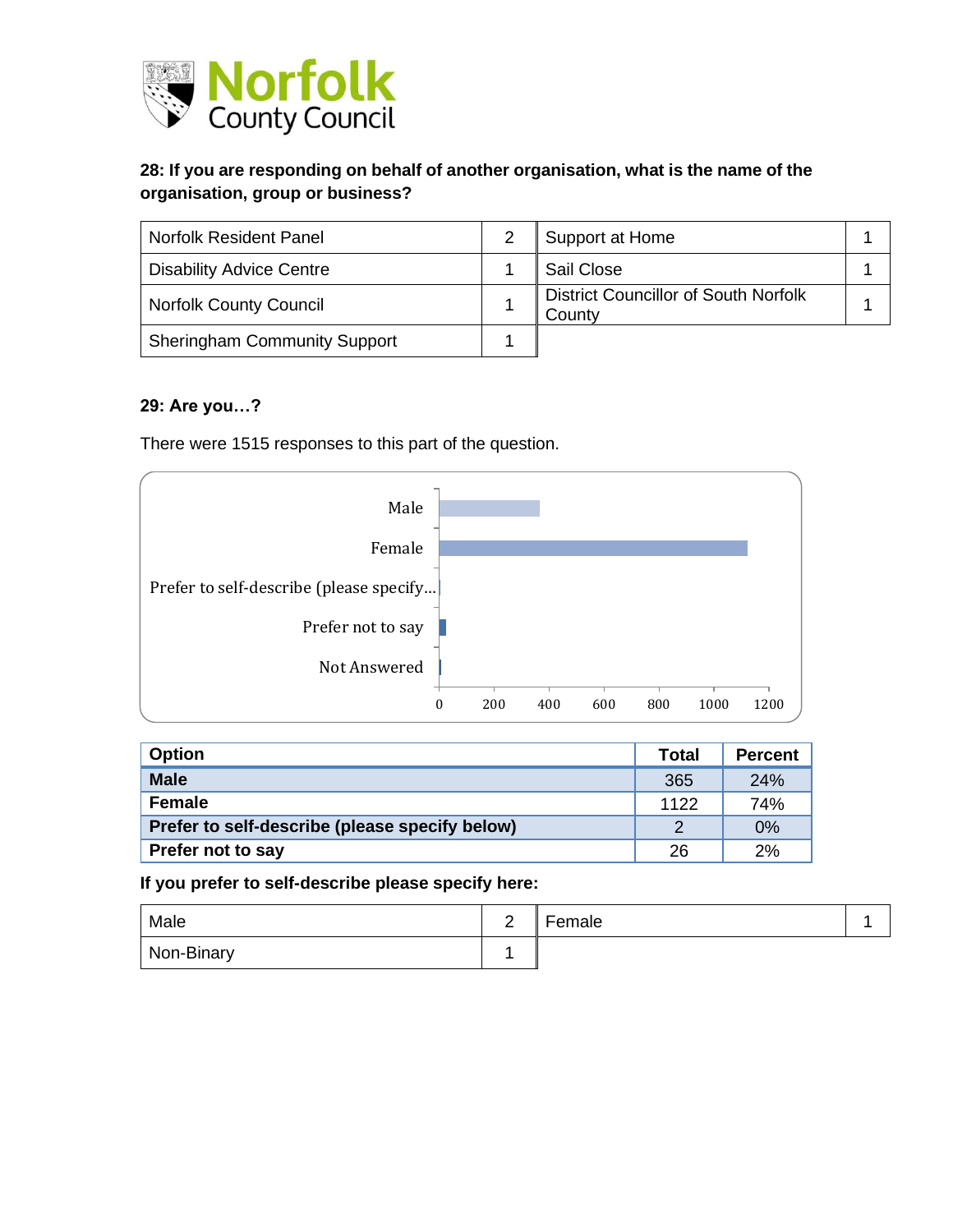### 28: If you are responding on behalf of another organisation, what is the name of the organisation, group or business?

| Organisation | Count | Organisation | Count |
|---|---|---|---|
| Norfolk Resident Panel | 2 | Support at Home | 1 |
| Disability Advice Centre | 1 | Sail Close | 1 |
| Norfolk County Council | 1 | District Councillor of South Norfolk County | 1 |
| Sheringham Community Support | 1 | | |

### 29: Are you…?

There were 1515 responses to this part of the question.

| Option | Total | Percent |
|---|---|---|
| **Male** | 365 | 24% |
| **Female** | 1122 | 74% |
| **Prefer to self-describe (please specify below)** | 2 | 0% |
| **Prefer not to say** | 26 | 2% |

**If you prefer to self-describe please specify here:**

| Response | Count | Response | Count |
|---|---|---|---|
| Male | 2 | Female | 1 |
| Non-Binary | 1 | | |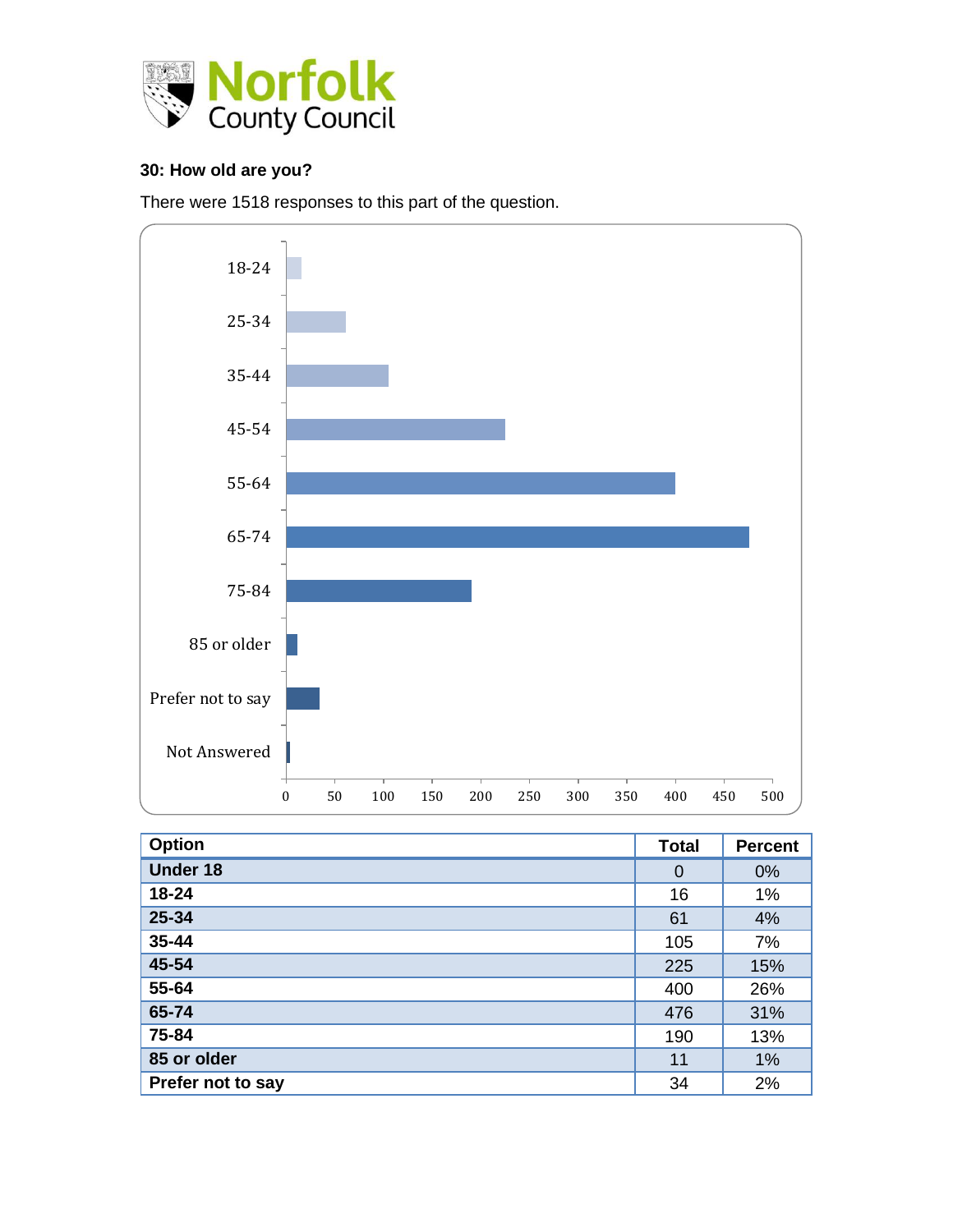### 30: How old are you?

There were 1518 responses to this part of the question.

| Option | Total | Percent |
|---|---|---|
| Under 18 | 0 | 0% |
| 18-24 | 16 | 1% |
| 25-34 | 61 | 4% |
| 35-44 | 105 | 7% |
| 45-54 | 225 | 15% |
| 55-64 | 400 | 26% |
| 65-74 | 476 | 31% |
| 75-84 | 190 | 13% |
| 85 or older | 11 | 1% |
| Prefer not to say | 34 | 2% |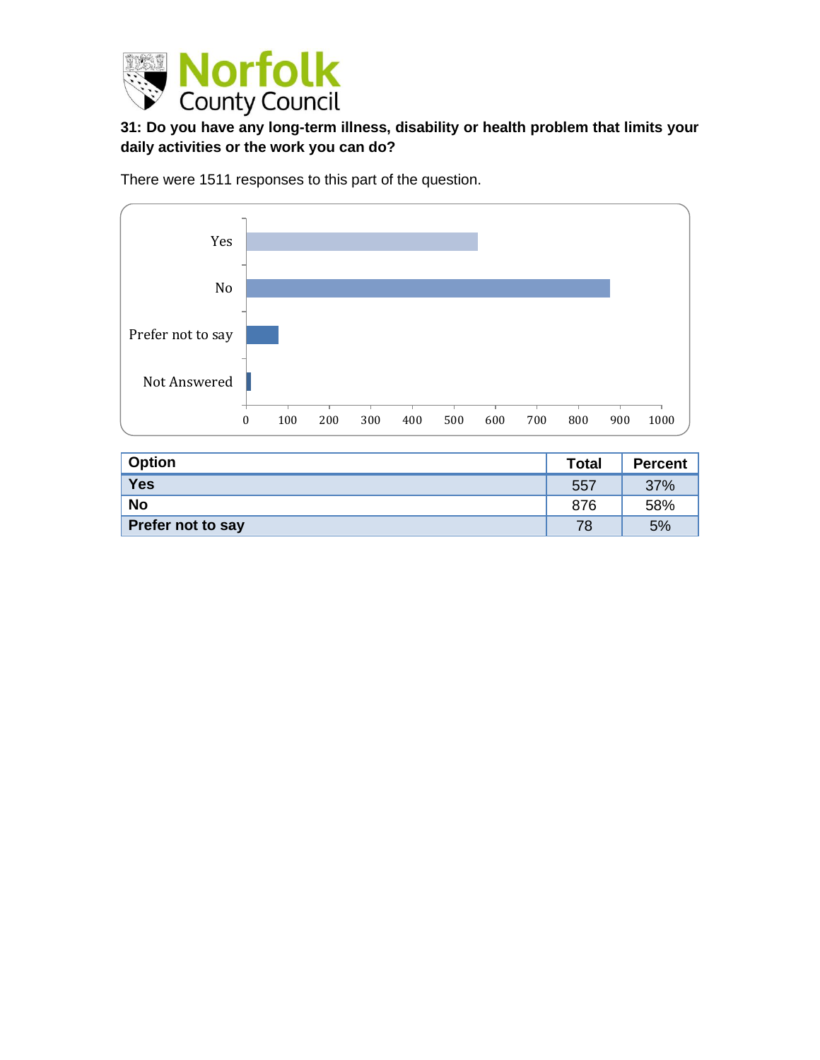**31: Do you have any long-term illness, disability or health problem that limits your daily activities or the work you can do?**

There were 1511 responses to this part of the question.

| Option | Total | Percent |
|---|---|---|
| Yes | 557 | 37% |
| No | 876 | 58% |
| Prefer not to say | 78 | 5% |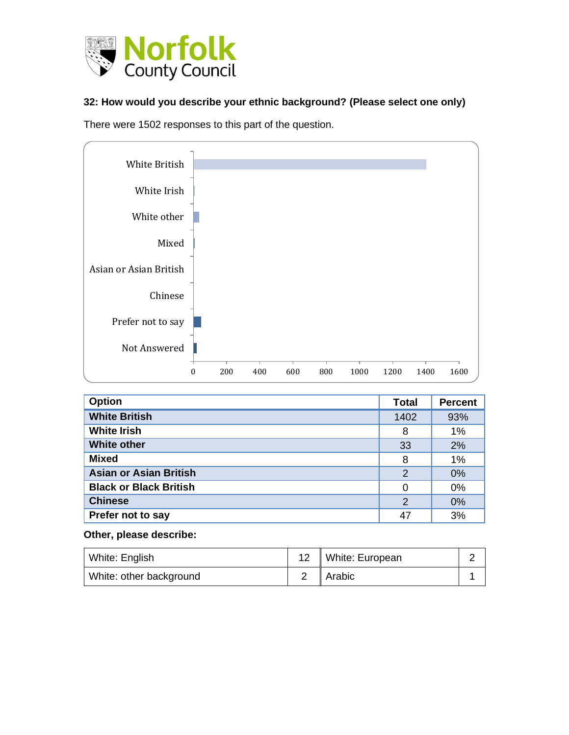**32: How would you describe your ethnic background? (Please select one only)**

There were 1502 responses to this part of the question.

| Option | Total | Percent |
|---|---|---|
| White British | 1402 | 93% |
| White Irish | 8 | 1% |
| White other | 33 | 2% |
| Mixed | 8 | 1% |
| Asian or Asian British | 2 | 0% |
| Black or Black British | 0 | 0% |
| Chinese | 2 | 0% |
| Prefer not to say | 47 | 3% |

**Other, please describe:**

| | | | |
|---|---|---|---|
| White: English | 12 | White: European | 2 |
| White: other background | 2 | Arabic | 1 |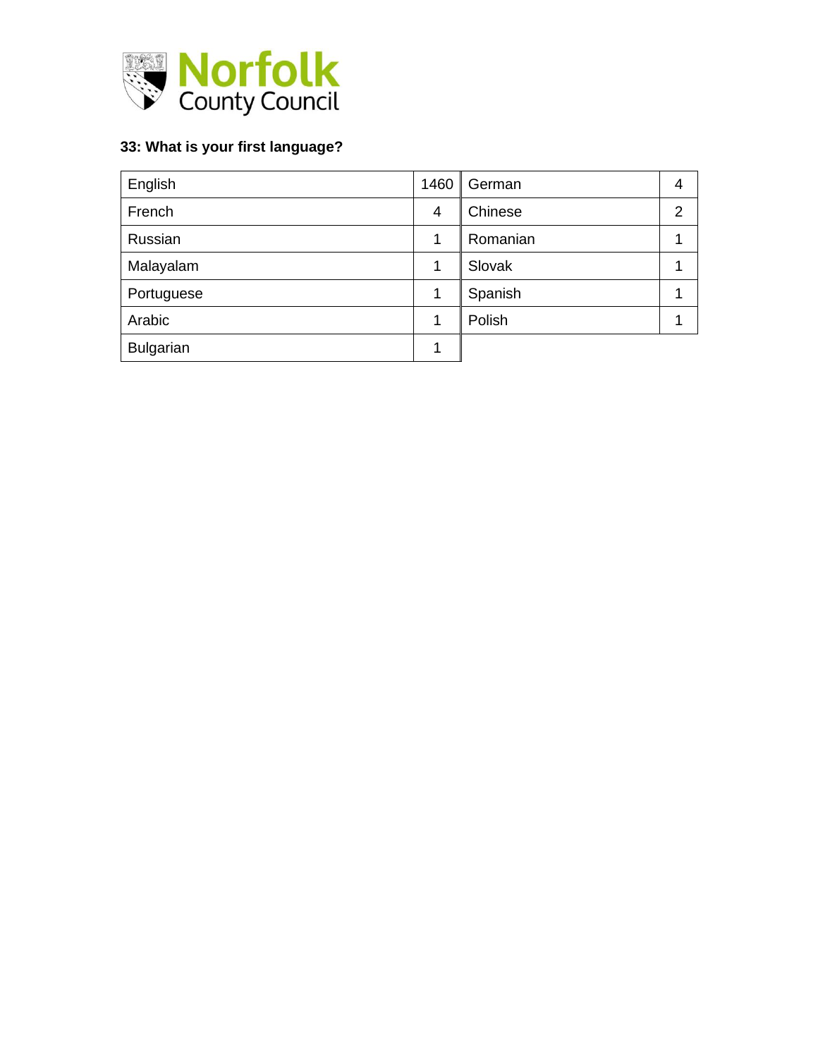**33: What is your first language?**

| | | | |
|---|---|---|---|
| English | 1460 | German | 4 |
| French | 4 | Chinese | 2 |
| Russian | 1 | Romanian | 1 |
| Malayalam | 1 | Slovak | 1 |
| Portuguese | 1 | Spanish | 1 |
| Arabic | 1 | Polish | 1 |
| Bulgarian | 1 | | |